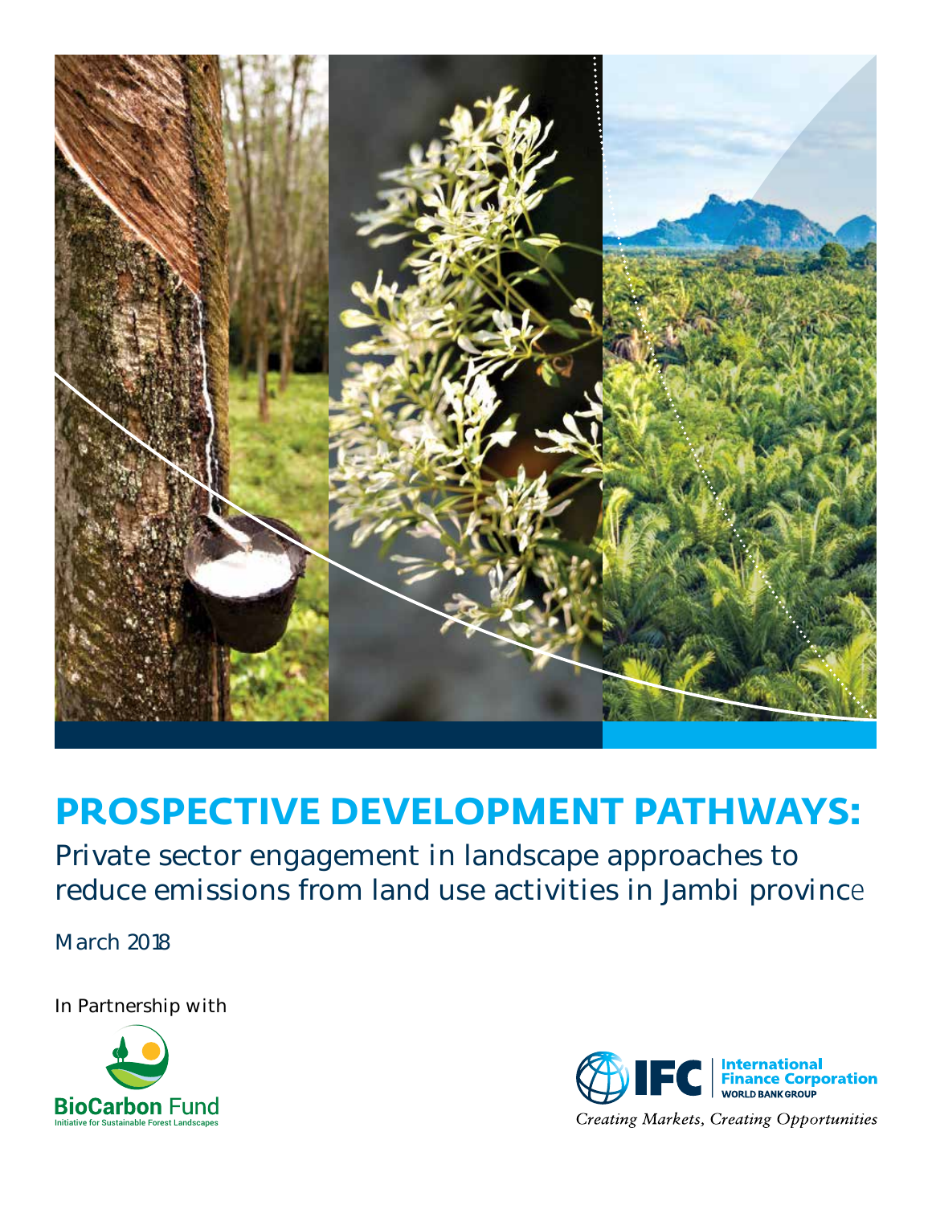# PROSPECTIVE DEVELOPMENT PATHWAYS:

Private sector engagement in landscape approaches to reduce emissions from land use activities in Jambi province

March 2018

In Partnership with

BioCarbon Fund
Initiative for Sustainable Forest Landscapes

IFC International Finance Corporation WORLD BANK GROUP

*Creating Markets, Creating Opportunities*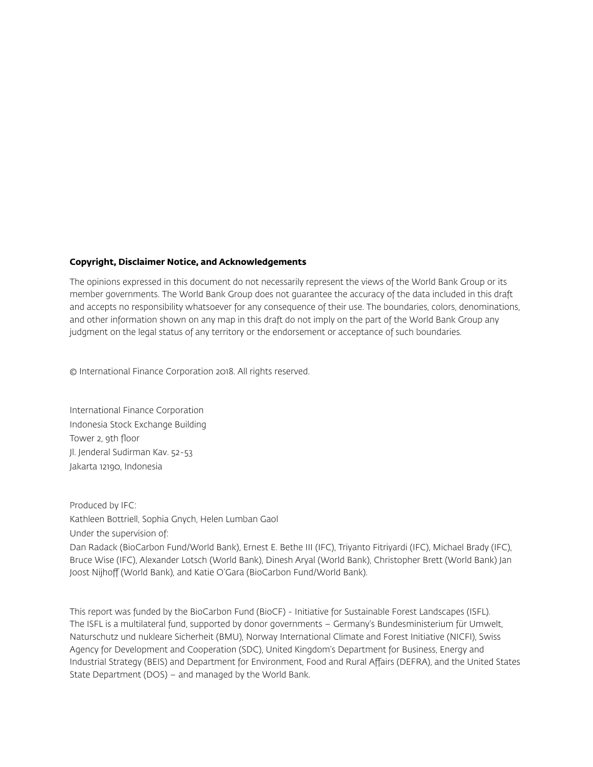**Copyright, Disclaimer Notice, and Acknowledgements**

The opinions expressed in this document do not necessarily represent the views of the World Bank Group or its member governments. The World Bank Group does not guarantee the accuracy of the data included in this draft and accepts no responsibility whatsoever for any consequence of their use. The boundaries, colors, denominations, and other information shown on any map in this draft do not imply on the part of the World Bank Group any judgment on the legal status of any territory or the endorsement or acceptance of such boundaries.

© International Finance Corporation 2018. All rights reserved.

International Finance Corporation
Indonesia Stock Exchange Building
Tower 2, 9th floor
Jl. Jenderal Sudirman Kav. 52-53
Jakarta 12190, Indonesia

Produced by IFC:
Kathleen Bottriell, Sophia Gnych, Helen Lumban Gaol
Under the supervision of:
Dan Radack (BioCarbon Fund/World Bank), Ernest E. Bethe III (IFC), Triyanto Fitriyardi (IFC), Michael Brady (IFC), Bruce Wise (IFC), Alexander Lotsch (World Bank), Dinesh Aryal (World Bank), Christopher Brett (World Bank) Jan Joost Nijhoff (World Bank), and Katie O'Gara (BioCarbon Fund/World Bank).

This report was funded by the BioCarbon Fund (BioCF) - Initiative for Sustainable Forest Landscapes (ISFL). The ISFL is a multilateral fund, supported by donor governments – Germany's Bundesministerium für Umwelt, Naturschutz und nukleare Sicherheit (BMU), Norway International Climate and Forest Initiative (NICFI), Swiss Agency for Development and Cooperation (SDC), United Kingdom's Department for Business, Energy and Industrial Strategy (BEIS) and Department for Environment, Food and Rural Affairs (DEFRA), and the United States State Department (DOS) – and managed by the World Bank.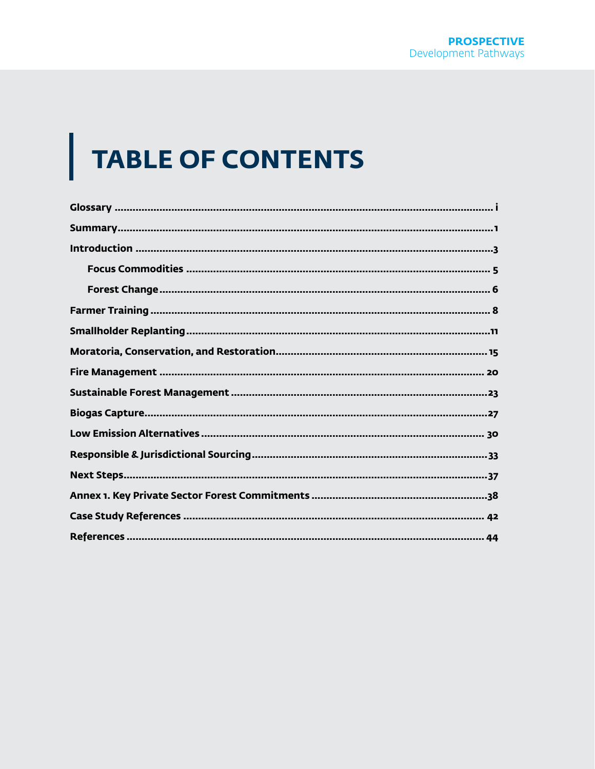# TABLE OF CONTENTS

- **Glossary** ........ i
- **Summary** ........ 1
- **Introduction** ........ 3
  - **Focus Commodities** ........ 5
  - **Forest Change** ........ 6
- **Farmer Training** ........ 8
- **Smallholder Replanting** ........ 11
- **Moratoria, Conservation, and Restoration** ........ 15
- **Fire Management** ........ 20
- **Sustainable Forest Management** ........ 23
- **Biogas Capture** ........ 27
- **Low Emission Alternatives** ........ 30
- **Responsible & Jurisdictional Sourcing** ........ 33
- **Next Steps** ........ 37
- **Annex 1. Key Private Sector Forest Commitments** ........ 38
- **Case Study References** ........ 42
- **References** ........ 44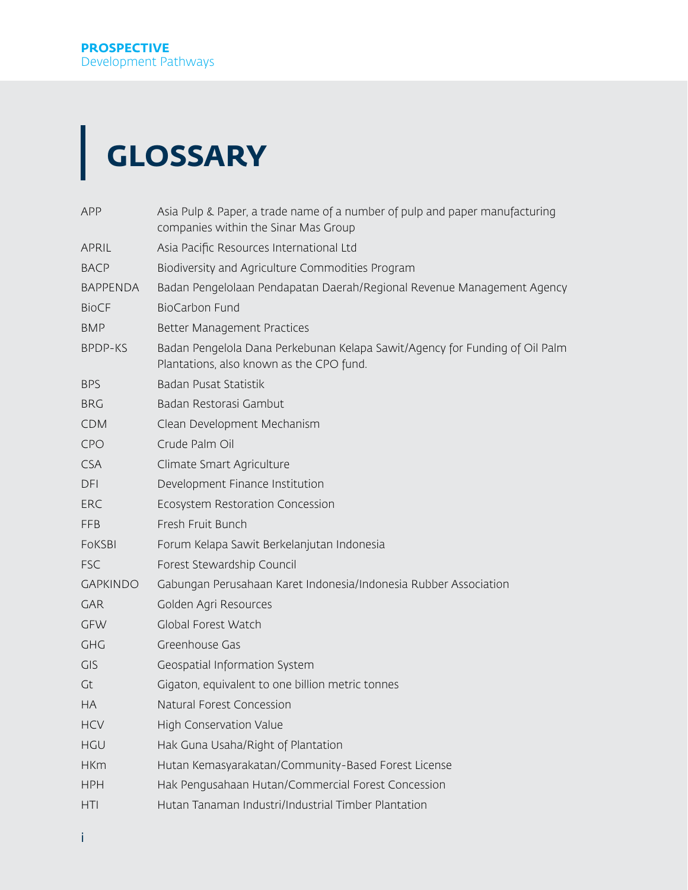# GLOSSARY

| | |
|---|---|
| APP | Asia Pulp & Paper, a trade name of a number of pulp and paper manufacturing companies within the Sinar Mas Group |
| APRIL | Asia Pacific Resources International Ltd |
| BACP | Biodiversity and Agriculture Commodities Program |
| BAPPENDA | Badan Pengelolaan Pendapatan Daerah/Regional Revenue Management Agency |
| BioCF | BioCarbon Fund |
| BMP | Better Management Practices |
| BPDP-KS | Badan Pengelola Dana Perkebunan Kelapa Sawit/Agency for Funding of Oil Palm Plantations, also known as the CPO fund. |
| BPS | Badan Pusat Statistik |
| BRG | Badan Restorasi Gambut |
| CDM | Clean Development Mechanism |
| CPO | Crude Palm Oil |
| CSA | Climate Smart Agriculture |
| DFI | Development Finance Institution |
| ERC | Ecosystem Restoration Concession |
| FFB | Fresh Fruit Bunch |
| FoKSBI | Forum Kelapa Sawit Berkelanjutan Indonesia |
| FSC | Forest Stewardship Council |
| GAPKINDO | Gabungan Perusahaan Karet Indonesia/Indonesia Rubber Association |
| GAR | Golden Agri Resources |
| GFW | Global Forest Watch |
| GHG | Greenhouse Gas |
| GIS | Geospatial Information System |
| Gt | Gigaton, equivalent to one billion metric tonnes |
| HA | Natural Forest Concession |
| HCV | High Conservation Value |
| HGU | Hak Guna Usaha/Right of Plantation |
| HKm | Hutan Kemasyarakatan/Community-Based Forest License |
| HPH | Hak Pengusahaan Hutan/Commercial Forest Concession |
| HTI | Hutan Tanaman Industri/Industrial Timber Plantation |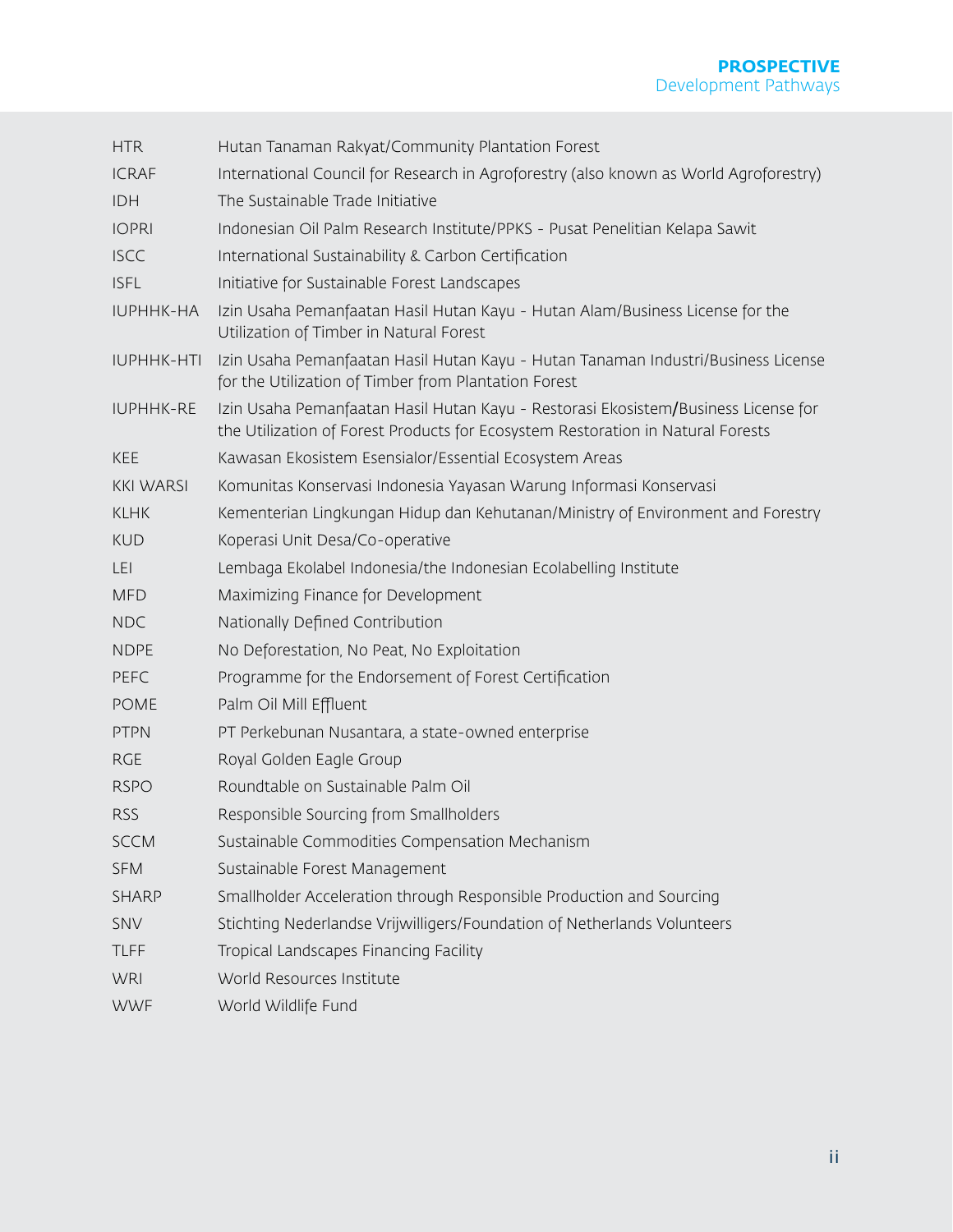| | |
|---|---|
| HTR | Hutan Tanaman Rakyat/Community Plantation Forest |
| ICRAF | International Council for Research in Agroforestry (also known as World Agroforestry) |
| IDH | The Sustainable Trade Initiative |
| IOPRI | Indonesian Oil Palm Research Institute/PPKS - Pusat Penelitian Kelapa Sawit |
| ISCC | International Sustainability & Carbon Certification |
| ISFL | Initiative for Sustainable Forest Landscapes |
| IUPHHK-HA | Izin Usaha Pemanfaatan Hasil Hutan Kayu - Hutan Alam/Business License for the Utilization of Timber in Natural Forest |
| IUPHHK-HTI | Izin Usaha Pemanfaatan Hasil Hutan Kayu - Hutan Tanaman Industri/Business License for the Utilization of Timber from Plantation Forest |
| IUPHHK-RE | Izin Usaha Pemanfaatan Hasil Hutan Kayu - Restorasi Ekosistem/Business License for the Utilization of Forest Products for Ecosystem Restoration in Natural Forests |
| KEE | Kawasan Ekosistem Esensialor/Essential Ecosystem Areas |
| KKI WARSI | Komunitas Konservasi Indonesia Yayasan Warung Informasi Konservasi |
| KLHK | Kementerian Lingkungan Hidup dan Kehutanan/Ministry of Environment and Forestry |
| KUD | Koperasi Unit Desa/Co-operative |
| LEI | Lembaga Ekolabel Indonesia/the Indonesian Ecolabelling Institute |
| MFD | Maximizing Finance for Development |
| NDC | Nationally Defined Contribution |
| NDPE | No Deforestation, No Peat, No Exploitation |
| PEFC | Programme for the Endorsement of Forest Certification |
| POME | Palm Oil Mill Effluent |
| PTPN | PT Perkebunan Nusantara, a state-owned enterprise |
| RGE | Royal Golden Eagle Group |
| RSPO | Roundtable on Sustainable Palm Oil |
| RSS | Responsible Sourcing from Smallholders |
| SCCM | Sustainable Commodities Compensation Mechanism |
| SFM | Sustainable Forest Management |
| SHARP | Smallholder Acceleration through Responsible Production and Sourcing |
| SNV | Stichting Nederlandse Vrijwilligers/Foundation of Netherlands Volunteers |
| TLFF | Tropical Landscapes Financing Facility |
| WRI | World Resources Institute |
| WWF | World Wildlife Fund |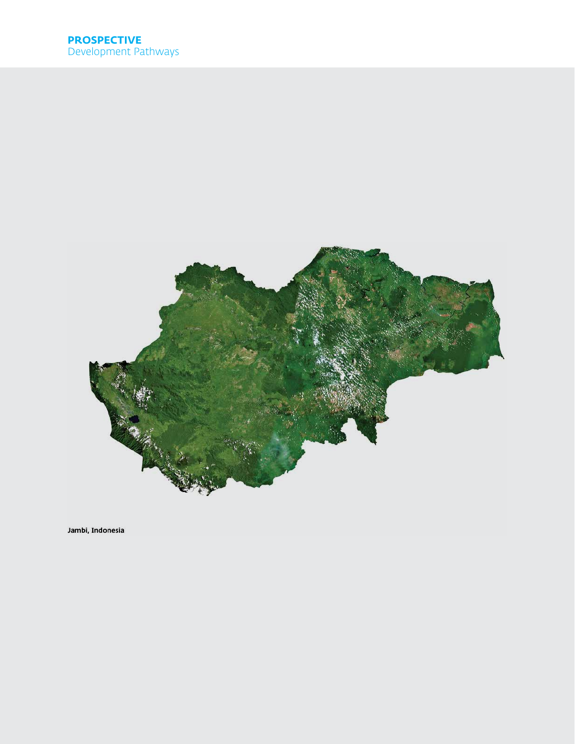Jambi, Indonesia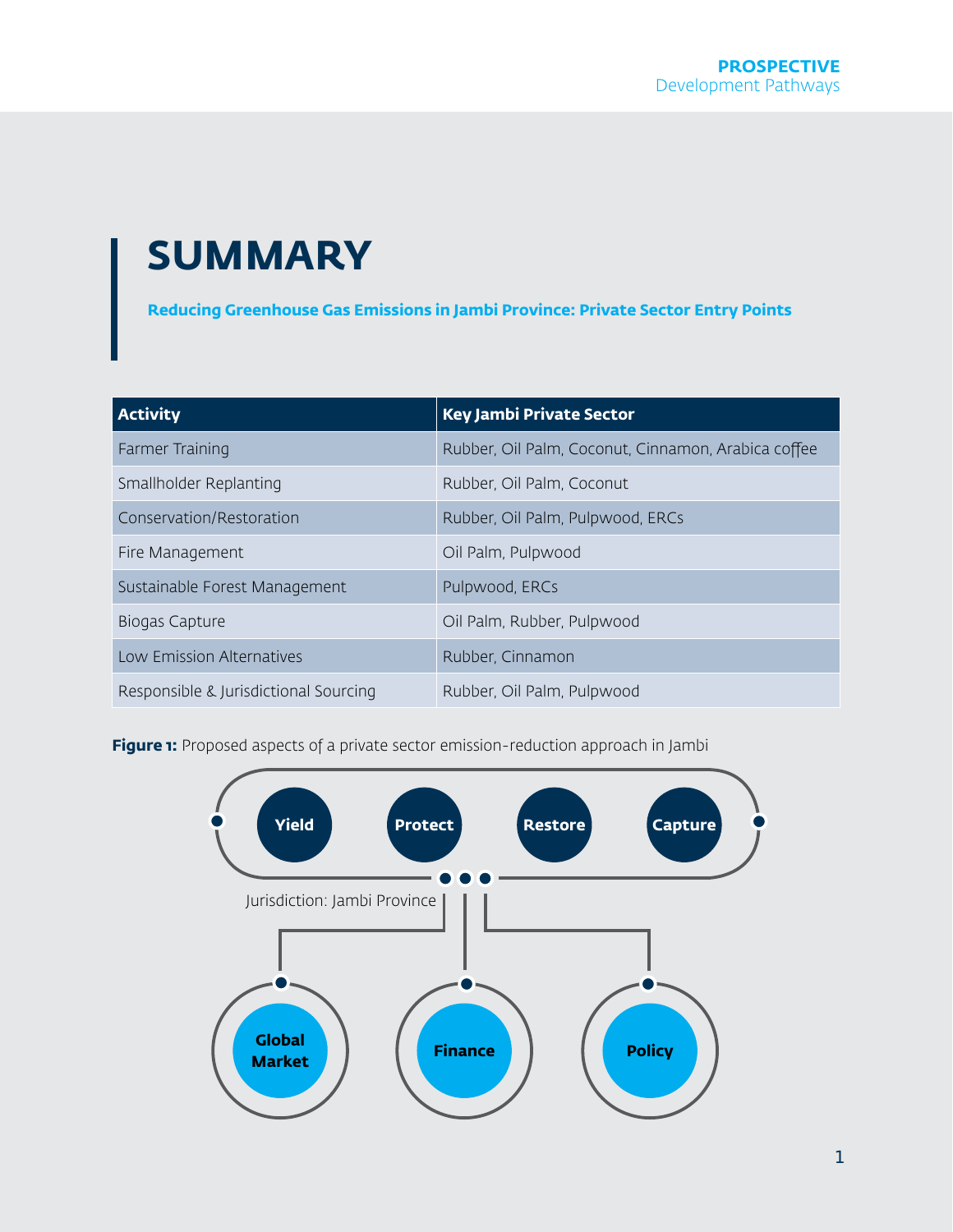# SUMMARY

**Reducing Greenhouse Gas Emissions in Jambi Province: Private Sector Entry Points**

| Activity | Key Jambi Private Sector |
|---|---|
| Farmer Training | Rubber, Oil Palm, Coconut, Cinnamon, Arabica coffee |
| Smallholder Replanting | Rubber, Oil Palm, Coconut |
| Conservation/Restoration | Rubber, Oil Palm, Pulpwood, ERCs |
| Fire Management | Oil Palm, Pulpwood |
| Sustainable Forest Management | Pulpwood, ERCs |
| Biogas Capture | Oil Palm, Rubber, Pulpwood |
| Low Emission Alternatives | Rubber, Cinnamon |
| Responsible & Jurisdictional Sourcing | Rubber, Oil Palm, Pulpwood |

**Figure 1:** Proposed aspects of a private sector emission-reduction approach in Jambi

Yield
Protect
Restore
Capture
Jurisdiction: Jambi Province
Global Market
Finance
Policy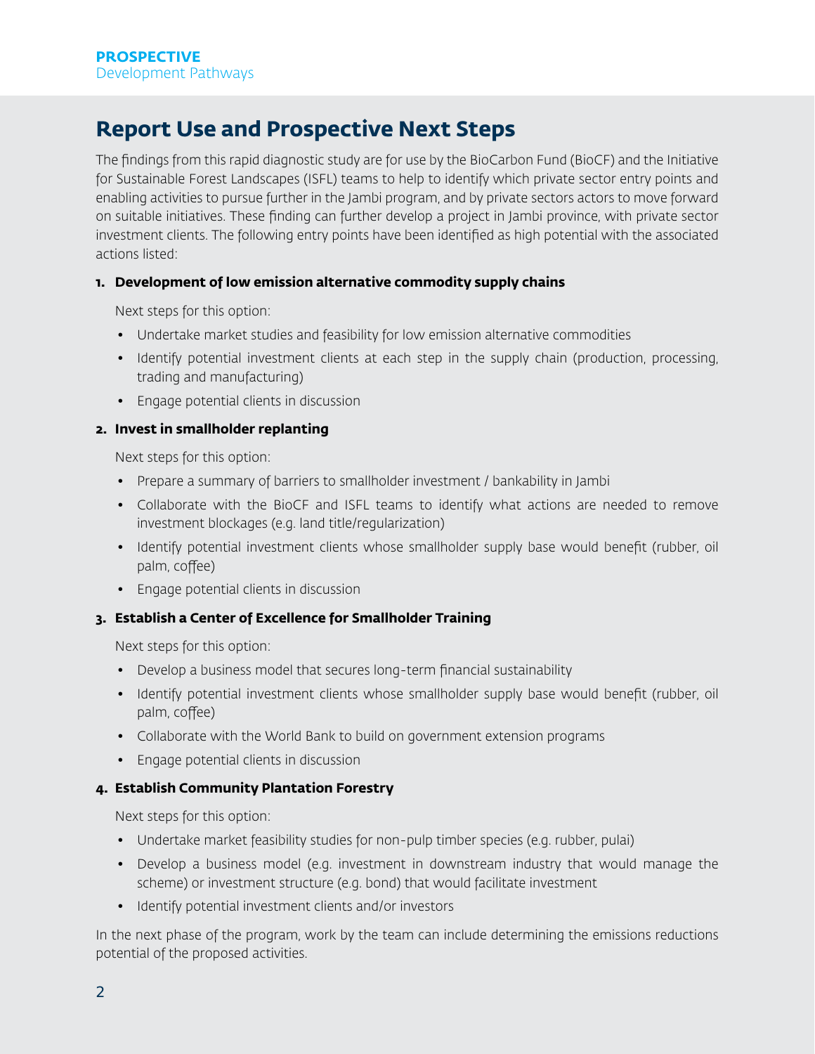## Report Use and Prospective Next Steps

The findings from this rapid diagnostic study are for use by the BioCarbon Fund (BioCF) and the Initiative for Sustainable Forest Landscapes (ISFL) teams to help to identify which private sector entry points and enabling activities to pursue further in the Jambi program, and by private sectors actors to move forward on suitable initiatives. These finding can further develop a project in Jambi province, with private sector investment clients. The following entry points have been identified as high potential with the associated actions listed:

1. **Development of low emission alternative commodity supply chains**

   Next steps for this option:

   - Undertake market studies and feasibility for low emission alternative commodities
   - Identify potential investment clients at each step in the supply chain (production, processing, trading and manufacturing)
   - Engage potential clients in discussion

2. **Invest in smallholder replanting**

   Next steps for this option:

   - Prepare a summary of barriers to smallholder investment / bankability in Jambi
   - Collaborate with the BioCF and ISFL teams to identify what actions are needed to remove investment blockages (e.g. land title/regularization)
   - Identify potential investment clients whose smallholder supply base would benefit (rubber, oil palm, coffee)
   - Engage potential clients in discussion

3. **Establish a Center of Excellence for Smallholder Training**

   Next steps for this option:

   - Develop a business model that secures long-term financial sustainability
   - Identify potential investment clients whose smallholder supply base would benefit (rubber, oil palm, coffee)
   - Collaborate with the World Bank to build on government extension programs
   - Engage potential clients in discussion

4. **Establish Community Plantation Forestry**

   Next steps for this option:

   - Undertake market feasibility studies for non-pulp timber species (e.g. rubber, pulai)
   - Develop a business model (e.g. investment in downstream industry that would manage the scheme) or investment structure (e.g. bond) that would facilitate investment
   - Identify potential investment clients and/or investors

In the next phase of the program, work by the team can include determining the emissions reductions potential of the proposed activities.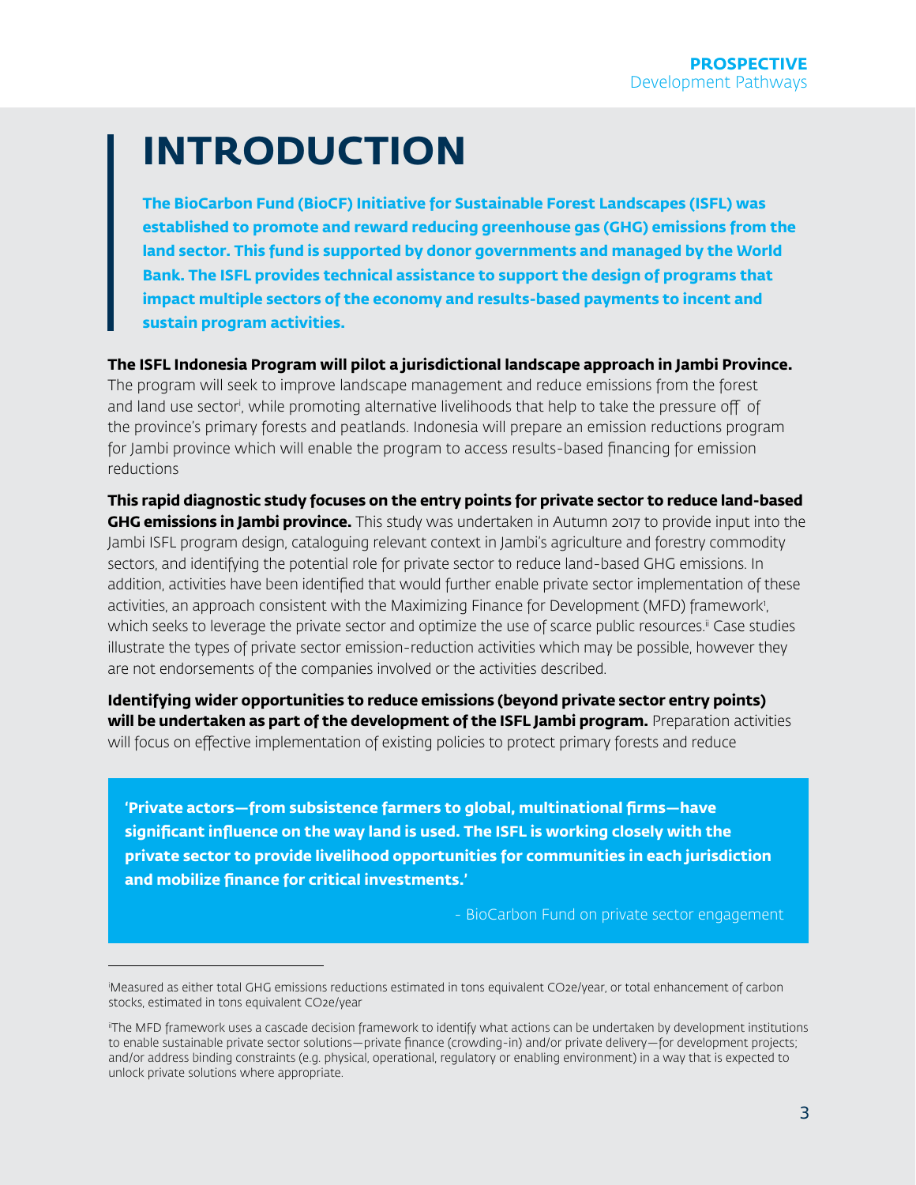# INTRODUCTION

**The BioCarbon Fund (BioCF) Initiative for Sustainable Forest Landscapes (ISFL) was established to promote and reward reducing greenhouse gas (GHG) emissions from the land sector. This fund is supported by donor governments and managed by the World Bank. The ISFL provides technical assistance to support the design of programs that impact multiple sectors of the economy and results-based payments to incent and sustain program activities.**

**The ISFL Indonesia Program will pilot a jurisdictional landscape approach in Jambi Province.** The program will seek to improve landscape management and reduce emissions from the forest and land use sector[i], while promoting alternative livelihoods that help to take the pressure off of the province's primary forests and peatlands. Indonesia will prepare an emission reductions program for Jambi province which will enable the program to access results-based financing for emission reductions

**This rapid diagnostic study focuses on the entry points for private sector to reduce land-based GHG emissions in Jambi province.** This study was undertaken in Autumn 2017 to provide input into the Jambi ISFL program design, cataloguing relevant context in Jambi's agriculture and forestry commodity sectors, and identifying the potential role for private sector to reduce land-based GHG emissions. In addition, activities have been identified that would further enable private sector implementation of these activities, an approach consistent with the Maximizing Finance for Development (MFD) framework[1], which seeks to leverage the private sector and optimize the use of scarce public resources.[ii] Case studies illustrate the types of private sector emission-reduction activities which may be possible, however they are not endorsements of the companies involved or the activities described.

**Identifying wider opportunities to reduce emissions (beyond private sector entry points) will be undertaken as part of the development of the ISFL Jambi program.** Preparation activities will focus on effective implementation of existing policies to protect primary forests and reduce

> **'Private actors—from subsistence farmers to global, multinational firms—have significant influence on the way land is used. The ISFL is working closely with the private sector to provide livelihood opportunities for communities in each jurisdiction and mobilize finance for critical investments.'**
>
> \- BioCarbon Fund on private sector engagement

[i] Measured as either total GHG emissions reductions estimated in tons equivalent $CO_2e$/year, or total enhancement of carbon stocks, estimated in tons equivalent $CO_2e$/year

[ii] The MFD framework uses a cascade decision framework to identify what actions can be undertaken by development institutions to enable sustainable private sector solutions—private finance (crowding-in) and/or private delivery—for development projects; and/or address binding constraints (e.g. physical, operational, regulatory or enabling environment) in a way that is expected to unlock private solutions where appropriate.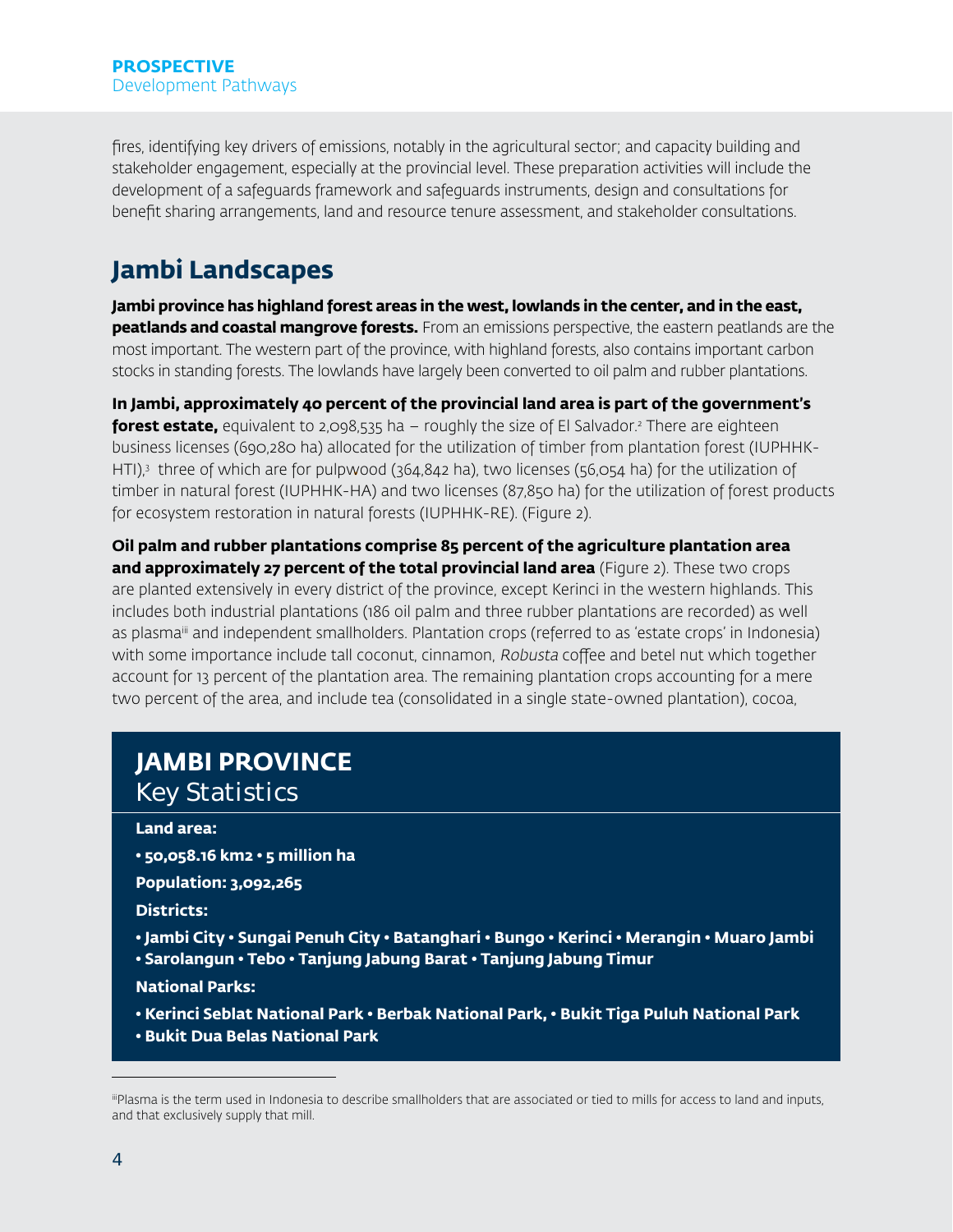fires, identifying key drivers of emissions, notably in the agricultural sector; and capacity building and stakeholder engagement, especially at the provincial level. These preparation activities will include the development of a safeguards framework and safeguards instruments, design and consultations for benefit sharing arrangements, land and resource tenure assessment, and stakeholder consultations.

## Jambi Landscapes

**Jambi province has highland forest areas in the west, lowlands in the center, and in the east, peatlands and coastal mangrove forests.** From an emissions perspective, the eastern peatlands are the most important. The western part of the province, with highland forests, also contains important carbon stocks in standing forests. The lowlands have largely been converted to oil palm and rubber plantations.

**In Jambi, approximately 40 percent of the provincial land area is part of the government's forest estate,** equivalent to 2,098,535 ha – roughly the size of El Salvador.[2] There are eighteen business licenses (690,280 ha) allocated for the utilization of timber from plantation forest (IUPHHK-HTI),[3] three of which are for pulpwood (364,842 ha), two licenses (56,054 ha) for the utilization of timber in natural forest (IUPHHK-HA) and two licenses (87,850 ha) for the utilization of forest products for ecosystem restoration in natural forests (IUPHHK-RE). (Figure 2).

**Oil palm and rubber plantations comprise 85 percent of the agriculture plantation area and approximately 27 percent of the total provincial land area** (Figure 2). These two crops are planted extensively in every district of the province, except Kerinci in the western highlands. This includes both industrial plantations (186 oil palm and three rubber plantations are recorded) as well as plasma[iii] and independent smallholders. Plantation crops (referred to as 'estate crops' in Indonesia) with some importance include tall coconut, cinnamon, *Robusta* coffee and betel nut which together account for 13 percent of the plantation area. The remaining plantation crops accounting for a mere two percent of the area, and include tea (consolidated in a single state-owned plantation), cocoa,

### JAMBI PROVINCE
Key Statistics

**Land area:**

- **50,058.16 km2** • **5 million ha**

**Population: 3,092,265**

**Districts:**

- **Jambi City** • **Sungai Penuh City** • **Batanghari** • **Bungo** • **Kerinci** • **Merangin** • **Muaro Jambi**
- **Sarolangun** • **Tebo** • **Tanjung Jabung Barat** • **Tanjung Jabung Timur**

**National Parks:**

- **Kerinci Seblat National Park** • **Berbak National Park,** • **Bukit Tiga Puluh National Park**
- **Bukit Dua Belas National Park**

---

[iii]Plasma is the term used in Indonesia to describe smallholders that are associated or tied to mills for access to land and inputs, and that exclusively supply that mill.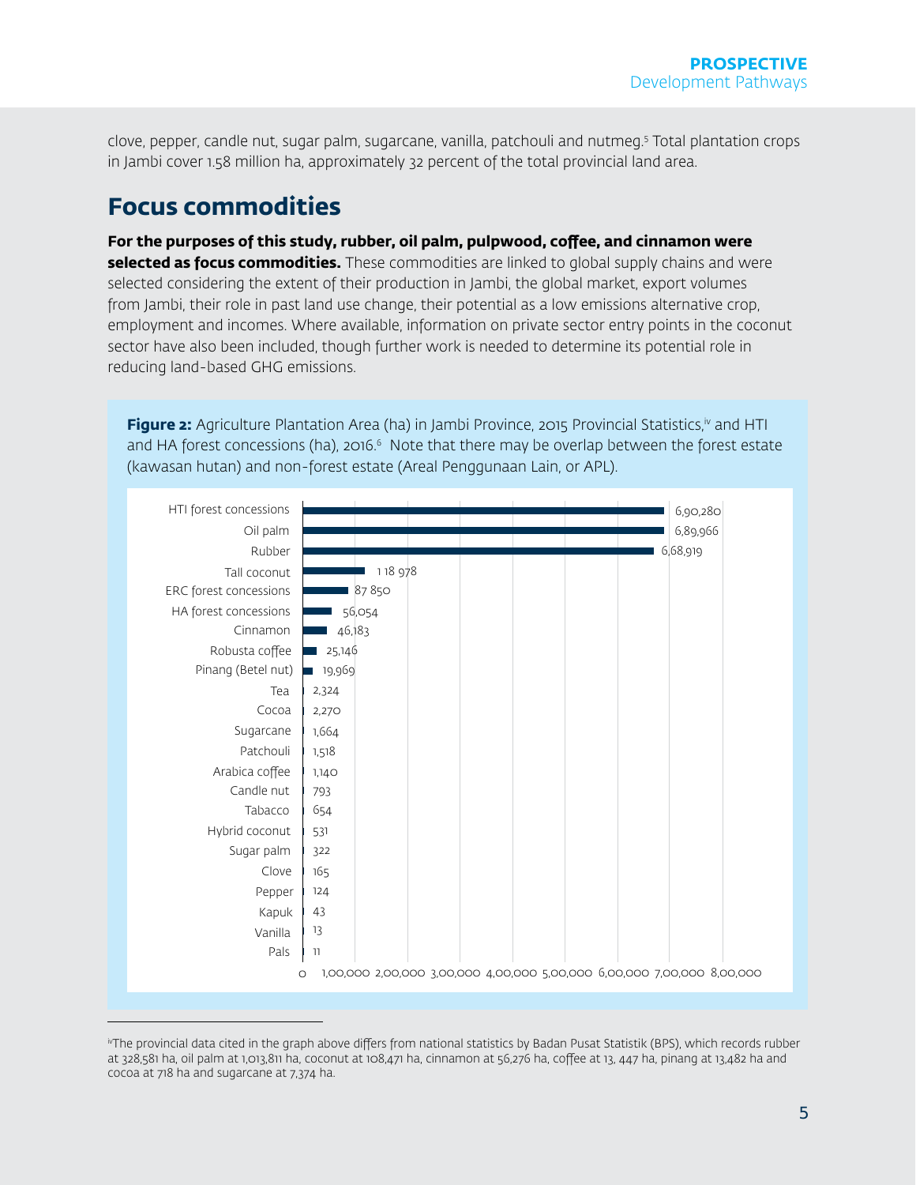clove, pepper, candle nut, sugar palm, sugarcane, vanilla, patchouli and nutmeg.[5] Total plantation crops in Jambi cover 1.58 million ha, approximately 32 percent of the total provincial land area.

## Focus commodities

**For the purposes of this study, rubber, oil palm, pulpwood, coffee, and cinnamon were selected as focus commodities.** These commodities are linked to global supply chains and were selected considering the extent of their production in Jambi, the global market, export volumes from Jambi, their role in past land use change, their potential as a low emissions alternative crop, employment and incomes. Where available, information on private sector entry points in the coconut sector have also been included, though further work is needed to determine its potential role in reducing land-based GHG emissions.

**Figure 2:** Agriculture Plantation Area (ha) in Jambi Province, 2015 Provincial Statistics,[iv] and HTI and HA forest concessions (ha), 2016.[6] Note that there may be overlap between the forest estate (kawasan hutan) and non-forest estate (Areal Penggunaan Lain, or APL).

| Category | Area (ha) |
|---|---|
| HTI forest concessions | 6,90,280 |
| Oil palm | 6,89,966 |
| Rubber | 6,68,919 |
| Tall coconut | 1 18 978 |
| ERC forest concessions | 87 850 |
| HA forest concessions | 56,054 |
| Cinnamon | 46,183 |
| Robusta coffee | 25,146 |
| Pinang (Betel nut) | 19,969 |
| Tea | 2,324 |
| Cocoa | 2,270 |
| Sugarcane | 1,664 |
| Patchouli | 1,518 |
| Arabica coffee | 1,140 |
| Candle nut | 793 |
| Tabacco | 654 |
| Hybrid coconut | 531 |
| Sugar palm | 322 |
| Clove | 165 |
| Pepper | 124 |
| Kapuk | 43 |
| Vanilla | 13 |
| Pals | 11 |

[iv]The provincial data cited in the graph above differs from national statistics by Badan Pusat Statistik (BPS), which records rubber at 328,581 ha, oil palm at 1,013,811 ha, coconut at 108,471 ha, cinnamon at 56,276 ha, coffee at 13, 447 ha, pinang at 13,482 ha and cocoa at 718 ha and sugarcane at 7,374 ha.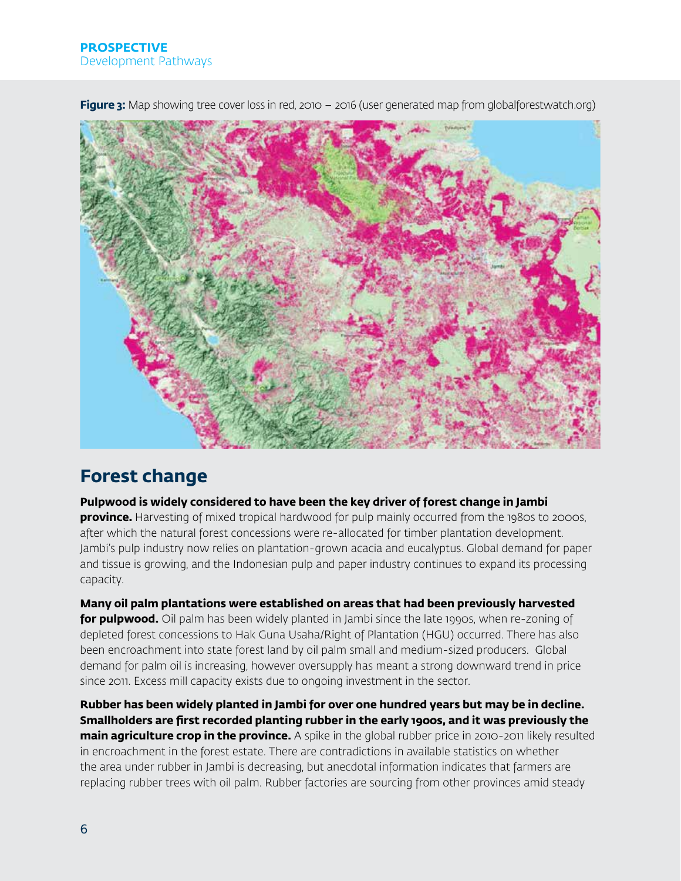**Figure 3:** Map showing tree cover loss in red, 2010 – 2016 (user generated map from globalforestwatch.org)

## Forest change

**Pulpwood is widely considered to have been the key driver of forest change in Jambi province.** Harvesting of mixed tropical hardwood for pulp mainly occurred from the 1980s to 2000s, after which the natural forest concessions were re-allocated for timber plantation development. Jambi's pulp industry now relies on plantation-grown acacia and eucalyptus. Global demand for paper and tissue is growing, and the Indonesian pulp and paper industry continues to expand its processing capacity.

**Many oil palm plantations were established on areas that had been previously harvested for pulpwood.** Oil palm has been widely planted in Jambi since the late 1990s, when re-zoning of depleted forest concessions to Hak Guna Usaha/Right of Plantation (HGU) occurred. There has also been encroachment into state forest land by oil palm small and medium-sized producers. Global demand for palm oil is increasing, however oversupply has meant a strong downward trend in price since 2011. Excess mill capacity exists due to ongoing investment in the sector.

**Rubber has been widely planted in Jambi for over one hundred years but may be in decline. Smallholders are first recorded planting rubber in the early 1900s, and it was previously the main agriculture crop in the province.** A spike in the global rubber price in 2010-2011 likely resulted in encroachment in the forest estate. There are contradictions in available statistics on whether the area under rubber in Jambi is decreasing, but anecdotal information indicates that farmers are replacing rubber trees with oil palm. Rubber factories are sourcing from other provinces amid steady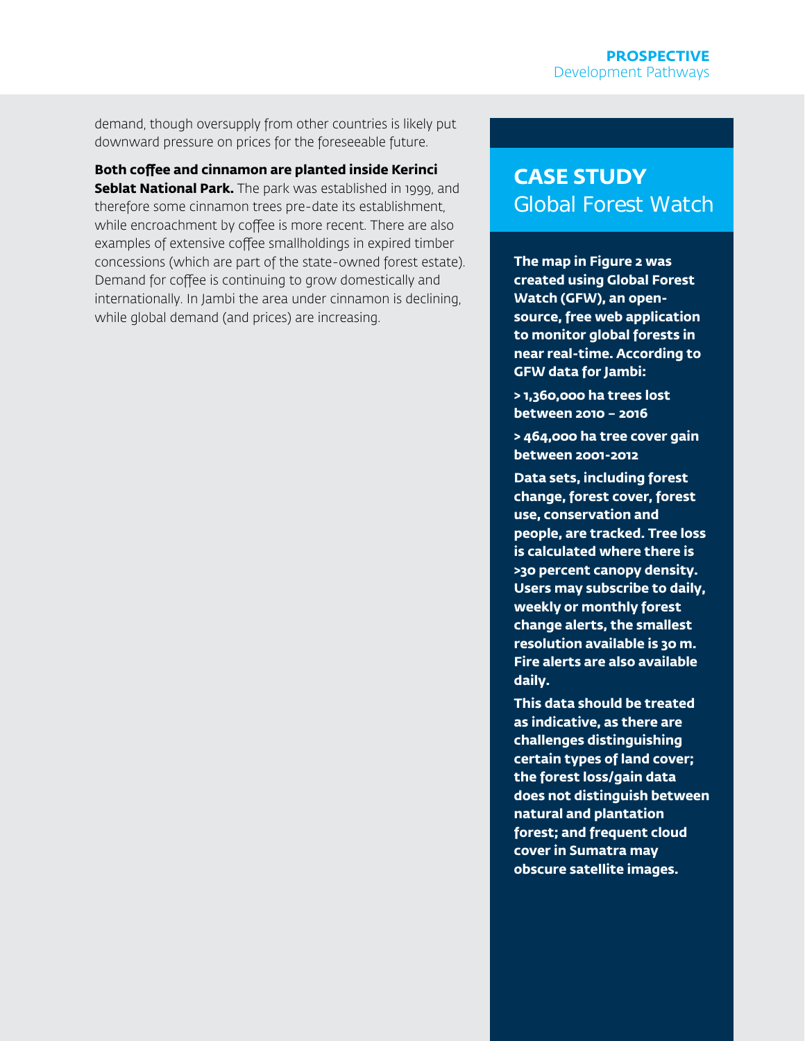demand, though oversupply from other countries is likely put downward pressure on prices for the foreseeable future.

**Both coffee and cinnamon are planted inside Kerinci Seblat National Park.** The park was established in 1999, and therefore some cinnamon trees pre-date its establishment, while encroachment by coffee is more recent. There are also examples of extensive coffee smallholdings in expired timber concessions (which are part of the state-owned forest estate). Demand for coffee is continuing to grow domestically and internationally. In Jambi the area under cinnamon is declining, while global demand (and prices) are increasing.

## CASE STUDY
## Global Forest Watch

**The map in Figure 2 was created using Global Forest Watch (GFW), an open-source, free web application to monitor global forests in near real-time. According to GFW data for Jambi:**

**> 1,360,000 ha trees lost between 2010 – 2016**

**> 464,000 ha tree cover gain between 2001-2012**

**Data sets, including forest change, forest cover, forest use, conservation and people, are tracked. Tree loss is calculated where there is >30 percent canopy density. Users may subscribe to daily, weekly or monthly forest change alerts, the smallest resolution available is 30 m. Fire alerts are also available daily.**

**This data should be treated as indicative, as there are challenges distinguishing certain types of land cover; the forest loss/gain data does not distinguish between natural and plantation forest; and frequent cloud cover in Sumatra may obscure satellite images.**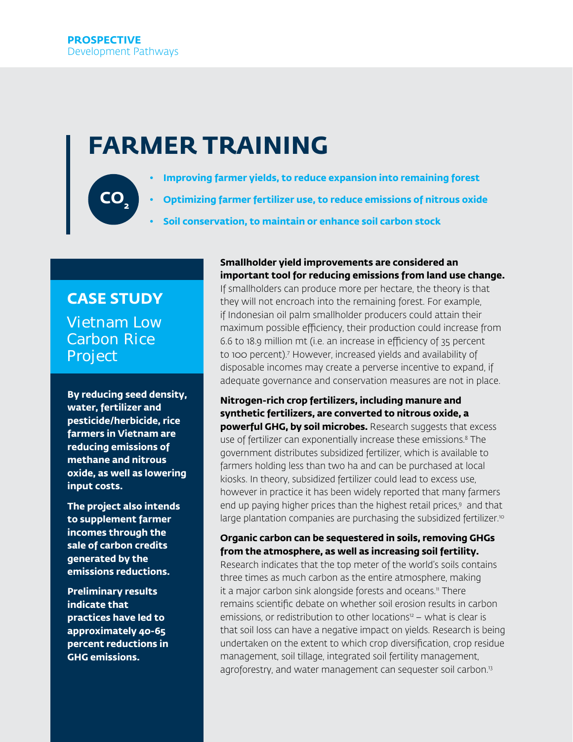# FARMER TRAINING

$CO_2$

- **Improving farmer yields, to reduce expansion into remaining forest**
- **Optimizing farmer fertilizer use, to reduce emissions of nitrous oxide**
- **Soil conservation, to maintain or enhance soil carbon stock**

## CASE STUDY

Vietnam Low Carbon Rice Project

**By reducing seed density, water, fertilizer and pesticide/herbicide, rice farmers in Vietnam are reducing emissions of methane and nitrous oxide, as well as lowering input costs.**

**The project also intends to supplement farmer incomes through the sale of carbon credits generated by the emissions reductions.**

**Preliminary results indicate that practices have led to approximately 40-65 percent reductions in GHG emissions.**

**Smallholder yield improvements are considered an important tool for reducing emissions from land use change.** If smallholders can produce more per hectare, the theory is that they will not encroach into the remaining forest. For example, if Indonesian oil palm smallholder producers could attain their maximum possible efficiency, their production could increase from 6.6 to 18.9 million mt (i.e. an increase in efficiency of 35 percent to 100 percent).[7] However, increased yields and availability of disposable incomes may create a perverse incentive to expand, if adequate governance and conservation measures are not in place.

**Nitrogen-rich crop fertilizers, including manure and synthetic fertilizers, are converted to nitrous oxide, a powerful GHG, by soil microbes.** Research suggests that excess use of fertilizer can exponentially increase these emissions.[8] The government distributes subsidized fertilizer, which is available to farmers holding less than two ha and can be purchased at local kiosks. In theory, subsidized fertilizer could lead to excess use, however in practice it has been widely reported that many farmers end up paying higher prices than the highest retail prices,[9] and that large plantation companies are purchasing the subsidized fertilizer.[10]

**Organic carbon can be sequestered in soils, removing GHGs from the atmosphere, as well as increasing soil fertility.** Research indicates that the top meter of the world's soils contains three times as much carbon as the entire atmosphere, making it a major carbon sink alongside forests and oceans.[11] There remains scientific debate on whether soil erosion results in carbon emissions, or redistribution to other locations[12] – what is clear is that soil loss can have a negative impact on yields. Research is being undertaken on the extent to which crop diversification, crop residue management, soil tillage, integrated soil fertility management, agroforestry, and water management can sequester soil carbon.[13]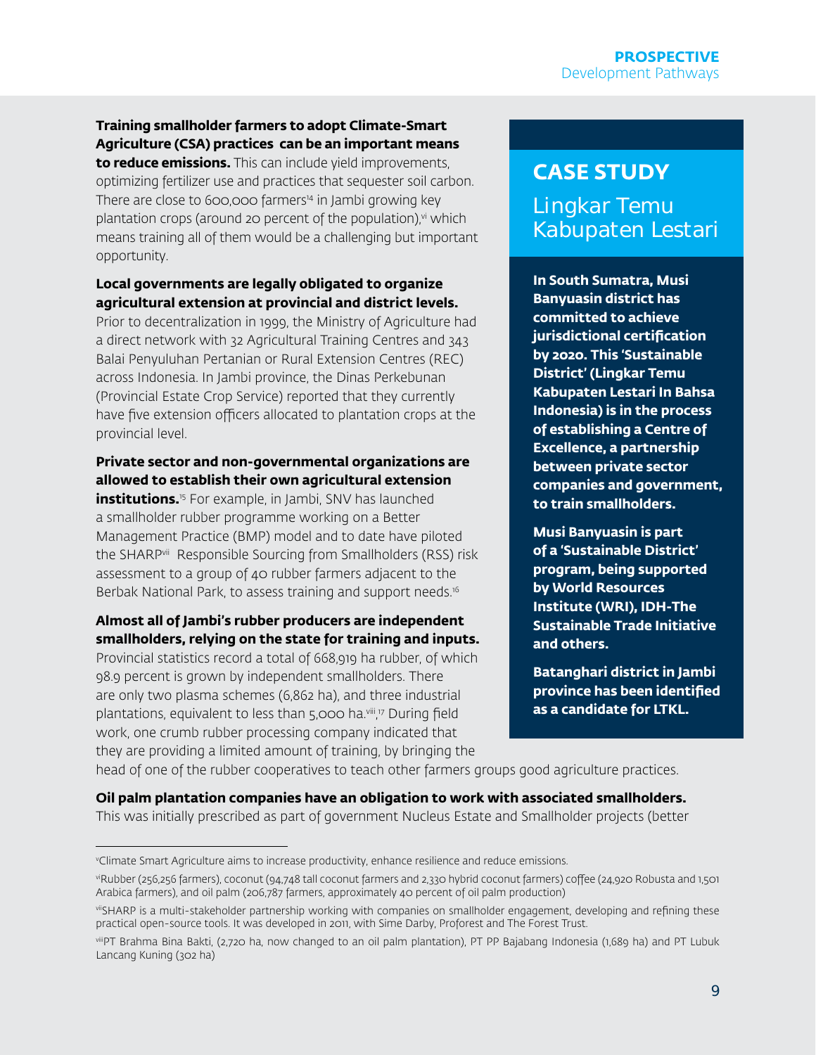**Training smallholder farmers to adopt Climate-Smart Agriculture (CSA) practices can be an important means to reduce emissions.** This can include yield improvements, optimizing fertilizer use and practices that sequester soil carbon. There are close to 600,000 farmers[14] in Jambi growing key plantation crops (around 20 percent of the population),[vi] which means training all of them would be a challenging but important opportunity.

**Local governments are legally obligated to organize agricultural extension at provincial and district levels.** Prior to decentralization in 1999, the Ministry of Agriculture had a direct network with 32 Agricultural Training Centres and 343 Balai Penyuluhan Pertanian or Rural Extension Centres (REC) across Indonesia. In Jambi province, the Dinas Perkebunan (Provincial Estate Crop Service) reported that they currently have five extension officers allocated to plantation crops at the provincial level.

**Private sector and non-governmental organizations are allowed to establish their own agricultural extension institutions.**[15] For example, in Jambi, SNV has launched a smallholder rubber programme working on a Better Management Practice (BMP) model and to date have piloted the SHARP[vii] Responsible Sourcing from Smallholders (RSS) risk assessment to a group of 40 rubber farmers adjacent to the Berbak National Park, to assess training and support needs.[16]

**Almost all of Jambi's rubber producers are independent smallholders, relying on the state for training and inputs.** Provincial statistics record a total of 668,919 ha rubber, of which 98.9 percent is grown by independent smallholders. There are only two plasma schemes (6,862 ha), and three industrial plantations, equivalent to less than 5,000 ha.[viii,17] During field work, one crumb rubber processing company indicated that they are providing a limited amount of training, by bringing the head of one of the rubber cooperatives to teach other farmers groups good agriculture practices.

**Oil palm plantation companies have an obligation to work with associated smallholders.** This was initially prescribed as part of government Nucleus Estate and Smallholder projects (better

## CASE STUDY

### Lingkar Temu Kabupaten Lestari

**In South Sumatra, Musi Banyuasin district has committed to achieve jurisdictional certification by 2020. This 'Sustainable District' (Lingkar Temu Kabupaten Lestari In Bahsa Indonesia) is in the process of establishing a Centre of Excellence, a partnership between private sector companies and government, to train smallholders.**

**Musi Banyuasin is part of a 'Sustainable District' program, being supported by World Resources Institute (WRI), IDH-The Sustainable Trade Initiative and others.**

**Batanghari district in Jambi province has been identified as a candidate for LTKL.**

---

[v] Climate Smart Agriculture aims to increase productivity, enhance resilience and reduce emissions.

[vi] Rubber (256,256 farmers), coconut (94,748 tall coconut farmers and 2,330 hybrid coconut farmers) coffee (24,920 Robusta and 1,501 Arabica farmers), and oil palm (206,787 farmers, approximately 40 percent of oil palm production)

[vii] SHARP is a multi-stakeholder partnership working with companies on smallholder engagement, developing and refining these practical open-source tools. It was developed in 2011, with Sime Darby, Proforest and The Forest Trust.

[viii] PT Brahma Bina Bakti, (2,720 ha, now changed to an oil palm plantation), PT PP Bajabang Indonesia (1,689 ha) and PT Lubuk Lancang Kuning (302 ha)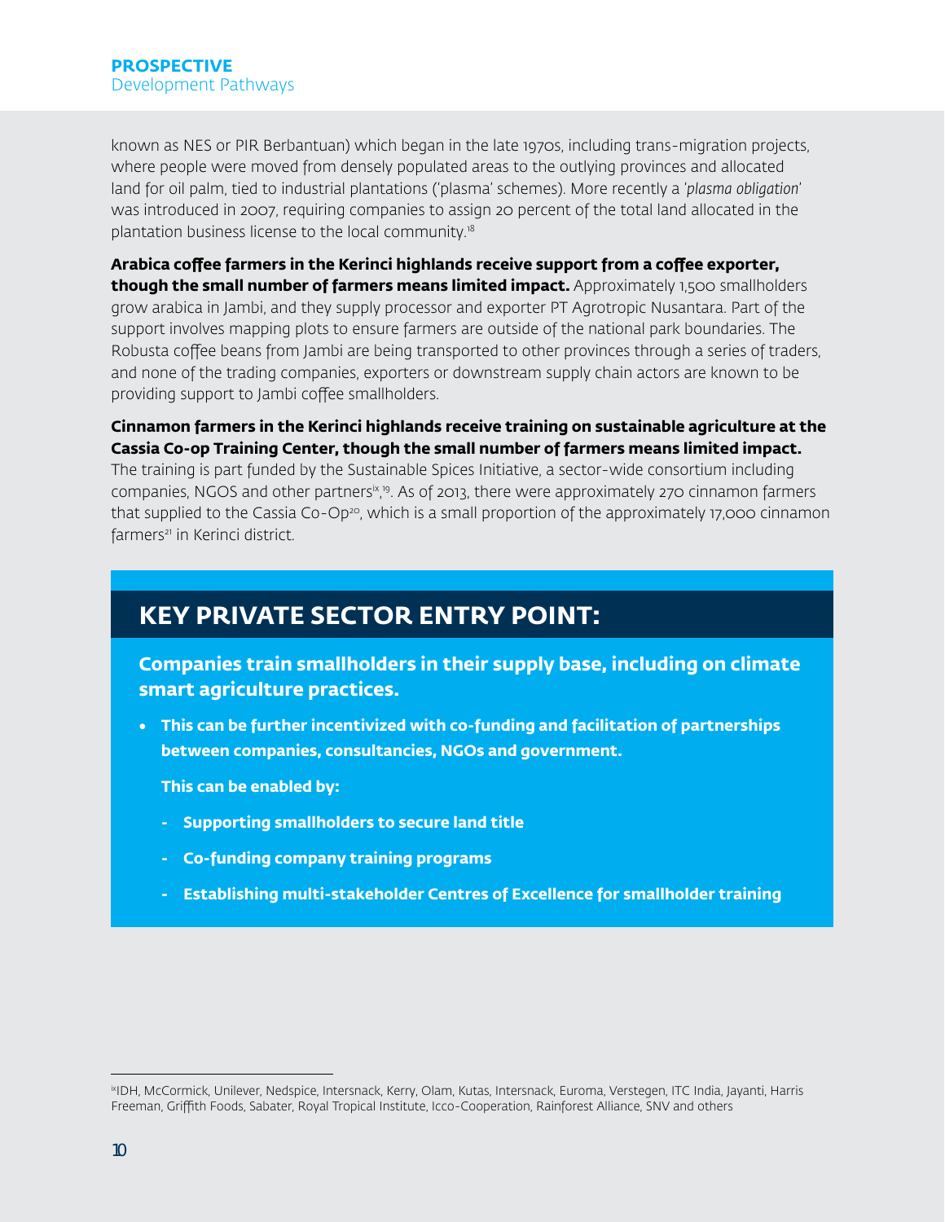known as NES or PIR Berbantuan) which began in the late 1970s, including trans-migration projects, where people were moved from densely populated areas to the outlying provinces and allocated land for oil palm, tied to industrial plantations ('plasma' schemes). More recently a '*plasma obligation*' was introduced in 2007, requiring companies to assign 20 percent of the total land allocated in the plantation business license to the local community.[18]

**Arabica coffee farmers in the Kerinci highlands receive support from a coffee exporter, though the small number of farmers means limited impact.** Approximately 1,500 smallholders grow arabica in Jambi, and they supply processor and exporter PT Agrotropic Nusantara. Part of the support involves mapping plots to ensure farmers are outside of the national park boundaries. The Robusta coffee beans from Jambi are being transported to other provinces through a series of traders, and none of the trading companies, exporters or downstream supply chain actors are known to be providing support to Jambi coffee smallholders.

**Cinnamon farmers in the Kerinci highlands receive training on sustainable agriculture at the Cassia Co-op Training Center, though the small number of farmers means limited impact.** The training is part funded by the Sustainable Spices Initiative, a sector-wide consortium including companies, NGOS and other partners[ix,19]. As of 2013, there were approximately 270 cinnamon farmers that supplied to the Cassia Co-Op[20], which is a small proportion of the approximately 17,000 cinnamon farmers[21] in Kerinci district.

## KEY PRIVATE SECTOR ENTRY POINT:

**Companies train smallholders in their supply base, including on climate smart agriculture practices.**

- **This can be further incentivized with co-funding and facilitation of partnerships between companies, consultancies, NGOs and government.**

  **This can be enabled by:**

  - **Supporting smallholders to secure land title**
  - **Co-funding company training programs**
  - **Establishing multi-stakeholder Centres of Excellence for smallholder training**

---

[ix] IDH, McCormick, Unilever, Nedspice, Intersnack, Kerry, Olam, Kutas, Intersnack, Euroma, Verstegen, ITC India, Jayanti, Harris Freeman, Griffith Foods, Sabater, Royal Tropical Institute, Icco-Cooperation, Rainforest Alliance, SNV and others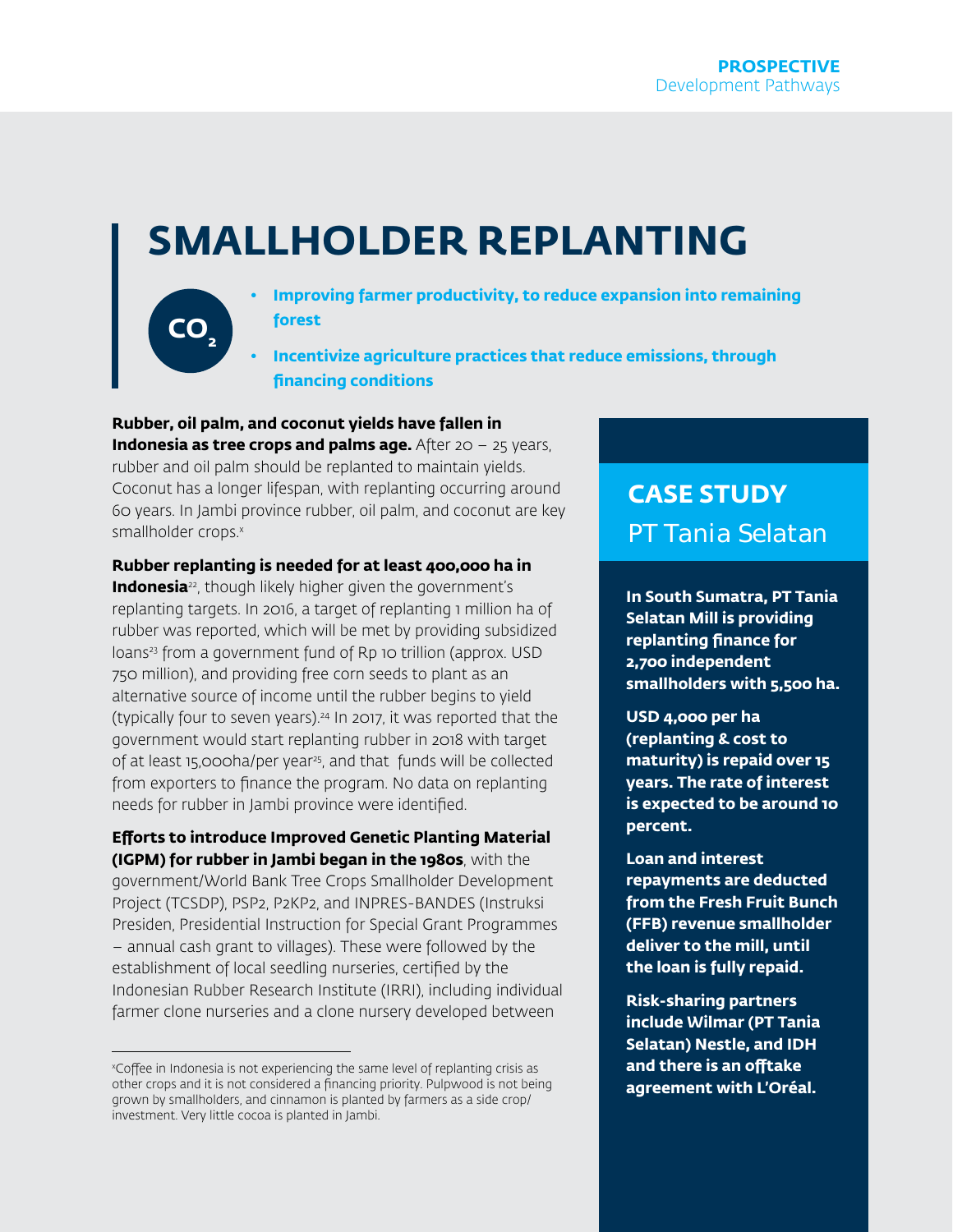# SMALLHOLDER REPLANTING

$CO_2$

- **Improving farmer productivity, to reduce expansion into remaining forest**
- **Incentivize agriculture practices that reduce emissions, through financing conditions**

**Rubber, oil palm, and coconut yields have fallen in Indonesia as tree crops and palms age.** After 20 – 25 years, rubber and oil palm should be replanted to maintain yields. Coconut has a longer lifespan, with replanting occurring around 60 years. In Jambi province rubber, oil palm, and coconut are key smallholder crops.[x]

**Rubber replanting is needed for at least 400,000 ha in Indonesia**[22], though likely higher given the government's replanting targets. In 2016, a target of replanting 1 million ha of rubber was reported, which will be met by providing subsidized loans[23] from a government fund of Rp 10 trillion (approx. USD 750 million), and providing free corn seeds to plant as an alternative source of income until the rubber begins to yield (typically four to seven years).[24] In 2017, it was reported that the government would start replanting rubber in 2018 with target of at least 15,000ha/per year[25], and that funds will be collected from exporters to finance the program. No data on replanting needs for rubber in Jambi province were identified.

**Efforts to introduce Improved Genetic Planting Material (IGPM) for rubber in Jambi began in the 1980s**, with the government/World Bank Tree Crops Smallholder Development Project (TCSDP), PSP2, P2KP2, and INPRES-BANDES (Instruksi Presiden, Presidential Instruction for Special Grant Programmes – annual cash grant to villages). These were followed by the establishment of local seedling nurseries, certified by the Indonesian Rubber Research Institute (IRRI), including individual farmer clone nurseries and a clone nursery developed between

[x]Coffee in Indonesia is not experiencing the same level of replanting crisis as other crops and it is not considered a financing priority. Pulpwood is not being grown by smallholders, and cinnamon is planted by farmers as a side crop/ investment. Very little cocoa is planted in Jambi.

## CASE STUDY
PT Tania Selatan

**In South Sumatra, PT Tania Selatan Mill is providing replanting finance for 2,700 independent smallholders with 5,500 ha.**

**USD 4,000 per ha (replanting & cost to maturity) is repaid over 15 years. The rate of interest is expected to be around 10 percent.**

**Loan and interest repayments are deducted from the Fresh Fruit Bunch (FFB) revenue smallholder deliver to the mill, until the loan is fully repaid.**

**Risk-sharing partners include Wilmar (PT Tania Selatan) Nestle, and IDH and there is an offtake agreement with L'Oréal.**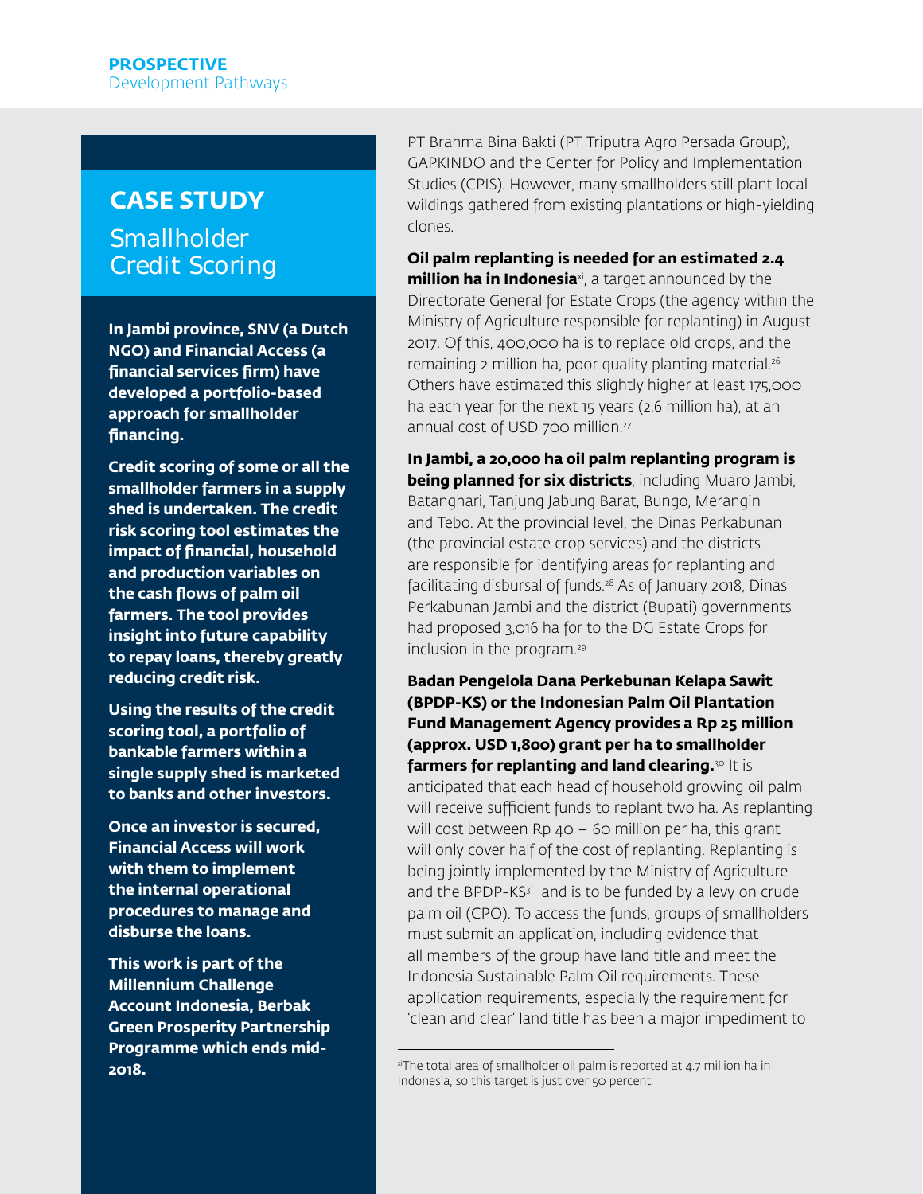## CASE STUDY
### Smallholder Credit Scoring

**In Jambi province, SNV (a Dutch NGO) and Financial Access (a financial services firm) have developed a portfolio-based approach for smallholder financing.**

**Credit scoring of some or all the smallholder farmers in a supply shed is undertaken. The credit risk scoring tool estimates the impact of financial, household and production variables on the cash flows of palm oil farmers. The tool provides insight into future capability to repay loans, thereby greatly reducing credit risk.**

**Using the results of the credit scoring tool, a portfolio of bankable farmers within a single supply shed is marketed to banks and other investors.**

**Once an investor is secured, Financial Access will work with them to implement the internal operational procedures to manage and disburse the loans.**

**This work is part of the Millennium Challenge Account Indonesia, Berbak Green Prosperity Partnership Programme which ends mid-2018.**

PT Brahma Bina Bakti (PT Triputra Agro Persada Group), GAPKINDO and the Center for Policy and Implementation Studies (CPIS). However, many smallholders still plant local wildings gathered from existing plantations or high-yielding clones.

**Oil palm replanting is needed for an estimated 2.4 million ha in Indonesia**[xi], a target announced by the Directorate General for Estate Crops (the agency within the Ministry of Agriculture responsible for replanting) in August 2017. Of this, 400,000 ha is to replace old crops, and the remaining 2 million ha, poor quality planting material.[26] Others have estimated this slightly higher at least 175,000 ha each year for the next 15 years (2.6 million ha), at an annual cost of USD 700 million.[27]

**In Jambi, a 20,000 ha oil palm replanting program is being planned for six districts**, including Muaro Jambi, Batanghari, Tanjung Jabung Barat, Bungo, Merangin and Tebo. At the provincial level, the Dinas Perkabunan (the provincial estate crop services) and the districts are responsible for identifying areas for replanting and facilitating disbursal of funds.[28] As of January 2018, Dinas Perkabunan Jambi and the district (Bupati) governments had proposed 3,016 ha for to the DG Estate Crops for inclusion in the program.[29]

**Badan Pengelola Dana Perkebunan Kelapa Sawit (BPDP-KS) or the Indonesian Palm Oil Plantation Fund Management Agency provides a Rp 25 million (approx. USD 1,800) grant per ha to smallholder farmers for replanting and land clearing.**[30] It is anticipated that each head of household growing oil palm will receive sufficient funds to replant two ha. As replanting will cost between Rp 40 – 60 million per ha, this grant will only cover half of the cost of replanting. Replanting is being jointly implemented by the Ministry of Agriculture and the BPDP-KS[31] and is to be funded by a levy on crude palm oil (CPO). To access the funds, groups of smallholders must submit an application, including evidence that all members of the group have land title and meet the Indonesia Sustainable Palm Oil requirements. These application requirements, especially the requirement for 'clean and clear' land title has been a major impediment to

[xi] The total area of smallholder oil palm is reported at 4.7 million ha in Indonesia, so this target is just over 50 percent.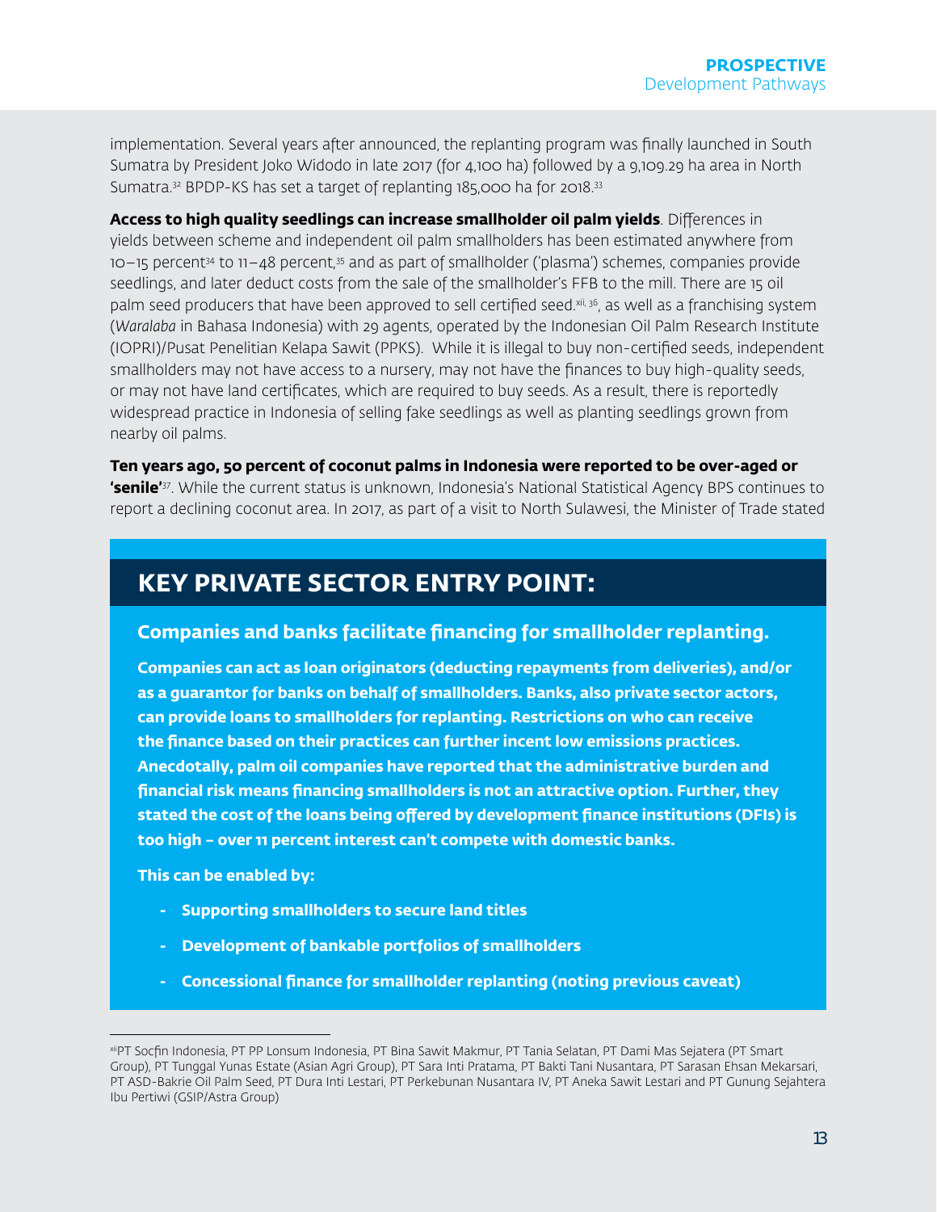implementation. Several years after announced, the replanting program was finally launched in South Sumatra by President Joko Widodo in late 2017 (for 4,100 ha) followed by a 9,109.29 ha area in North Sumatra.[32] BPDP-KS has set a target of replanting 185,000 ha for 2018.[33]

**Access to high quality seedlings can increase smallholder oil palm yields**. Differences in yields between scheme and independent oil palm smallholders has been estimated anywhere from 10–15 percent[34] to 11–48 percent,[35] and as part of smallholder ('plasma') schemes, companies provide seedlings, and later deduct costs from the sale of the smallholder's FFB to the mill. There are 15 oil palm seed producers that have been approved to sell certified seed.[xii, 36], as well as a franchising system (*Waralaba* in Bahasa Indonesia) with 29 agents, operated by the Indonesian Oil Palm Research Institute (IOPRI)/Pusat Penelitian Kelapa Sawit (PPKS). While it is illegal to buy non-certified seeds, independent smallholders may not have access to a nursery, may not have the finances to buy high-quality seeds, or may not have land certificates, which are required to buy seeds. As a result, there is reportedly widespread practice in Indonesia of selling fake seedlings as well as planting seedlings grown from nearby oil palms.

**Ten years ago, 50 percent of coconut palms in Indonesia were reported to be over-aged or 'senile'**[37]. While the current status is unknown, Indonesia's National Statistical Agency BPS continues to report a declining coconut area. In 2017, as part of a visit to North Sulawesi, the Minister of Trade stated

## KEY PRIVATE SECTOR ENTRY POINT:

### Companies and banks facilitate financing for smallholder replanting.

**Companies can act as loan originators (deducting repayments from deliveries), and/or as a guarantor for banks on behalf of smallholders. Banks, also private sector actors, can provide loans to smallholders for replanting. Restrictions on who can receive the finance based on their practices can further incent low emissions practices. Anecdotally, palm oil companies have reported that the administrative burden and financial risk means financing smallholders is not an attractive option. Further, they stated the cost of the loans being offered by development finance institutions (DFIs) is too high – over 11 percent interest can't compete with domestic banks.**

**This can be enabled by:**

- **Supporting smallholders to secure land titles**
- **Development of bankable portfolios of smallholders**
- **Concessional finance for smallholder replanting (noting previous caveat)**

---

[xii] PT Socfin Indonesia, PT PP Lonsum Indonesia, PT Bina Sawit Makmur, PT Tania Selatan, PT Dami Mas Sejatera (PT Smart Group), PT Tunggal Yunas Estate (Asian Agri Group), PT Sara Inti Pratama, PT Bakti Tani Nusantara, PT Sarasan Ehsan Mekarsari, PT ASD-Bakrie Oil Palm Seed, PT Dura Inti Lestari, PT Perkebunan Nusantara IV, PT Aneka Sawit Lestari and PT Gunung Sejahtera Ibu Pertiwi (GSIP/Astra Group)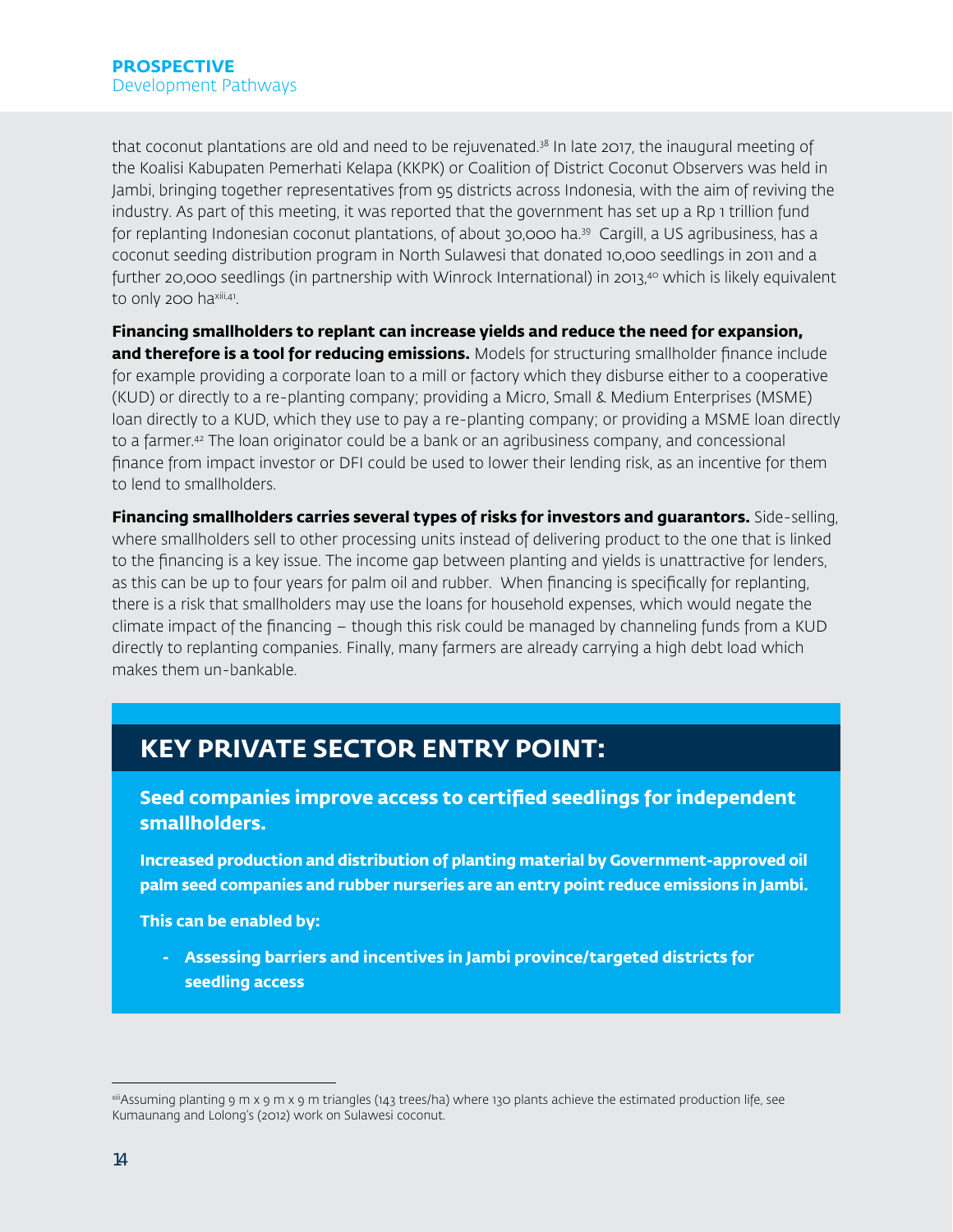that coconut plantations are old and need to be rejuvenated.[38] In late 2017, the inaugural meeting of the Koalisi Kabupaten Pemerhati Kelapa (KKPK) or Coalition of District Coconut Observers was held in Jambi, bringing together representatives from 95 districts across Indonesia, with the aim of reviving the industry. As part of this meeting, it was reported that the government has set up a Rp 1 trillion fund for replanting Indonesian coconut plantations, of about 30,000 ha.[39] Cargill, a US agribusiness, has a coconut seeding distribution program in North Sulawesi that donated 10,000 seedlings in 2011 and a further 20,000 seedlings (in partnership with Winrock International) in 2013,[40] which is likely equivalent to only 200 ha[xiii,41].

**Financing smallholders to replant can increase yields and reduce the need for expansion, and therefore is a tool for reducing emissions.** Models for structuring smallholder finance include for example providing a corporate loan to a mill or factory which they disburse either to a cooperative (KUD) or directly to a re-planting company; providing a Micro, Small & Medium Enterprises (MSME) loan directly to a KUD, which they use to pay a re-planting company; or providing a MSME loan directly to a farmer.[42] The loan originator could be a bank or an agribusiness company, and concessional finance from impact investor or DFI could be used to lower their lending risk, as an incentive for them to lend to smallholders.

**Financing smallholders carries several types of risks for investors and guarantors.** Side-selling, where smallholders sell to other processing units instead of delivering product to the one that is linked to the financing is a key issue. The income gap between planting and yields is unattractive for lenders, as this can be up to four years for palm oil and rubber. When financing is specifically for replanting, there is a risk that smallholders may use the loans for household expenses, which would negate the climate impact of the financing – though this risk could be managed by channeling funds from a KUD directly to replanting companies. Finally, many farmers are already carrying a high debt load which makes them un-bankable.

## KEY PRIVATE SECTOR ENTRY POINT:

**Seed companies improve access to certified seedlings for independent smallholders.**

**Increased production and distribution of planting material by Government-approved oil palm seed companies and rubber nurseries are an entry point reduce emissions in Jambi.**

**This can be enabled by:**

- **Assessing barriers and incentives in Jambi province/targeted districts for seedling access**

---

[xiii] Assuming planting 9 m x 9 m x 9 m triangles (143 trees/ha) where 130 plants achieve the estimated production life, see Kumaunang and Lolong's (2012) work on Sulawesi coconut.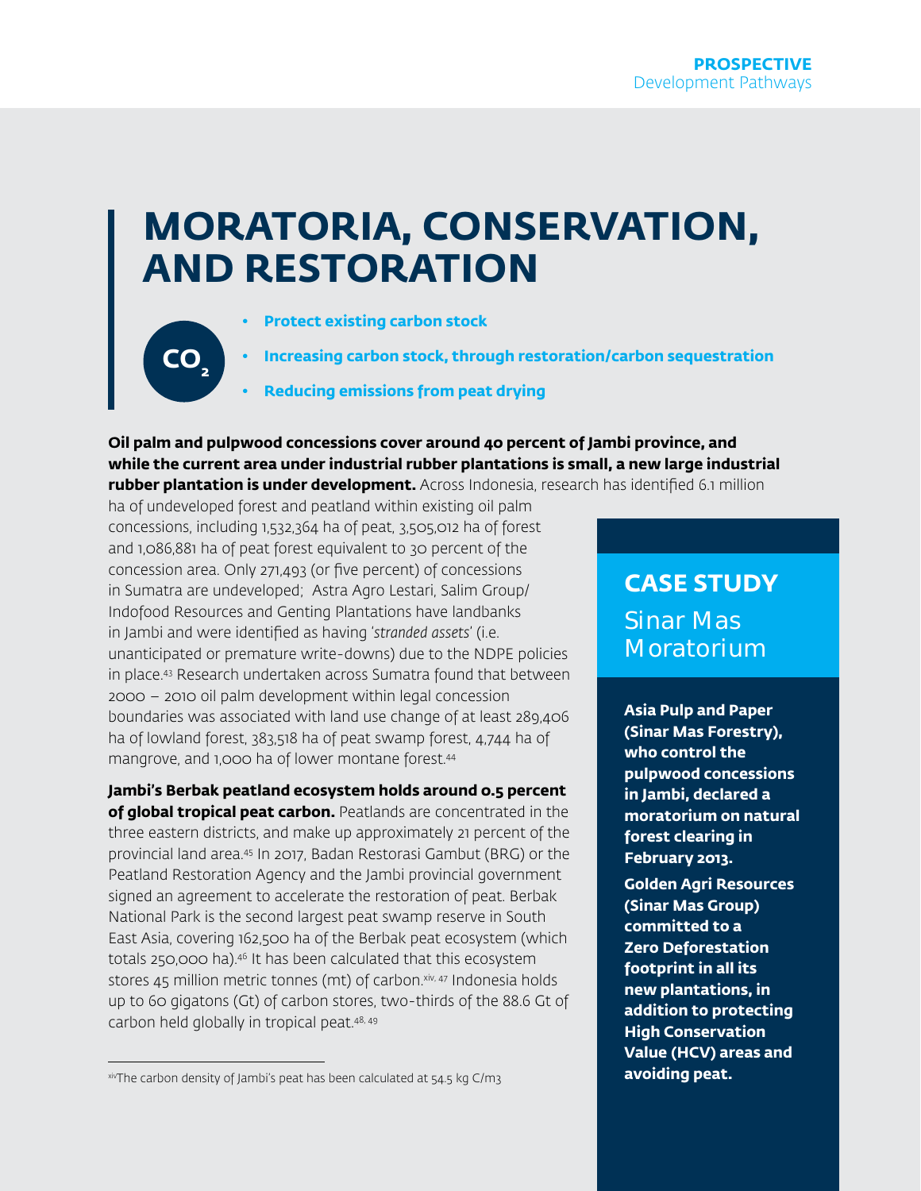# MORATORIA, CONSERVATION, AND RESTORATION

$CO_2$

- **Protect existing carbon stock**
- **Increasing carbon stock, through restoration/carbon sequestration**
- **Reducing emissions from peat drying**

**Oil palm and pulpwood concessions cover around 40 percent of Jambi province, and while the current area under industrial rubber plantations is small, a new large industrial rubber plantation is under development.** Across Indonesia, research has identified 6.1 million ha of undeveloped forest and peatland within existing oil palm concessions, including 1,532,364 ha of peat, 3,505,012 ha of forest and 1,086,881 ha of peat forest equivalent to 30 percent of the concession area. Only 271,493 (or five percent) of concessions in Sumatra are undeveloped; Astra Agro Lestari, Salim Group/ Indofood Resources and Genting Plantations have landbanks in Jambi and were identified as having '*stranded assets*' (i.e. unanticipated or premature write-downs) due to the NDPE policies in place.[43] Research undertaken across Sumatra found that between 2000 – 2010 oil palm development within legal concession boundaries was associated with land use change of at least 289,406 ha of lowland forest, 383,518 ha of peat swamp forest, 4,744 ha of mangrove, and 1,000 ha of lower montane forest.[44]

**Jambi's Berbak peatland ecosystem holds around 0.5 percent of global tropical peat carbon.** Peatlands are concentrated in the three eastern districts, and make up approximately 21 percent of the provincial land area.[45] In 2017, Badan Restorasi Gambut (BRG) or the Peatland Restoration Agency and the Jambi provincial government signed an agreement to accelerate the restoration of peat. Berbak National Park is the second largest peat swamp reserve in South East Asia, covering 162,500 ha of the Berbak peat ecosystem (which totals 250,000 ha).[46] It has been calculated that this ecosystem stores 45 million metric tonnes (mt) of carbon.[xiv, 47] Indonesia holds up to 60 gigatons (Gt) of carbon stores, two-thirds of the 88.6 Gt of carbon held globally in tropical peat.[48, 49]

[xiv] The carbon density of Jambi's peat has been calculated at 54.5 kg C/m3

## CASE STUDY
### Sinar Mas Moratorium

**Asia Pulp and Paper (Sinar Mas Forestry), who control the pulpwood concessions in Jambi, declared a moratorium on natural forest clearing in February 2013.**

**Golden Agri Resources (Sinar Mas Group) committed to a Zero Deforestation footprint in all its new plantations, in addition to protecting High Conservation Value (HCV) areas and avoiding peat.**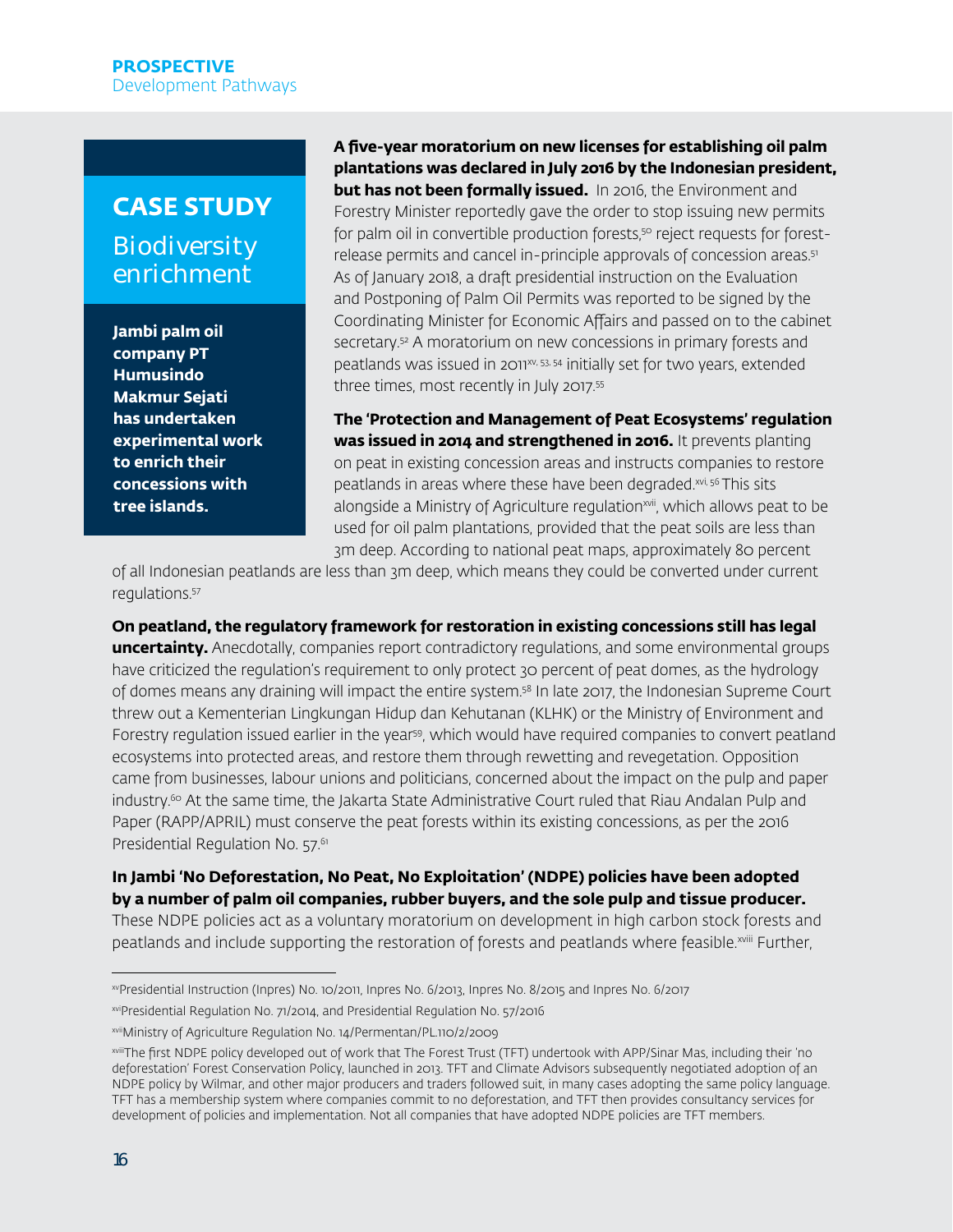## CASE STUDY

### Biodiversity enrichment

**Jambi palm oil company PT Humusindo Makmur Sejati has undertaken experimental work to enrich their concessions with tree islands.**

**A five-year moratorium on new licenses for establishing oil palm plantations was declared in July 2016 by the Indonesian president, but has not been formally issued.** In 2016, the Environment and Forestry Minister reportedly gave the order to stop issuing new permits for palm oil in convertible production forests,[50] reject requests for forest-release permits and cancel in-principle approvals of concession areas.[51] As of January 2018, a draft presidential instruction on the Evaluation and Postponing of Palm Oil Permits was reported to be signed by the Coordinating Minister for Economic Affairs and passed on to the cabinet secretary.[52] A moratorium on new concessions in primary forests and peatlands was issued in 2011[xv, 53, 54] initially set for two years, extended three times, most recently in July 2017.[55]

**The 'Protection and Management of Peat Ecosystems' regulation was issued in 2014 and strengthened in 2016.** It prevents planting on peat in existing concession areas and instructs companies to restore peatlands in areas where these have been degraded.[xvi, 56] This sits alongside a Ministry of Agriculture regulation[xvii], which allows peat to be used for oil palm plantations, provided that the peat soils are less than 3m deep. According to national peat maps, approximately 80 percent of all Indonesian peatlands are less than 3m deep, which means they could be converted under current regulations.[57]

**On peatland, the regulatory framework for restoration in existing concessions still has legal uncertainty.** Anecdotally, companies report contradictory regulations, and some environmental groups have criticized the regulation's requirement to only protect 30 percent of peat domes, as the hydrology of domes means any draining will impact the entire system.[58] In late 2017, the Indonesian Supreme Court threw out a Kementerian Lingkungan Hidup dan Kehutanan (KLHK) or the Ministry of Environment and Forestry regulation issued earlier in the year[59], which would have required companies to convert peatland ecosystems into protected areas, and restore them through rewetting and revegetation. Opposition came from businesses, labour unions and politicians, concerned about the impact on the pulp and paper industry.[60] At the same time, the Jakarta State Administrative Court ruled that Riau Andalan Pulp and Paper (RAPP/APRIL) must conserve the peat forests within its existing concessions, as per the 2016 Presidential Regulation No. 57.[61]

**In Jambi 'No Deforestation, No Peat, No Exploitation' (NDPE) policies have been adopted by a number of palm oil companies, rubber buyers, and the sole pulp and tissue producer.** These NDPE policies act as a voluntary moratorium on development in high carbon stock forests and peatlands and include supporting the restoration of forests and peatlands where feasible.[xviii] Further,

---

[xv] Presidential Instruction (Inpres) No. 10/2011, Inpres No. 6/2013, Inpres No. 8/2015 and Inpres No. 6/2017

[xvi] Presidential Regulation No. 71/2014, and Presidential Regulation No. 57/2016

[xvii] Ministry of Agriculture Regulation No. 14/Permentan/PL.110/2/2009

[xviii] The first NDPE policy developed out of work that The Forest Trust (TFT) undertook with APP/Sinar Mas, including their 'no deforestation' Forest Conservation Policy, launched in 2013. TFT and Climate Advisors subsequently negotiated adoption of an NDPE policy by Wilmar, and other major producers and traders followed suit, in many cases adopting the same policy language. TFT has a membership system where companies commit to no deforestation, and TFT then provides consultancy services for development of policies and implementation. Not all companies that have adopted NDPE policies are TFT members.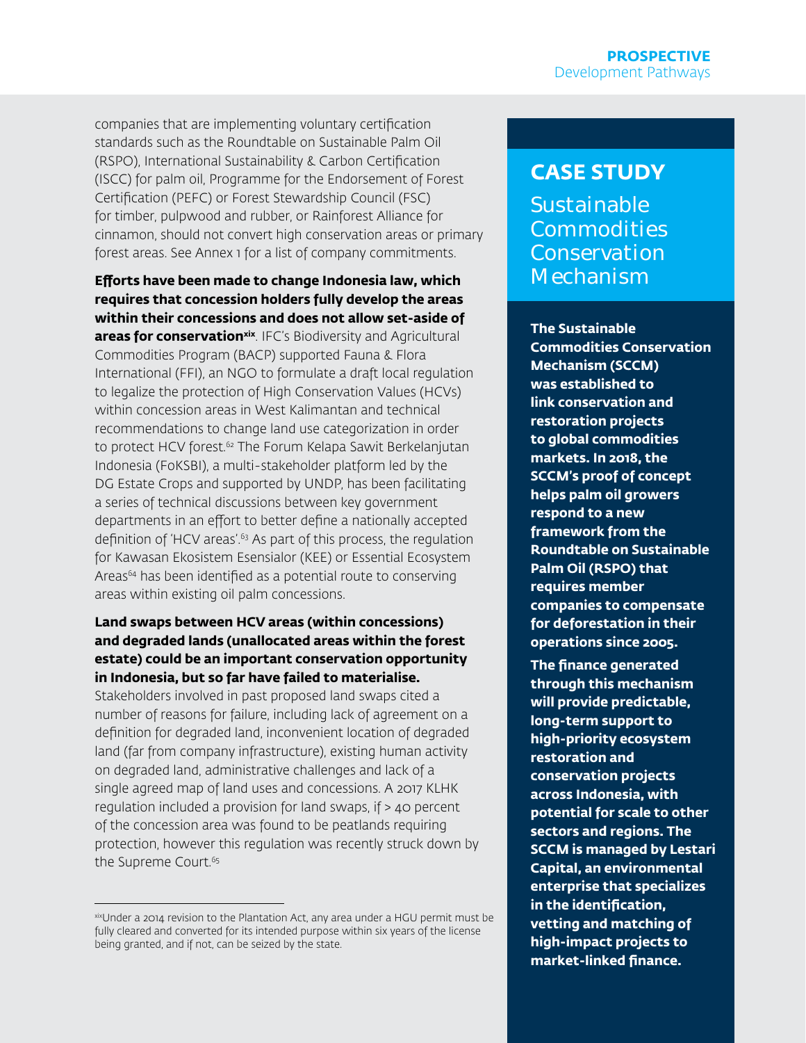companies that are implementing voluntary certification standards such as the Roundtable on Sustainable Palm Oil (RSPO), International Sustainability & Carbon Certification (ISCC) for palm oil, Programme for the Endorsement of Forest Certification (PEFC) or Forest Stewardship Council (FSC) for timber, pulpwood and rubber, or Rainforest Alliance for cinnamon, should not convert high conservation areas or primary forest areas. See Annex 1 for a list of company commitments.

**Efforts have been made to change Indonesia law, which requires that concession holders fully develop the areas within their concessions and does not allow set-aside of areas for conservation[xix]**. IFC's Biodiversity and Agricultural Commodities Program (BACP) supported Fauna & Flora International (FFI), an NGO to formulate a draft local regulation to legalize the protection of High Conservation Values (HCVs) within concession areas in West Kalimantan and technical recommendations to change land use categorization in order to protect HCV forest.[62] The Forum Kelapa Sawit Berkelanjutan Indonesia (FoKSBI), a multi-stakeholder platform led by the DG Estate Crops and supported by UNDP, has been facilitating a series of technical discussions between key government departments in an effort to better define a nationally accepted definition of 'HCV areas'.[63] As part of this process, the regulation for Kawasan Ekosistem Esensialor (KEE) or Essential Ecosystem Areas[64] has been identified as a potential route to conserving areas within existing oil palm concessions.

**Land swaps between HCV areas (within concessions) and degraded lands (unallocated areas within the forest estate) could be an important conservation opportunity in Indonesia, but so far have failed to materialise.** Stakeholders involved in past proposed land swaps cited a number of reasons for failure, including lack of agreement on a definition for degraded land, inconvenient location of degraded land (far from company infrastructure), existing human activity on degraded land, administrative challenges and lack of a single agreed map of land uses and concessions. A 2017 KLHK regulation included a provision for land swaps, if > 40 percent of the concession area was found to be peatlands requiring protection, however this regulation was recently struck down by the Supreme Court.[65]

[xix] Under a 2014 revision to the Plantation Act, any area under a HGU permit must be fully cleared and converted for its intended purpose within six years of the license being granted, and if not, can be seized by the state.

## CASE STUDY

### Sustainable Commodities Conservation Mechanism

**The Sustainable Commodities Conservation Mechanism (SCCM) was established to link conservation and restoration projects to global commodities markets. In 2018, the SCCM's proof of concept helps palm oil growers respond to a new framework from the Roundtable on Sustainable Palm Oil (RSPO) that requires member companies to compensate for deforestation in their operations since 2005.**

**The finance generated through this mechanism will provide predictable, long-term support to high-priority ecosystem restoration and conservation projects across Indonesia, with potential for scale to other sectors and regions. The SCCM is managed by Lestari Capital, an environmental enterprise that specializes in the identification, vetting and matching of high-impact projects to market-linked finance.**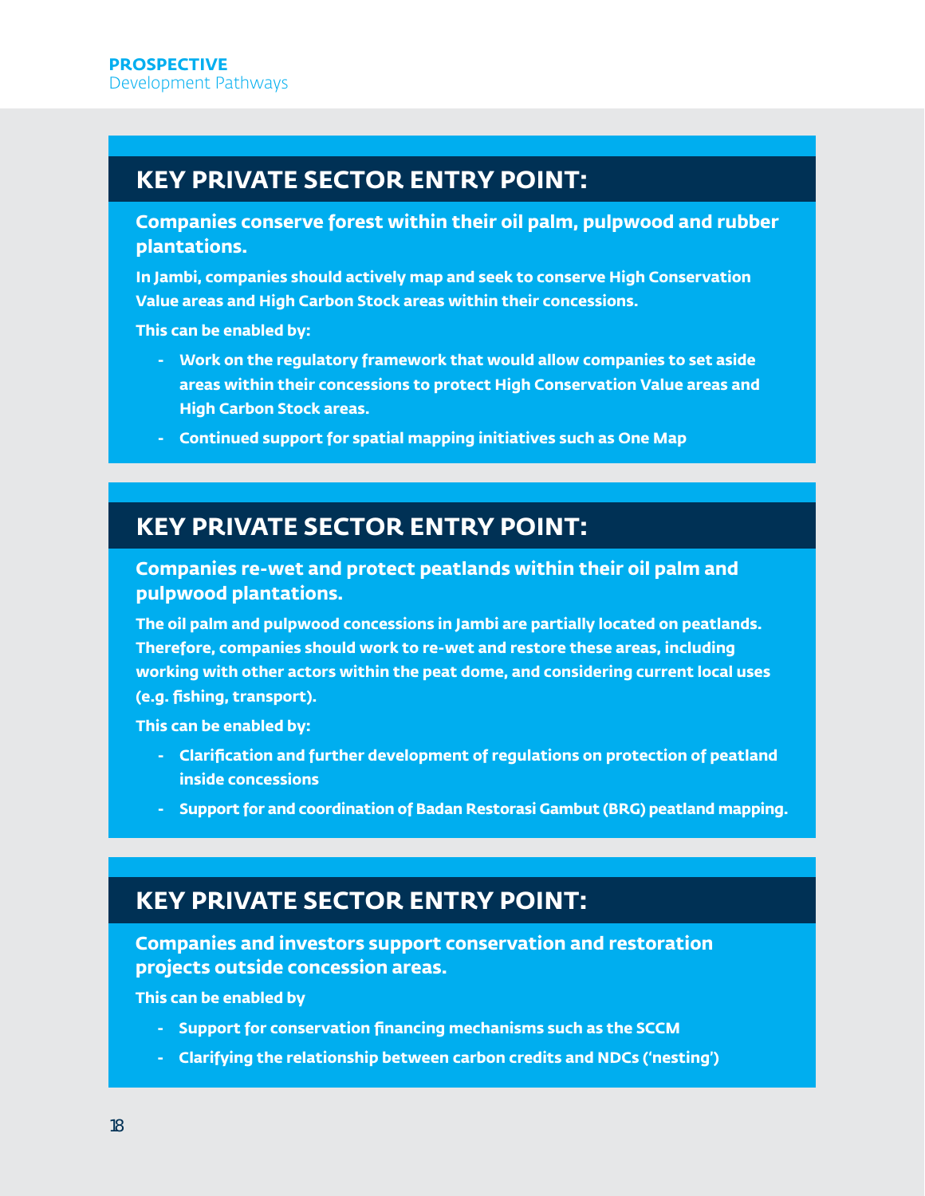## KEY PRIVATE SECTOR ENTRY POINT:

**Companies conserve forest within their oil palm, pulpwood and rubber plantations.**

**In Jambi, companies should actively map and seek to conserve High Conservation Value areas and High Carbon Stock areas within their concessions.**

**This can be enabled by:**

- **Work on the regulatory framework that would allow companies to set aside areas within their concessions to protect High Conservation Value areas and High Carbon Stock areas.**
- **Continued support for spatial mapping initiatives such as One Map**

## KEY PRIVATE SECTOR ENTRY POINT:

**Companies re-wet and protect peatlands within their oil palm and pulpwood plantations.**

**The oil palm and pulpwood concessions in Jambi are partially located on peatlands. Therefore, companies should work to re-wet and restore these areas, including working with other actors within the peat dome, and considering current local uses (e.g. fishing, transport).**

**This can be enabled by:**

- **Clarification and further development of regulations on protection of peatland inside concessions**
- **Support for and coordination of Badan Restorasi Gambut (BRG) peatland mapping.**

## KEY PRIVATE SECTOR ENTRY POINT:

**Companies and investors support conservation and restoration projects outside concession areas.**

**This can be enabled by**

- **Support for conservation financing mechanisms such as the SCCM**
- **Clarifying the relationship between carbon credits and NDCs ('nesting')**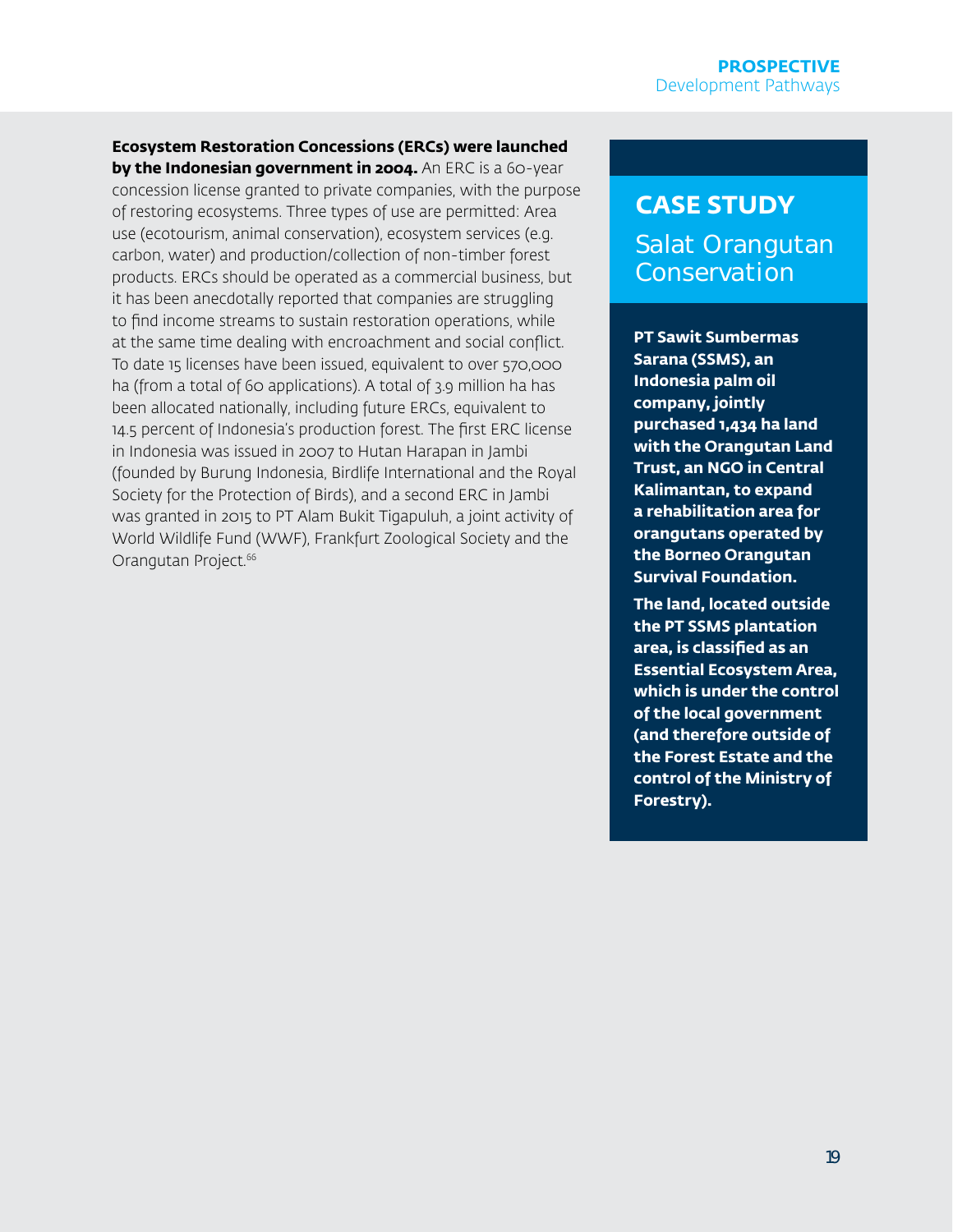**Ecosystem Restoration Concessions (ERCs) were launched by the Indonesian government in 2004.** An ERC is a 60-year concession license granted to private companies, with the purpose of restoring ecosystems. Three types of use are permitted: Area use (ecotourism, animal conservation), ecosystem services (e.g. carbon, water) and production/collection of non-timber forest products. ERCs should be operated as a commercial business, but it has been anecdotally reported that companies are struggling to find income streams to sustain restoration operations, while at the same time dealing with encroachment and social conflict. To date 15 licenses have been issued, equivalent to over 570,000 ha (from a total of 60 applications). A total of 3.9 million ha has been allocated nationally, including future ERCs, equivalent to 14.5 percent of Indonesia's production forest. The first ERC license in Indonesia was issued in 2007 to Hutan Harapan in Jambi (founded by Burung Indonesia, Birdlife International and the Royal Society for the Protection of Birds), and a second ERC in Jambi was granted in 2015 to PT Alam Bukit Tigapuluh, a joint activity of World Wildlife Fund (WWF), Frankfurt Zoological Society and the Orangutan Project.[66]

## CASE STUDY
### Salat Orangutan Conservation

**PT Sawit Sumbermas Sarana (SSMS), an Indonesia palm oil company, jointly purchased 1,434 ha land with the Orangutan Land Trust, an NGO in Central Kalimantan, to expand a rehabilitation area for orangutans operated by the Borneo Orangutan Survival Foundation.**

**The land, located outside the PT SSMS plantation area, is classified as an Essential Ecosystem Area, which is under the control of the local government (and therefore outside of the Forest Estate and the control of the Ministry of Forestry).**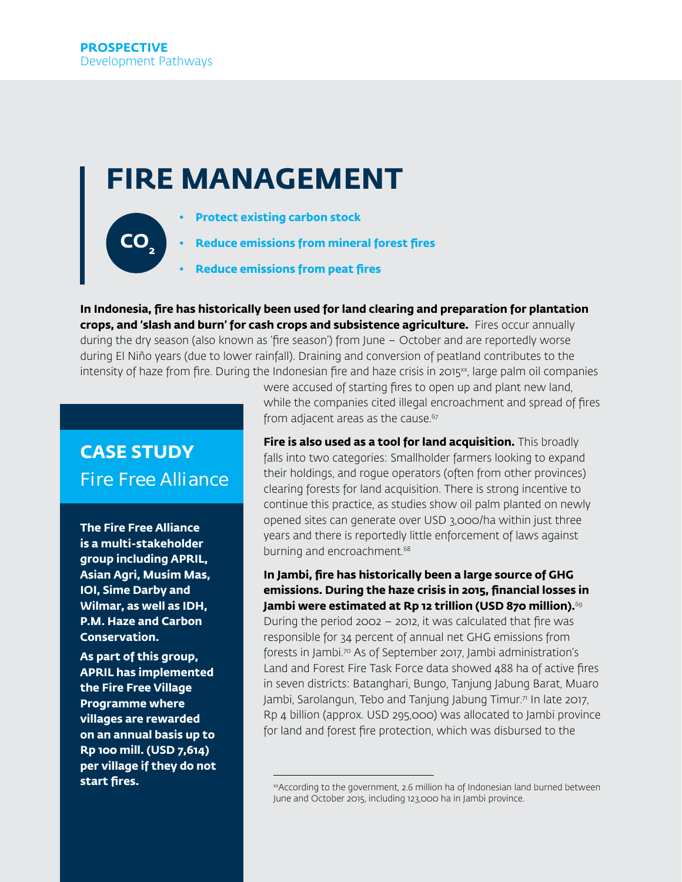# FIRE MANAGEMENT

$CO_2$

- **Protect existing carbon stock**
- **Reduce emissions from mineral forest fires**
- **Reduce emissions from peat fires**

**In Indonesia, fire has historically been used for land clearing and preparation for plantation crops, and 'slash and burn' for cash crops and subsistence agriculture.** Fires occur annually during the dry season (also known as 'fire season') from June – October and are reportedly worse during El Niño years (due to lower rainfall). Draining and conversion of peatland contributes to the intensity of haze from fire. During the Indonesian fire and haze crisis in 2015[xx], large palm oil companies were accused of starting fires to open up and plant new land, while the companies cited illegal encroachment and spread of fires from adjacent areas as the cause.[67]

**Fire is also used as a tool for land acquisition.** This broadly falls into two categories: Smallholder farmers looking to expand their holdings, and rogue operators (often from other provinces) clearing forests for land acquisition. There is strong incentive to continue this practice, as studies show oil palm planted on newly opened sites can generate over USD 3,000/ha within just three years and there is reportedly little enforcement of laws against burning and encroachment.[68]

**In Jambi, fire has historically been a large source of GHG emissions. During the haze crisis in 2015, financial losses in Jambi were estimated at Rp 12 trillion (USD 870 million).**[69] During the period 2002 – 2012, it was calculated that fire was responsible for 34 percent of annual net GHG emissions from forests in Jambi.[70] As of September 2017, Jambi administration's Land and Forest Fire Task Force data showed 488 ha of active fires in seven districts: Batanghari, Bungo, Tanjung Jabung Barat, Muaro Jambi, Sarolangun, Tebo and Tanjung Jabung Timur.[71] In late 2017, Rp 4 billion (approx. USD 295,000) was allocated to Jambi province for land and forest fire protection, which was disbursed to the

## CASE STUDY
### Fire Free Alliance

**The Fire Free Alliance is a multi-stakeholder group including APRIL, Asian Agri, Musim Mas, IOI, Sime Darby and Wilmar, as well as IDH, P.M. Haze and Carbon Conservation.**

**As part of this group, APRIL has implemented the Fire Free Village Programme where villages are rewarded on an annual basis up to Rp 100 mill. (USD 7,614) per village if they do not start fires.**

[xx] According to the government, 2.6 million ha of Indonesian land burned between June and October 2015, including 123,000 ha in Jambi province.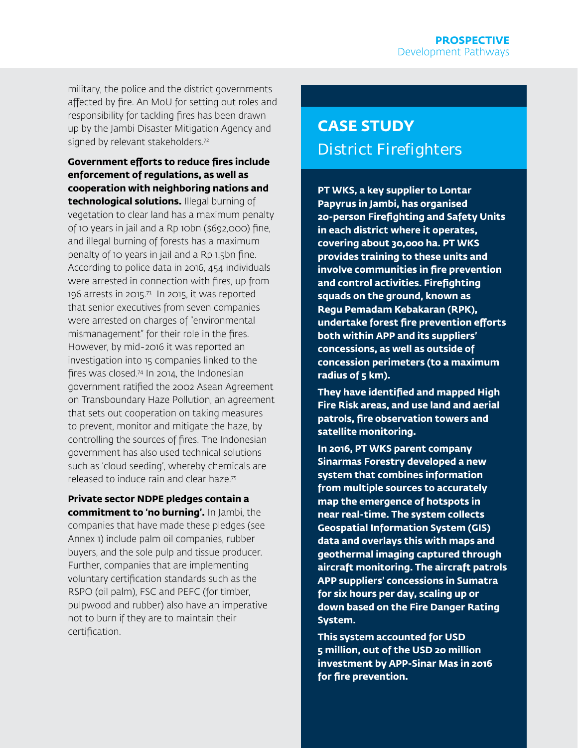military, the police and the district governments affected by fire. An MoU for setting out roles and responsibility for tackling fires has been drawn up by the Jambi Disaster Mitigation Agency and signed by relevant stakeholders.[72]

**Government efforts to reduce fires include enforcement of regulations, as well as cooperation with neighboring nations and technological solutions.** Illegal burning of vegetation to clear land has a maximum penalty of 10 years in jail and a Rp 10bn ($692,000) fine, and illegal burning of forests has a maximum penalty of 10 years in jail and a Rp 1.5bn fine. According to police data in 2016, 454 individuals were arrested in connection with fires, up from 196 arrests in 2015.[73] In 2015, it was reported that senior executives from seven companies were arrested on charges of "environmental mismanagement" for their role in the fires. However, by mid-2016 it was reported an investigation into 15 companies linked to the fires was closed.[74] In 2014, the Indonesian government ratified the 2002 Asean Agreement on Transboundary Haze Pollution, an agreement that sets out cooperation on taking measures to prevent, monitor and mitigate the haze, by controlling the sources of fires. The Indonesian government has also used technical solutions such as 'cloud seeding', whereby chemicals are released to induce rain and clear haze.[75]

**Private sector NDPE pledges contain a commitment to 'no burning'.** In Jambi, the companies that have made these pledges (see Annex 1) include palm oil companies, rubber buyers, and the sole pulp and tissue producer. Further, companies that are implementing voluntary certification standards such as the RSPO (oil palm), FSC and PEFC (for timber, pulpwood and rubber) also have an imperative not to burn if they are to maintain their certification.

## CASE STUDY
### District Firefighters

**PT WKS, a key supplier to Lontar Papyrus in Jambi, has organised 20-person Firefighting and Safety Units in each district where it operates, covering about 30,000 ha. PT WKS provides training to these units and involve communities in fire prevention and control activities. Firefighting squads on the ground, known as Regu Pemadam Kebakaran (RPK), undertake forest fire prevention efforts both within APP and its suppliers' concessions, as well as outside of concession perimeters (to a maximum radius of 5 km).**

**They have identified and mapped High Fire Risk areas, and use land and aerial patrols, fire observation towers and satellite monitoring.**

**In 2016, PT WKS parent company Sinarmas Forestry developed a new system that combines information from multiple sources to accurately map the emergence of hotspots in near real-time. The system collects Geospatial Information System (GIS) data and overlays this with maps and geothermal imaging captured through aircraft monitoring. The aircraft patrols APP suppliers' concessions in Sumatra for six hours per day, scaling up or down based on the Fire Danger Rating System.**

**This system accounted for USD 5 million, out of the USD 20 million investment by APP-Sinar Mas in 2016 for fire prevention.**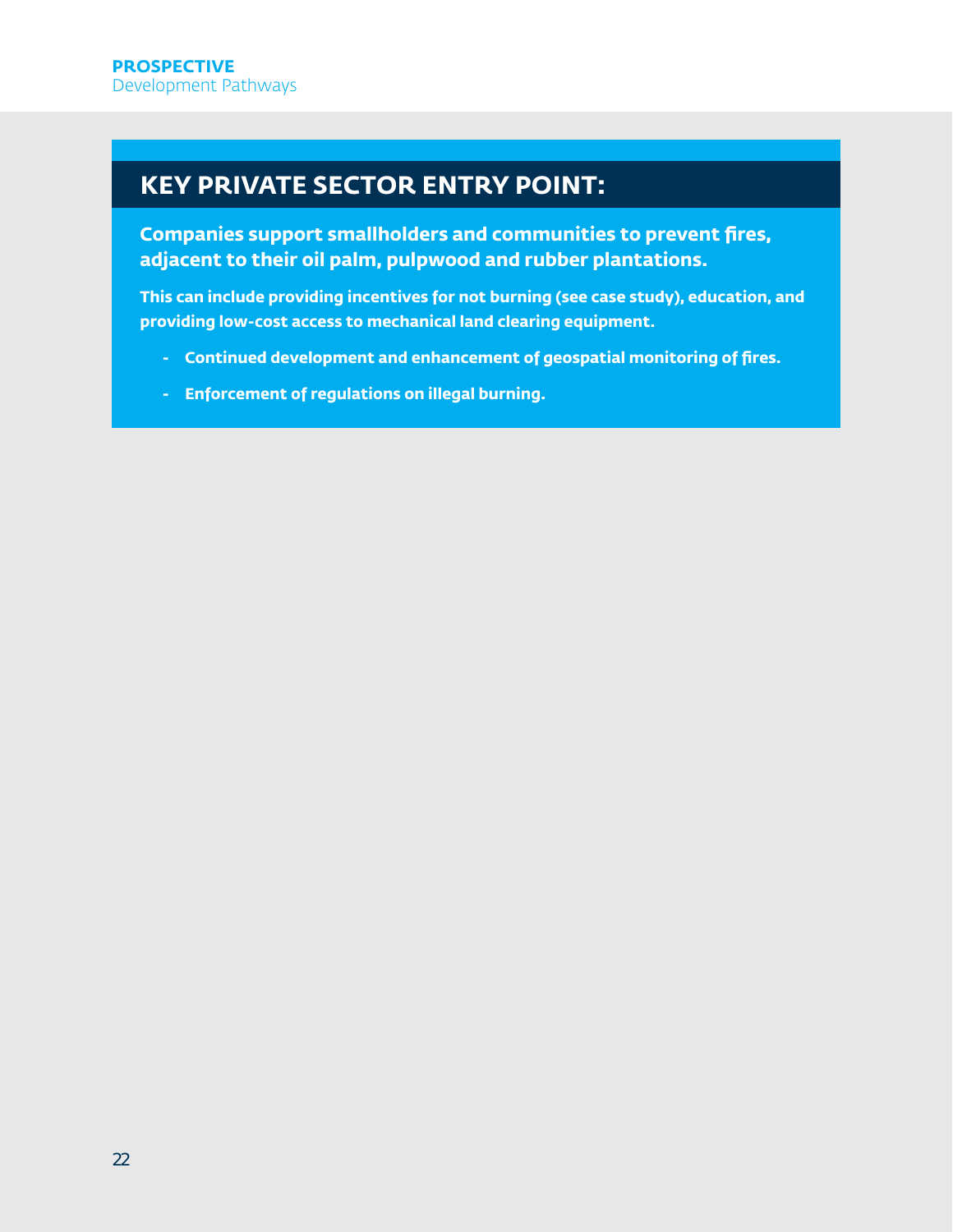## KEY PRIVATE SECTOR ENTRY POINT:

**Companies support smallholders and communities to prevent fires, adjacent to their oil palm, pulpwood and rubber plantations.**

**This can include providing incentives for not burning (see case study), education, and providing low-cost access to mechanical land clearing equipment.**

- **Continued development and enhancement of geospatial monitoring of fires.**
- **Enforcement of regulations on illegal burning.**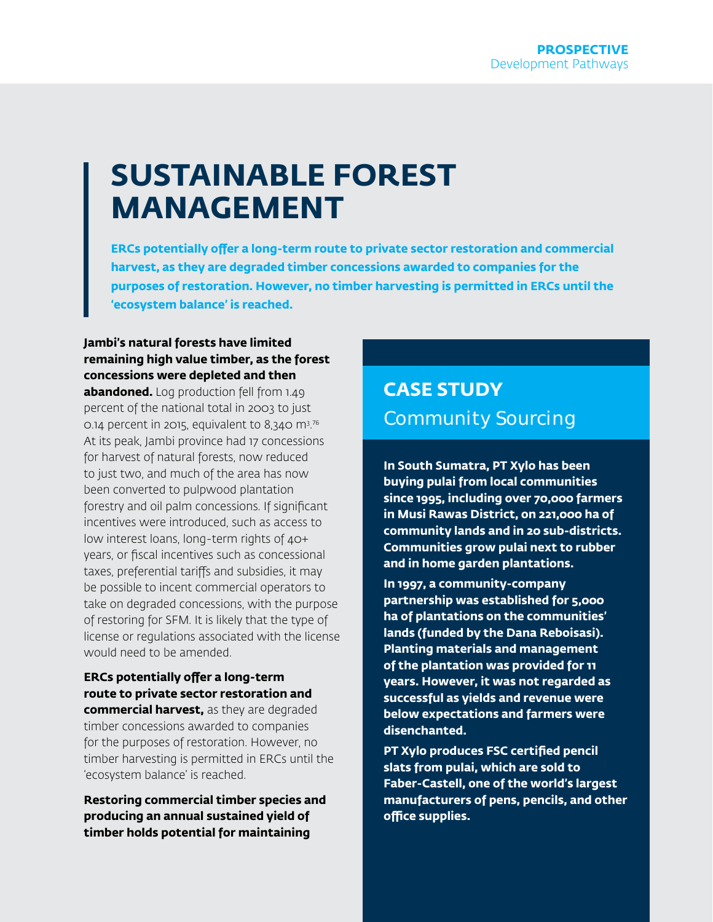# SUSTAINABLE FOREST MANAGEMENT

**ERCs potentially offer a long-term route to private sector restoration and commercial harvest, as they are degraded timber concessions awarded to companies for the purposes of restoration. However, no timber harvesting is permitted in ERCs until the 'ecosystem balance' is reached.**

**Jambi's natural forests have limited remaining high value timber, as the forest concessions were depleted and then abandoned.** Log production fell from 1.49 percent of the national total in 2003 to just 0.14 percent in 2015, equivalent to 8,340 $m^3$.[76] At its peak, Jambi province had 17 concessions for harvest of natural forests, now reduced to just two, and much of the area has now been converted to pulpwood plantation forestry and oil palm concessions. If significant incentives were introduced, such as access to low interest loans, long-term rights of 40+ years, or fiscal incentives such as concessional taxes, preferential tariffs and subsidies, it may be possible to incent commercial operators to take on degraded concessions, with the purpose of restoring for SFM. It is likely that the type of license or regulations associated with the license would need to be amended.

**ERCs potentially offer a long-term route to private sector restoration and commercial harvest,** as they are degraded timber concessions awarded to companies for the purposes of restoration. However, no timber harvesting is permitted in ERCs until the 'ecosystem balance' is reached.

**Restoring commercial timber species and producing an annual sustained yield of timber holds potential for maintaining**

## CASE STUDY
### Community Sourcing

**In South Sumatra, PT Xylo has been buying pulai from local communities since 1995, including over 70,000 farmers in Musi Rawas District, on 221,000 ha of community lands and in 20 sub-districts. Communities grow pulai next to rubber and in home garden plantations.**

**In 1997, a community-company partnership was established for 5,000 ha of plantations on the communities' lands (funded by the Dana Reboisasi). Planting materials and management of the plantation was provided for 11 years. However, it was not regarded as successful as yields and revenue were below expectations and farmers were disenchanted.**

**PT Xylo produces FSC certified pencil slats from pulai, which are sold to Faber-Castell, one of the world's largest manufacturers of pens, pencils, and other office supplies.**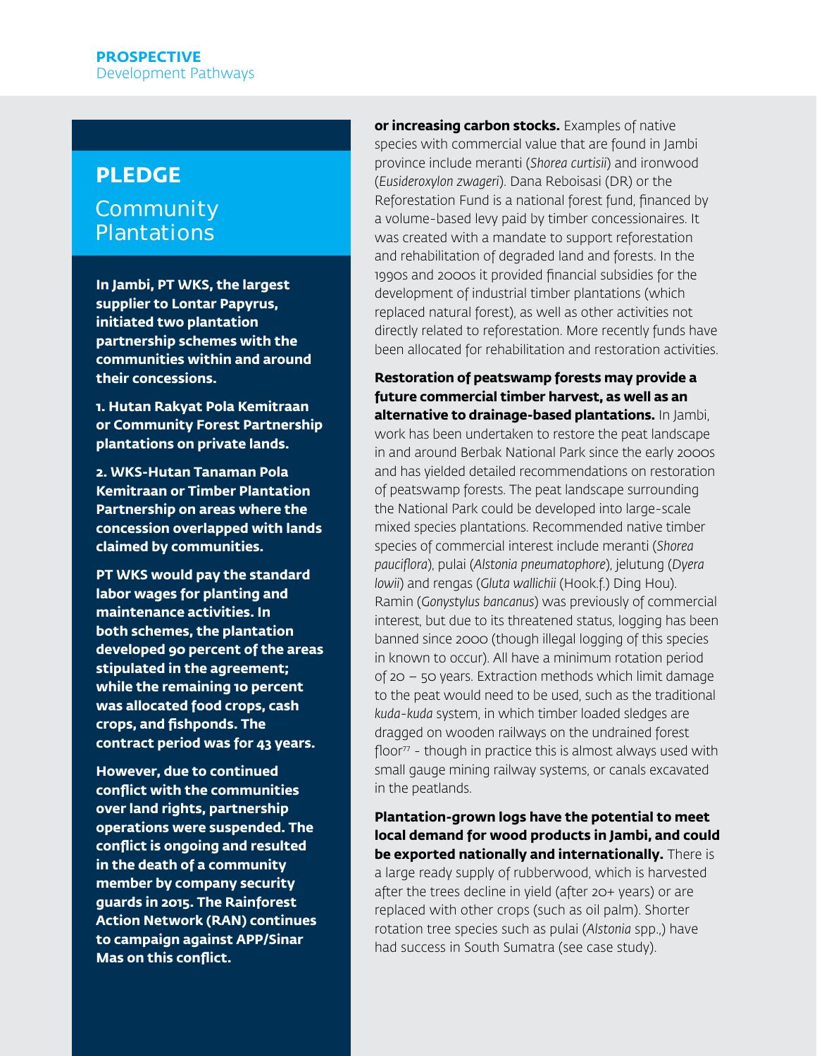## PLEDGE

### Community Plantations

**In Jambi, PT WKS, the largest supplier to Lontar Papyrus, initiated two plantation partnership schemes with the communities within and around their concessions.**

**1. Hutan Rakyat Pola Kemitraan or Community Forest Partnership plantations on private lands.**

**2. WKS-Hutan Tanaman Pola Kemitraan or Timber Plantation Partnership on areas where the concession overlapped with lands claimed by communities.**

**PT WKS would pay the standard labor wages for planting and maintenance activities. In both schemes, the plantation developed 90 percent of the areas stipulated in the agreement; while the remaining 10 percent was allocated food crops, cash crops, and fishponds. The contract period was for 43 years.**

**However, due to continued conflict with the communities over land rights, partnership operations were suspended. The conflict is ongoing and resulted in the death of a community member by company security guards in 2015. The Rainforest Action Network (RAN) continues to campaign against APP/Sinar Mas on this conflict.**

**or increasing carbon stocks.** Examples of native species with commercial value that are found in Jambi province include meranti (*Shorea curtisii*) and ironwood (*Eusideroxylon zwageri*). Dana Reboisasi (DR) or the Reforestation Fund is a national forest fund, financed by a volume-based levy paid by timber concessionaires. It was created with a mandate to support reforestation and rehabilitation of degraded land and forests. In the 1990s and 2000s it provided financial subsidies for the development of industrial timber plantations (which replaced natural forest), as well as other activities not directly related to reforestation. More recently funds have been allocated for rehabilitation and restoration activities.

**Restoration of peatswamp forests may provide a future commercial timber harvest, as well as an alternative to drainage-based plantations.** In Jambi, work has been undertaken to restore the peat landscape in and around Berbak National Park since the early 2000s and has yielded detailed recommendations on restoration of peatswamp forests. The peat landscape surrounding the National Park could be developed into large-scale mixed species plantations. Recommended native timber species of commercial interest include meranti (*Shorea pauciflora*), pulai (*Alstonia pneumatophore*), jelutung (*Dyera lowii*) and rengas (*Gluta wallichii* (Hook.f.) Ding Hou). Ramin (*Gonystylus bancanus*) was previously of commercial interest, but due to its threatened status, logging has been banned since 2000 (though illegal logging of this species in known to occur). All have a minimum rotation period of 20 – 50 years. Extraction methods which limit damage to the peat would need to be used, such as the traditional *kuda-kuda* system, in which timber loaded sledges are dragged on wooden railways on the undrained forest floor[77] - though in practice this is almost always used with small gauge mining railway systems, or canals excavated in the peatlands.

**Plantation-grown logs have the potential to meet local demand for wood products in Jambi, and could be exported nationally and internationally.** There is a large ready supply of rubberwood, which is harvested after the trees decline in yield (after 20+ years) or are replaced with other crops (such as oil palm). Shorter rotation tree species such as pulai (*Alstonia* spp.,) have had success in South Sumatra (see case study).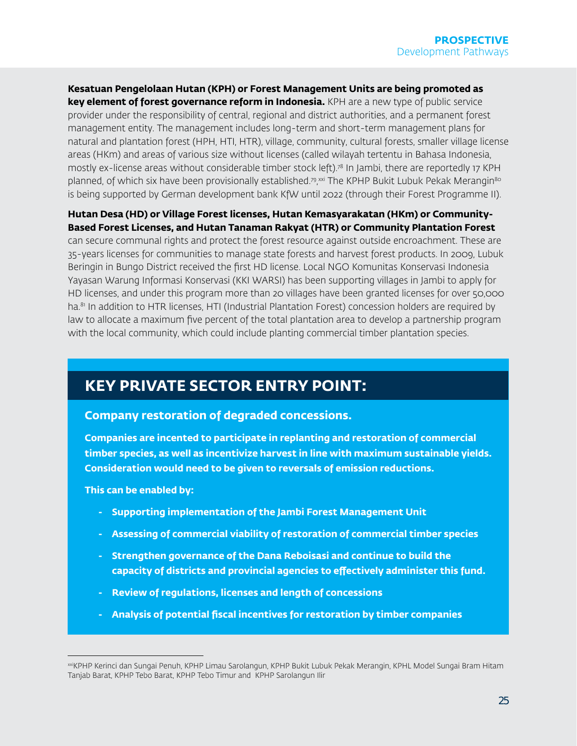**Kesatuan Pengelolaan Hutan (KPH) or Forest Management Units are being promoted as key element of forest governance reform in Indonesia.** KPH are a new type of public service provider under the responsibility of central, regional and district authorities, and a permanent forest management entity. The management includes long-term and short-term management plans for natural and plantation forest (HPH, HTI, HTR), village, community, cultural forests, smaller village license areas (HKm) and areas of various size without licenses (called wilayah tertentu in Bahasa Indonesia, mostly ex-license areas without considerable timber stock left).[78] In Jambi, there are reportedly 17 KPH planned, of which six have been provisionally established.[79,xxi] The KPHP Bukit Lubuk Pekak Merangin[80] is being supported by German development bank KfW until 2022 (through their Forest Programme II).

**Hutan Desa (HD) or Village Forest licenses, Hutan Kemasyarakatan (HKm) or Community-Based Forest Licenses, and Hutan Tanaman Rakyat (HTR) or Community Plantation Forest** can secure communal rights and protect the forest resource against outside encroachment. These are 35-years licenses for communities to manage state forests and harvest forest products. In 2009, Lubuk Beringin in Bungo District received the first HD license. Local NGO Komunitas Konservasi Indonesia Yayasan Warung Informasi Konservasi (KKI WARSI) has been supporting villages in Jambi to apply for HD licenses, and under this program more than 20 villages have been granted licenses for over 50,000 ha.[81] In addition to HTR licenses, HTI (Industrial Plantation Forest) concession holders are required by law to allocate a maximum five percent of the total plantation area to develop a partnership program with the local community, which could include planting commercial timber plantation species.

## KEY PRIVATE SECTOR ENTRY POINT:

### Company restoration of degraded concessions.

**Companies are incented to participate in replanting and restoration of commercial timber species, as well as incentivize harvest in line with maximum sustainable yields. Consideration would need to be given to reversals of emission reductions.**

**This can be enabled by:**

- **Supporting implementation of the Jambi Forest Management Unit**
- **Assessing of commercial viability of restoration of commercial timber species**
- **Strengthen governance of the Dana Reboisasi and continue to build the capacity of districts and provincial agencies to effectively administer this fund.**
- **Review of regulations, licenses and length of concessions**
- **Analysis of potential fiscal incentives for restoration by timber companies**

---

[xxi] KPHP Kerinci dan Sungai Penuh, KPHP Limau Sarolangun, KPHP Bukit Lubuk Pekak Merangin, KPHL Model Sungai Bram Hitam Tanjab Barat, KPHP Tebo Barat, KPHP Tebo Timur and KPHP Sarolangun Ilir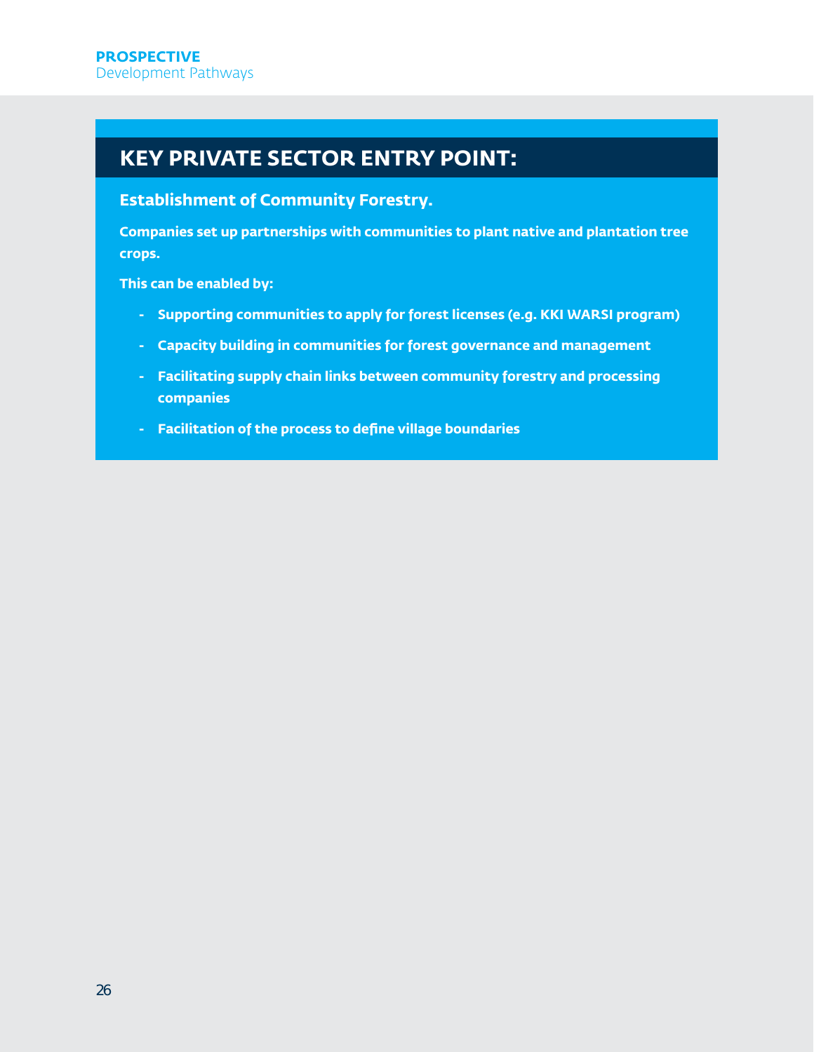## KEY PRIVATE SECTOR ENTRY POINT:

**Establishment of Community Forestry.**

**Companies set up partnerships with communities to plant native and plantation tree crops.**

**This can be enabled by:**

- **Supporting communities to apply for forest licenses (e.g. KKI WARSI program)**
- **Capacity building in communities for forest governance and management**
- **Facilitating supply chain links between community forestry and processing companies**
- **Facilitation of the process to define village boundaries**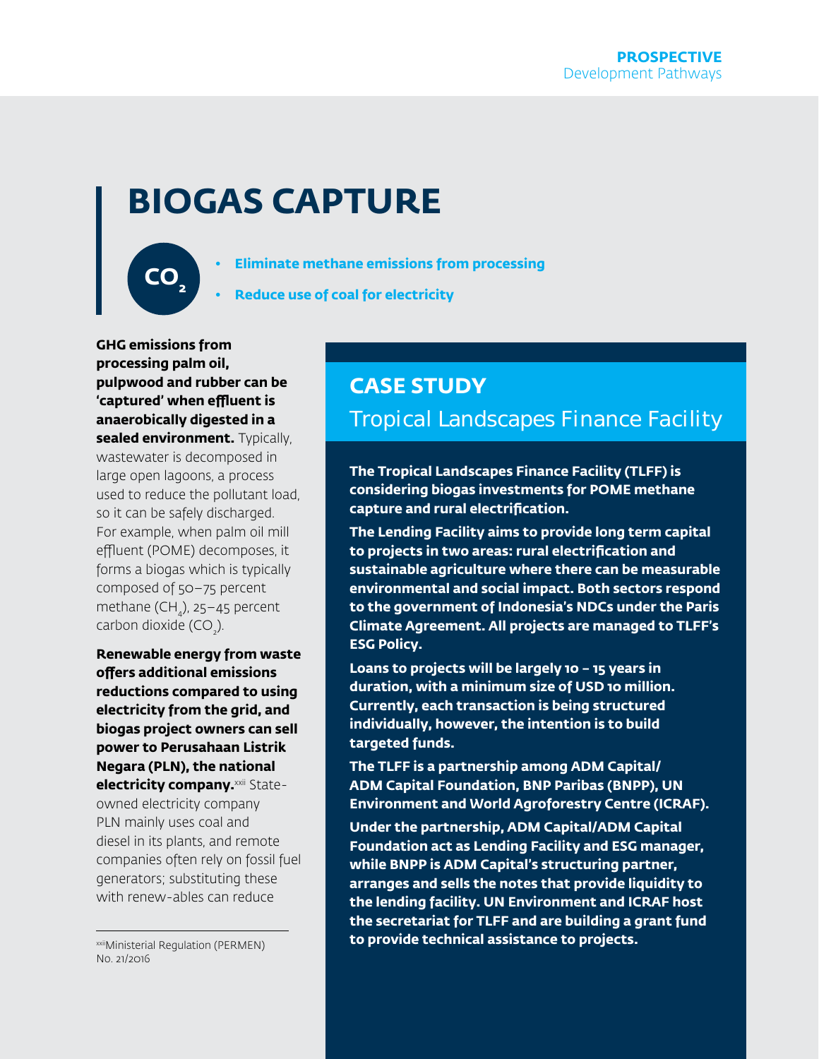# BIOGAS CAPTURE

$CO_2$

- **Eliminate methane emissions from processing**
- **Reduce use of coal for electricity**

**GHG emissions from processing palm oil, pulpwood and rubber can be 'captured' when effluent is anaerobically digested in a sealed environment.** Typically, wastewater is decomposed in large open lagoons, a process used to reduce the pollutant load, so it can be safely discharged. For example, when palm oil mill effluent (POME) decomposes, it forms a biogas which is typically composed of 50–75 percent methane ($CH_4$), 25–45 percent carbon dioxide ($CO_2$).

**Renewable energy from waste offers additional emissions reductions compared to using electricity from the grid, and biogas project owners can sell power to Perusahaan Listrik Negara (PLN), the national electricity company.**[xxii] State-owned electricity company PLN mainly uses coal and diesel in its plants, and remote companies often rely on fossil fuel generators; substituting these with renew-ables can reduce

[xxii] Ministerial Regulation (PERMEN) No. 21/2016

## CASE STUDY

### Tropical Landscapes Finance Facility

**The Tropical Landscapes Finance Facility (TLFF) is considering biogas investments for POME methane capture and rural electrification.**

**The Lending Facility aims to provide long term capital to projects in two areas: rural electrification and sustainable agriculture where there can be measurable environmental and social impact. Both sectors respond to the government of Indonesia's NDCs under the Paris Climate Agreement. All projects are managed to TLFF's ESG Policy.**

**Loans to projects will be largely 10 – 15 years in duration, with a minimum size of USD 10 million. Currently, each transaction is being structured individually, however, the intention is to build targeted funds.**

**The TLFF is a partnership among ADM Capital/ ADM Capital Foundation, BNP Paribas (BNPP), UN Environment and World Agroforestry Centre (ICRAF).**

**Under the partnership, ADM Capital/ADM Capital Foundation act as Lending Facility and ESG manager, while BNPP is ADM Capital's structuring partner, arranges and sells the notes that provide liquidity to the lending facility. UN Environment and ICRAF host the secretariat for TLFF and are building a grant fund to provide technical assistance to projects.**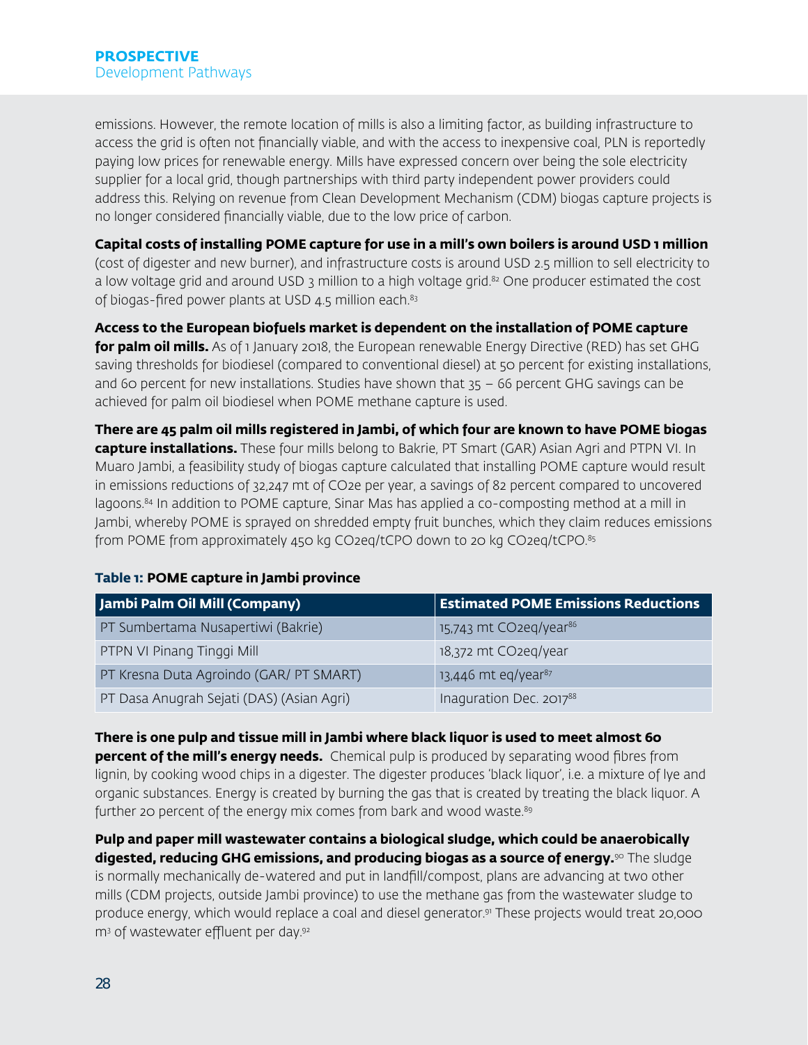emissions. However, the remote location of mills is also a limiting factor, as building infrastructure to access the grid is often not financially viable, and with the access to inexpensive coal, PLN is reportedly paying low prices for renewable energy. Mills have expressed concern over being the sole electricity supplier for a local grid, though partnerships with third party independent power providers could address this. Relying on revenue from Clean Development Mechanism (CDM) biogas capture projects is no longer considered financially viable, due to the low price of carbon.

**Capital costs of installing POME capture for use in a mill's own boilers is around USD 1 million** (cost of digester and new burner), and infrastructure costs is around USD 2.5 million to sell electricity to a low voltage grid and around USD 3 million to a high voltage grid.[82] One producer estimated the cost of biogas-fired power plants at USD 4.5 million each.[83]

**Access to the European biofuels market is dependent on the installation of POME capture for palm oil mills.** As of 1 January 2018, the European renewable Energy Directive (RED) has set GHG saving thresholds for biodiesel (compared to conventional diesel) at 50 percent for existing installations, and 60 percent for new installations. Studies have shown that 35 – 66 percent GHG savings can be achieved for palm oil biodiesel when POME methane capture is used.

**There are 45 palm oil mills registered in Jambi, of which four are known to have POME biogas capture installations.** These four mills belong to Bakrie, PT Smart (GAR) Asian Agri and PTPN VI. In Muaro Jambi, a feasibility study of biogas capture calculated that installing POME capture would result in emissions reductions of 32,247 mt of CO2e per year, a savings of 82 percent compared to uncovered lagoons.[84] In addition to POME capture, Sinar Mas has applied a co-composting method at a mill in Jambi, whereby POME is sprayed on shredded empty fruit bunches, which they claim reduces emissions from POME from approximately 450 kg CO2eq/tCPO down to 20 kg CO2eq/tCPO.[85]

**Table 1: POME capture in Jambi province**

| Jambi Palm Oil Mill (Company) | Estimated POME Emissions Reductions |
|---|---|
| PT Sumbertama Nusapertiwi (Bakrie) | 15,743 mt CO2eq/year[86] |
| PTPN VI Pinang Tinggi Mill | 18,372 mt CO2eq/year |
| PT Kresna Duta Agroindo (GAR/ PT SMART) | 13,446 mt eq/year[87] |
| PT Dasa Anugrah Sejati (DAS) (Asian Agri) | Inaguration Dec. 2017[88] |

**There is one pulp and tissue mill in Jambi where black liquor is used to meet almost 60 percent of the mill's energy needs.** Chemical pulp is produced by separating wood fibres from lignin, by cooking wood chips in a digester. The digester produces 'black liquor', i.e. a mixture of lye and organic substances. Energy is created by burning the gas that is created by treating the black liquor. A further 20 percent of the energy mix comes from bark and wood waste.[89]

**Pulp and paper mill wastewater contains a biological sludge, which could be anaerobically digested, reducing GHG emissions, and producing biogas as a source of energy.**[90] The sludge is normally mechanically de-watered and put in landfill/compost, plans are advancing at two other mills (CDM projects, outside Jambi province) to use the methane gas from the wastewater sludge to produce energy, which would replace a coal and diesel generator.[91] These projects would treat 20,000 $m^3$ of wastewater effluent per day.[92]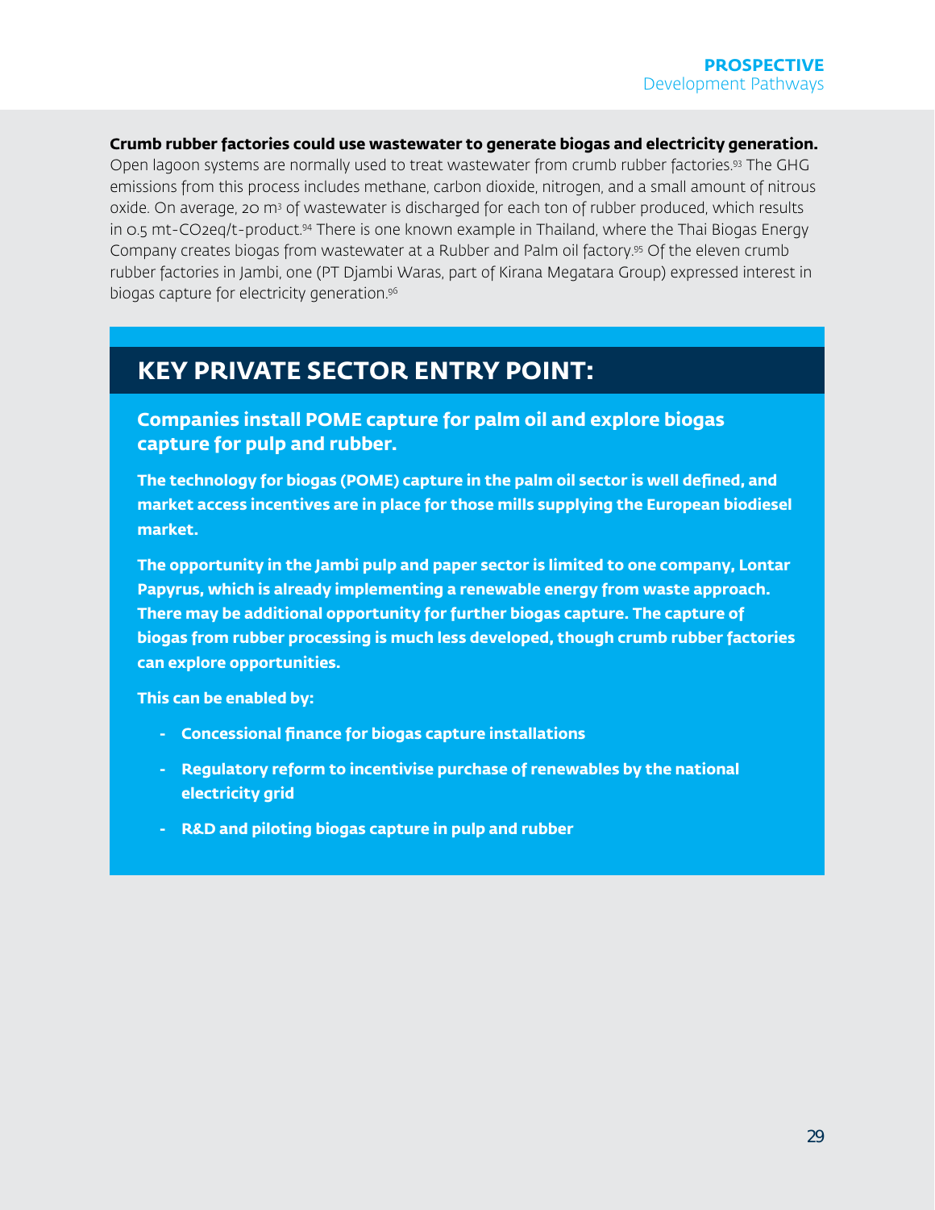**Crumb rubber factories could use wastewater to generate biogas and electricity generation.** Open lagoon systems are normally used to treat wastewater from crumb rubber factories.[93] The GHG emissions from this process includes methane, carbon dioxide, nitrogen, and a small amount of nitrous oxide. On average, 20 $m^3$ of wastewater is discharged for each ton of rubber produced, which results in 0.5 mt-$CO_2$eq/t-product.[94] There is one known example in Thailand, where the Thai Biogas Energy Company creates biogas from wastewater at a Rubber and Palm oil factory.[95] Of the eleven crumb rubber factories in Jambi, one (PT Djambi Waras, part of Kirana Megatara Group) expressed interest in biogas capture for electricity generation.[96]

## KEY PRIVATE SECTOR ENTRY POINT:

### Companies install POME capture for palm oil and explore biogas capture for pulp and rubber.

**The technology for biogas (POME) capture in the palm oil sector is well defined, and market access incentives are in place for those mills supplying the European biodiesel market.**

**The opportunity in the Jambi pulp and paper sector is limited to one company, Lontar Papyrus, which is already implementing a renewable energy from waste approach. There may be additional opportunity for further biogas capture. The capture of biogas from rubber processing is much less developed, though crumb rubber factories can explore opportunities.**

**This can be enabled by:**

- **Concessional finance for biogas capture installations**
- **Regulatory reform to incentivise purchase of renewables by the national electricity grid**
- **R&D and piloting biogas capture in pulp and rubber**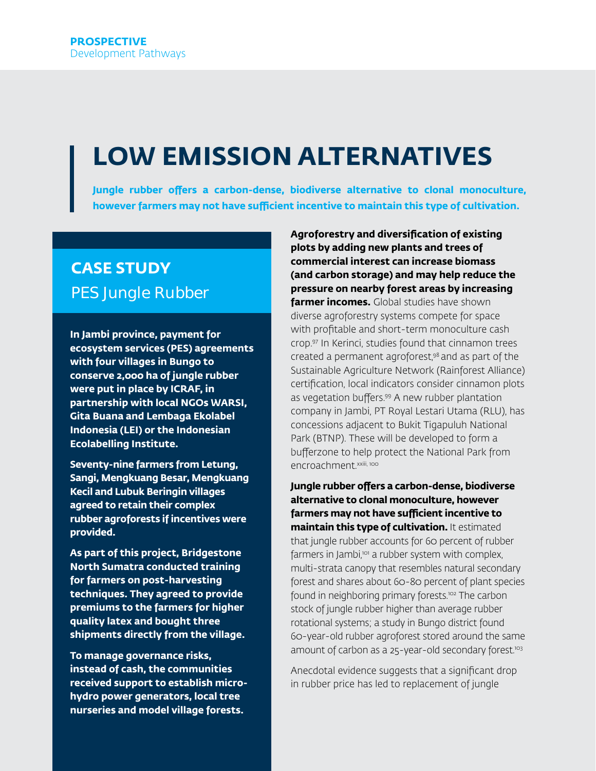# LOW EMISSION ALTERNATIVES

**Jungle rubber offers a carbon-dense, biodiverse alternative to clonal monoculture, however farmers may not have sufficient incentive to maintain this type of cultivation.**

## CASE STUDY
### PES Jungle Rubber

**In Jambi province, payment for ecosystem services (PES) agreements with four villages in Bungo to conserve 2,000 ha of jungle rubber were put in place by ICRAF, in partnership with local NGOs WARSI, Gita Buana and Lembaga Ekolabel Indonesia (LEI) or the Indonesian Ecolabelling Institute.**

**Seventy-nine farmers from Letung, Sangi, Mengkuang Besar, Mengkuang Kecil and Lubuk Beringin villages agreed to retain their complex rubber agroforests if incentives were provided.**

**As part of this project, Bridgestone North Sumatra conducted training for farmers on post-harvesting techniques. They agreed to provide premiums to the farmers for higher quality latex and bought three shipments directly from the village.**

**To manage governance risks, instead of cash, the communities received support to establish micro-hydro power generators, local tree nurseries and model village forests.**

**Agroforestry and diversification of existing plots by adding new plants and trees of commercial interest can increase biomass (and carbon storage) and may help reduce the pressure on nearby forest areas by increasing farmer incomes.** Global studies have shown diverse agroforestry systems compete for space with profitable and short-term monoculture cash crop.[97] In Kerinci, studies found that cinnamon trees created a permanent agroforest,[98] and as part of the Sustainable Agriculture Network (Rainforest Alliance) certification, local indicators consider cinnamon plots as vegetation buffers.[99] A new rubber plantation company in Jambi, PT Royal Lestari Utama (RLU), has concessions adjacent to Bukit Tigapuluh National Park (BTNP). These will be developed to form a bufferzone to help protect the National Park from encroachment.[xxiii, 100]

**Jungle rubber offers a carbon-dense, biodiverse alternative to clonal monoculture, however farmers may not have sufficient incentive to maintain this type of cultivation.** It estimated that jungle rubber accounts for 60 percent of rubber farmers in Jambi,[101] a rubber system with complex, multi-strata canopy that resembles natural secondary forest and shares about 60-80 percent of plant species found in neighboring primary forests.[102] The carbon stock of jungle rubber higher than average rubber rotational systems; a study in Bungo district found 60-year-old rubber agroforest stored around the same amount of carbon as a 25-year-old secondary forest.[103]

Anecdotal evidence suggests that a significant drop in rubber price has led to replacement of jungle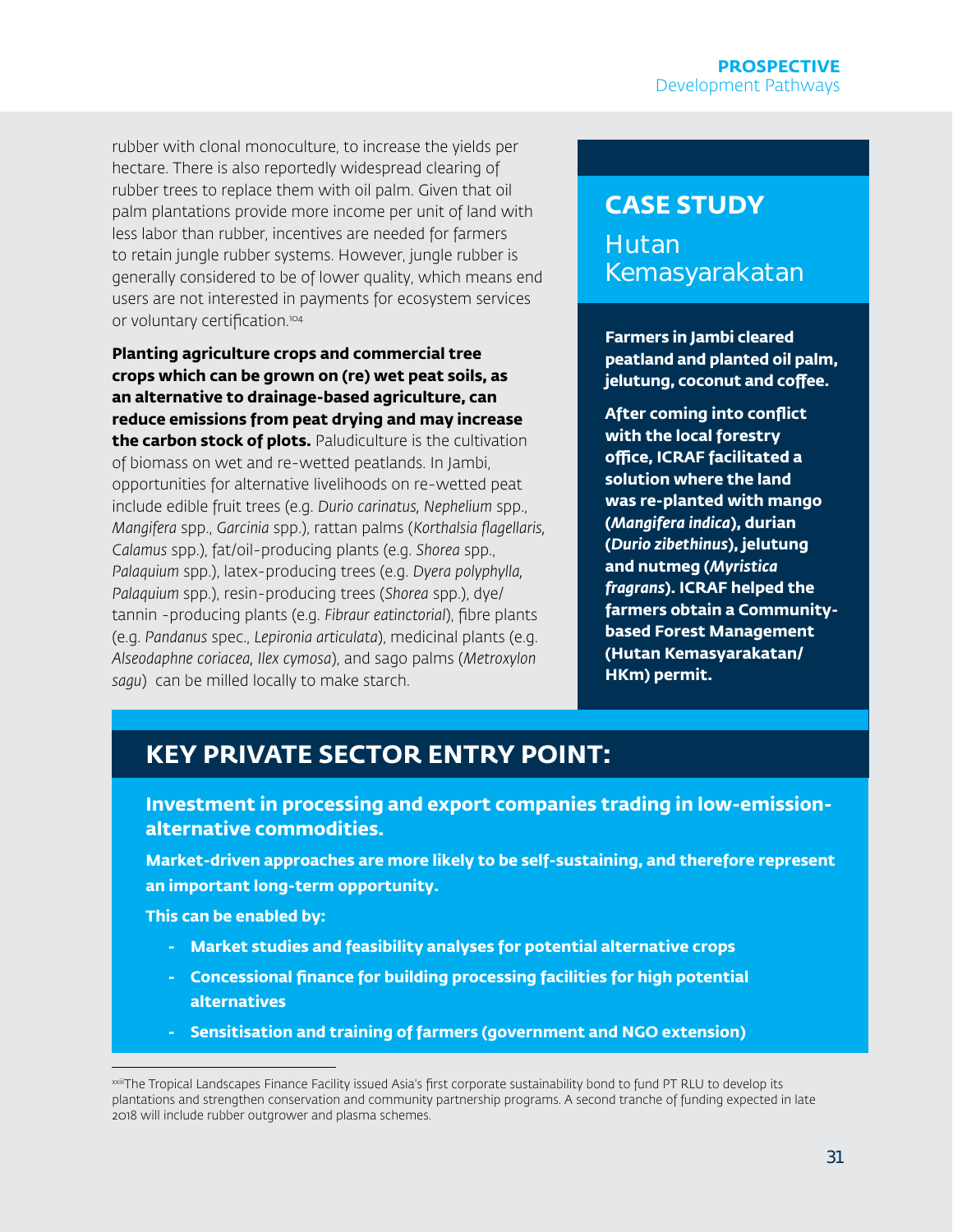rubber with clonal monoculture, to increase the yields per hectare. There is also reportedly widespread clearing of rubber trees to replace them with oil palm. Given that oil palm plantations provide more income per unit of land with less labor than rubber, incentives are needed for farmers to retain jungle rubber systems. However, jungle rubber is generally considered to be of lower quality, which means end users are not interested in payments for ecosystem services or voluntary certification.[104]

**Planting agriculture crops and commercial tree crops which can be grown on (re) wet peat soils, as an alternative to drainage-based agriculture, can reduce emissions from peat drying and may increase the carbon stock of plots.** Paludiculture is the cultivation of biomass on wet and re-wetted peatlands. In Jambi, opportunities for alternative livelihoods on re-wetted peat include edible fruit trees (e.g. *Durio carinatus, Nephelium* spp., *Mangifera* spp., *Garcinia* spp.), rattan palms (*Korthalsia flagellaris, Calamus* spp.), fat/oil-producing plants (e.g. *Shorea* spp., *Palaquium* spp.), latex-producing trees (e.g. *Dyera polyphylla, Palaquium* spp.), resin-producing trees (*Shorea* spp.), dye/tannin -producing plants (e.g. *Fibraur eatinctorial*), fibre plants (e.g. *Pandanus* spec., *Lepironia articulata*), medicinal plants (e.g. *Alseodaphne coriacea, Ilex cymosa*), and sago palms (*Metroxylon sagu*) can be milled locally to make starch.

## CASE STUDY

### Hutan Kemasyarakatan

**Farmers in Jambi cleared peatland and planted oil palm, jelutung, coconut and coffee.**

**After coming into conflict with the local forestry office, ICRAF facilitated a solution where the land was re-planted with mango (*Mangifera indica*), durian (*Durio zibethinus*), jelutung and nutmeg (*Myristica fragrans*). ICRAF helped the farmers obtain a Community-based Forest Management (Hutan Kemasyarakatan/ HKm) permit.**

## KEY PRIVATE SECTOR ENTRY POINT:

**Investment in processing and export companies trading in low-emission-alternative commodities.**

**Market-driven approaches are more likely to be self-sustaining, and therefore represent an important long-term opportunity.**

**This can be enabled by:**

- **Market studies and feasibility analyses for potential alternative crops**
- **Concessional finance for building processing facilities for high potential alternatives**
- **Sensitisation and training of farmers (government and NGO extension)**

[xxiii] The Tropical Landscapes Finance Facility issued Asia's first corporate sustainability bond to fund PT RLU to develop its plantations and strengthen conservation and community partnership programs. A second tranche of funding expected in late 2018 will include rubber outgrower and plasma schemes.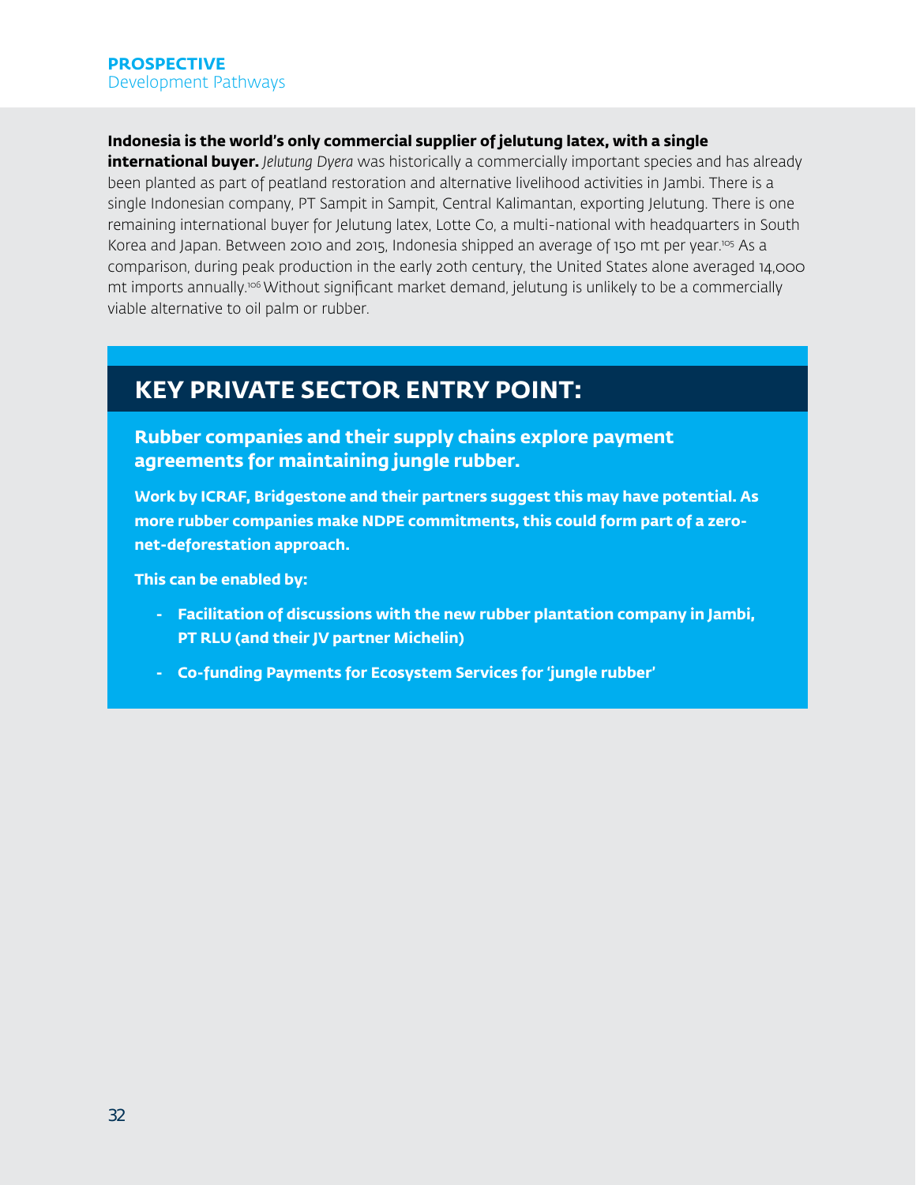**Indonesia is the world's only commercial supplier of jelutung latex, with a single international buyer.** *Jelutung Dyera* was historically a commercially important species and has already been planted as part of peatland restoration and alternative livelihood activities in Jambi. There is a single Indonesian company, PT Sampit in Sampit, Central Kalimantan, exporting Jelutung. There is one remaining international buyer for Jelutung latex, Lotte Co, a multi-national with headquarters in South Korea and Japan. Between 2010 and 2015, Indonesia shipped an average of 150 mt per year.[105] As a comparison, during peak production in the early 20th century, the United States alone averaged 14,000 mt imports annually.[106] Without significant market demand, jelutung is unlikely to be a commercially viable alternative to oil palm or rubber.

## KEY PRIVATE SECTOR ENTRY POINT:

**Rubber companies and their supply chains explore payment agreements for maintaining jungle rubber.**

**Work by ICRAF, Bridgestone and their partners suggest this may have potential. As more rubber companies make NDPE commitments, this could form part of a zero-net-deforestation approach.**

**This can be enabled by:**

- **Facilitation of discussions with the new rubber plantation company in Jambi, PT RLU (and their JV partner Michelin)**
- **Co-funding Payments for Ecosystem Services for 'jungle rubber'**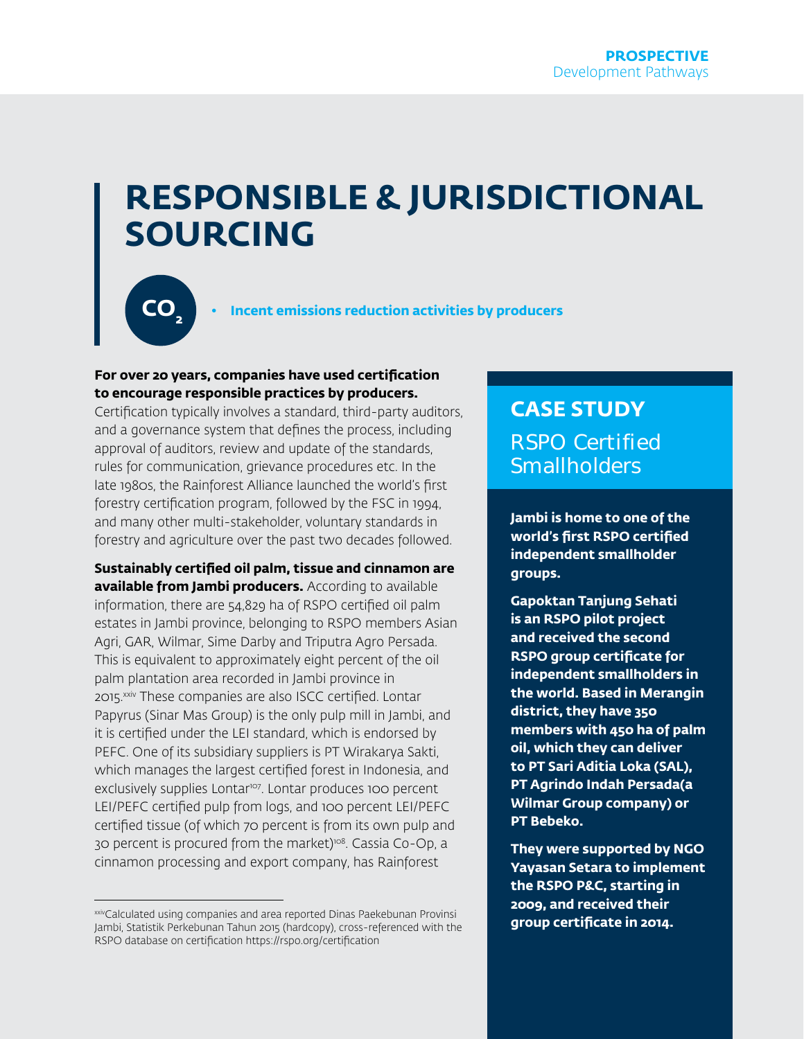# RESPONSIBLE & JURISDICTIONAL SOURCING

$CO_2$

- **Incent emissions reduction activities by producers**

**For over 20 years, companies have used certification to encourage responsible practices by producers.** Certification typically involves a standard, third-party auditors, and a governance system that defines the process, including approval of auditors, review and update of the standards, rules for communication, grievance procedures etc. In the late 1980s, the Rainforest Alliance launched the world's first forestry certification program, followed by the FSC in 1994, and many other multi-stakeholder, voluntary standards in forestry and agriculture over the past two decades followed.

**Sustainably certified oil palm, tissue and cinnamon are available from Jambi producers.** According to available information, there are 54,829 ha of RSPO certified oil palm estates in Jambi province, belonging to RSPO members Asian Agri, GAR, Wilmar, Sime Darby and Triputra Agro Persada. This is equivalent to approximately eight percent of the oil palm plantation area recorded in Jambi province in 2015.[xxiv] These companies are also ISCC certified. Lontar Papyrus (Sinar Mas Group) is the only pulp mill in Jambi, and it is certified under the LEI standard, which is endorsed by PEFC. One of its subsidiary suppliers is PT Wirakarya Sakti, which manages the largest certified forest in Indonesia, and exclusively supplies Lontar[107]. Lontar produces 100 percent LEI/PEFC certified pulp from logs, and 100 percent LEI/PEFC certified tissue (of which 70 percent is from its own pulp and 30 percent is procured from the market)[108]. Cassia Co-Op, a cinnamon processing and export company, has Rainforest

[xxiv] Calculated using companies and area reported Dinas Paekebunan Provinsi Jambi, Statistik Perkebunan Tahun 2015 (hardcopy), cross-referenced with the RSPO database on certification https://rspo.org/certification

## CASE STUDY
### RSPO Certified Smallholders

**Jambi is home to one of the world's first RSPO certified independent smallholder groups.**

**Gapoktan Tanjung Sehati is an RSPO pilot project and received the second RSPO group certificate for independent smallholders in the world. Based in Merangin district, they have 350 members with 450 ha of palm oil, which they can deliver to PT Sari Aditia Loka (SAL), PT Agrindo Indah Persada(a Wilmar Group company) or PT Bebeko.**

**They were supported by NGO Yayasan Setara to implement the RSPO P&C, starting in 2009, and received their group certificate in 2014.**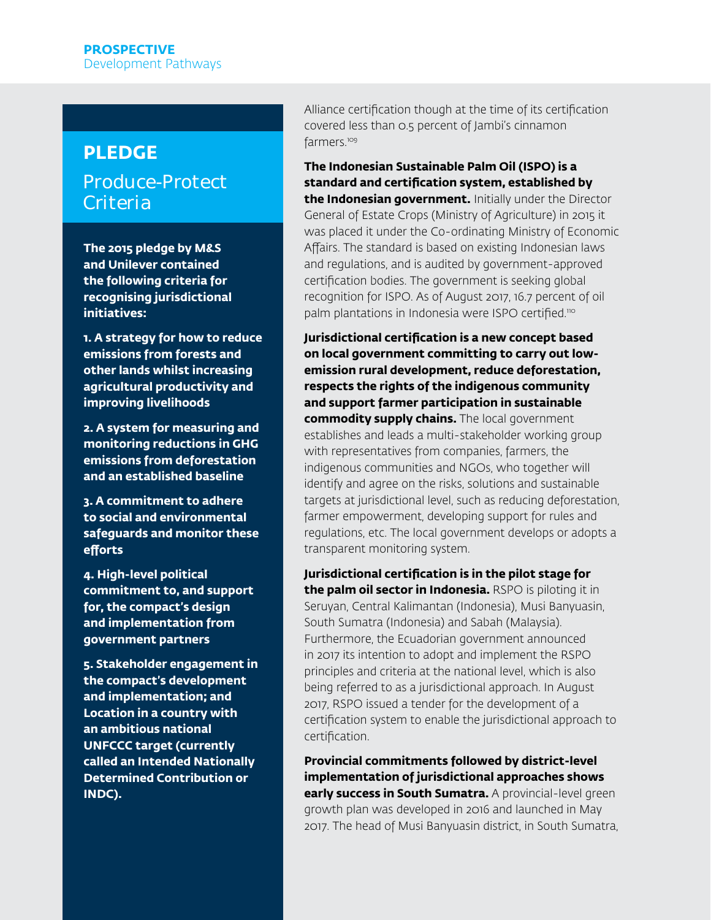## PLEDGE

### Produce-Protect Criteria

**The 2015 pledge by M&S and Unilever contained the following criteria for recognising jurisdictional initiatives:**

**1. A strategy for how to reduce emissions from forests and other lands whilst increasing agricultural productivity and improving livelihoods**

**2. A system for measuring and monitoring reductions in GHG emissions from deforestation and an established baseline**

**3. A commitment to adhere to social and environmental safeguards and monitor these efforts**

**4. High-level political commitment to, and support for, the compact's design and implementation from government partners**

**5. Stakeholder engagement in the compact's development and implementation; and Location in a country with an ambitious national UNFCCC target (currently called an Intended Nationally Determined Contribution or INDC).**

Alliance certification though at the time of its certification covered less than 0.5 percent of Jambi's cinnamon farmers.[109]

**The Indonesian Sustainable Palm Oil (ISPO) is a standard and certification system, established by the Indonesian government.** Initially under the Director General of Estate Crops (Ministry of Agriculture) in 2015 it was placed it under the Co-ordinating Ministry of Economic Affairs. The standard is based on existing Indonesian laws and regulations, and is audited by government-approved certification bodies. The government is seeking global recognition for ISPO. As of August 2017, 16.7 percent of oil palm plantations in Indonesia were ISPO certified.[110]

**Jurisdictional certification is a new concept based on local government committing to carry out low-emission rural development, reduce deforestation, respects the rights of the indigenous community and support farmer participation in sustainable commodity supply chains.** The local government establishes and leads a multi-stakeholder working group with representatives from companies, farmers, the indigenous communities and NGOs, who together will identify and agree on the risks, solutions and sustainable targets at jurisdictional level, such as reducing deforestation, farmer empowerment, developing support for rules and regulations, etc. The local government develops or adopts a transparent monitoring system.

**Jurisdictional certification is in the pilot stage for the palm oil sector in Indonesia.** RSPO is piloting it in Seruyan, Central Kalimantan (Indonesia), Musi Banyuasin, South Sumatra (Indonesia) and Sabah (Malaysia). Furthermore, the Ecuadorian government announced in 2017 its intention to adopt and implement the RSPO principles and criteria at the national level, which is also being referred to as a jurisdictional approach. In August 2017, RSPO issued a tender for the development of a certification system to enable the jurisdictional approach to certification.

**Provincial commitments followed by district-level implementation of jurisdictional approaches shows early success in South Sumatra.** A provincial-level green growth plan was developed in 2016 and launched in May 2017. The head of Musi Banyuasin district, in South Sumatra,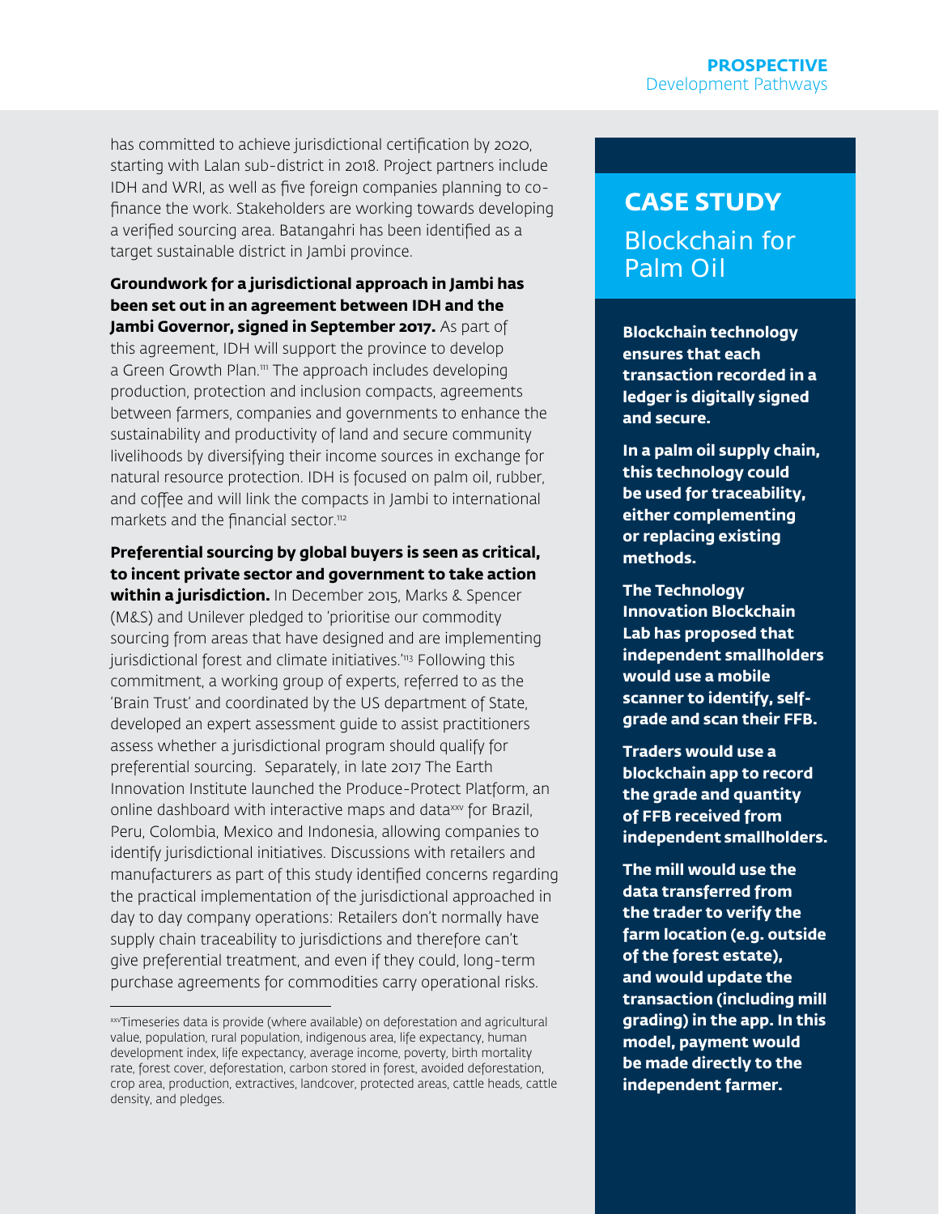has committed to achieve jurisdictional certification by 2020, starting with Lalan sub-district in 2018. Project partners include IDH and WRI, as well as five foreign companies planning to co-finance the work. Stakeholders are working towards developing a verified sourcing area. Batangahri has been identified as a target sustainable district in Jambi province.

**Groundwork for a jurisdictional approach in Jambi has been set out in an agreement between IDH and the Jambi Governor, signed in September 2017.** As part of this agreement, IDH will support the province to develop a Green Growth Plan.[111] The approach includes developing production, protection and inclusion compacts, agreements between farmers, companies and governments to enhance the sustainability and productivity of land and secure community livelihoods by diversifying their income sources in exchange for natural resource protection. IDH is focused on palm oil, rubber, and coffee and will link the compacts in Jambi to international markets and the financial sector.[112]

**Preferential sourcing by global buyers is seen as critical, to incent private sector and government to take action within a jurisdiction.** In December 2015, Marks & Spencer (M&S) and Unilever pledged to 'prioritise our commodity sourcing from areas that have designed and are implementing jurisdictional forest and climate initiatives.'[113] Following this commitment, a working group of experts, referred to as the 'Brain Trust' and coordinated by the US department of State, developed an expert assessment guide to assist practitioners assess whether a jurisdictional program should qualify for preferential sourcing. Separately, in late 2017 The Earth Innovation Institute launched the Produce-Protect Platform, an online dashboard with interactive maps and data[xxv] for Brazil, Peru, Colombia, Mexico and Indonesia, allowing companies to identify jurisdictional initiatives. Discussions with retailers and manufacturers as part of this study identified concerns regarding the practical implementation of the jurisdictional approached in day to day company operations: Retailers don't normally have supply chain traceability to jurisdictions and therefore can't give preferential treatment, and even if they could, long-term purchase agreements for commodities carry operational risks.

[xxv] Timeseries data is provide (where available) on deforestation and agricultural value, population, rural population, indigenous area, life expectancy, human development index, life expectancy, average income, poverty, birth mortality rate, forest cover, deforestation, carbon stored in forest, avoided deforestation, crop area, production, extractives, landcover, protected areas, cattle heads, cattle density, and pledges.

## CASE STUDY
### Blockchain for Palm Oil

**Blockchain technology ensures that each transaction recorded in a ledger is digitally signed and secure.**

**In a palm oil supply chain, this technology could be used for traceability, either complementing or replacing existing methods.**

**The Technology Innovation Blockchain Lab has proposed that independent smallholders would use a mobile scanner to identify, self-grade and scan their FFB.**

**Traders would use a blockchain app to record the grade and quantity of FFB received from independent smallholders.**

**The mill would use the data transferred from the trader to verify the farm location (e.g. outside of the forest estate), and would update the transaction (including mill grading) in the app. In this model, payment would be made directly to the independent farmer.**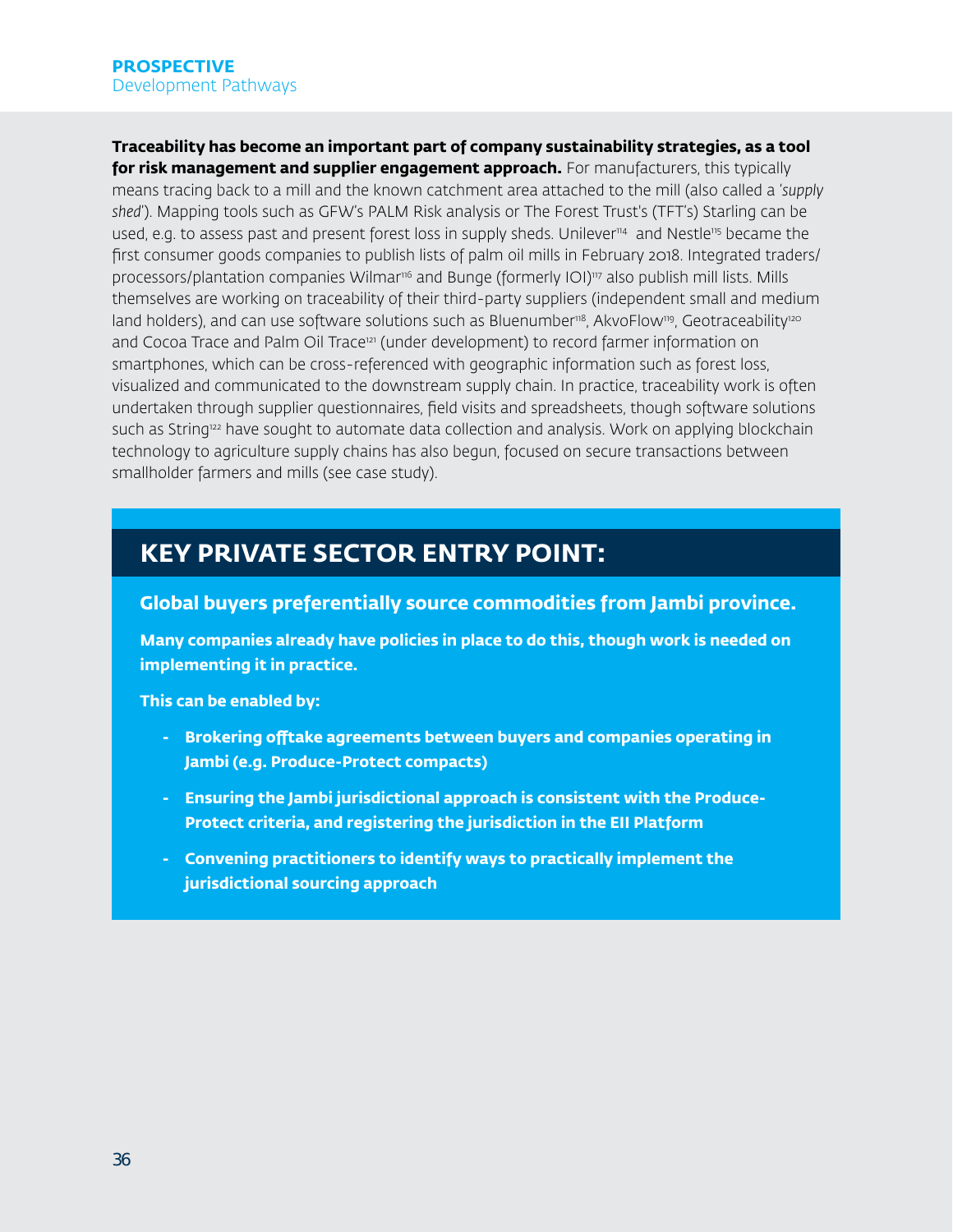**Traceability has become an important part of company sustainability strategies, as a tool for risk management and supplier engagement approach.** For manufacturers, this typically means tracing back to a mill and the known catchment area attached to the mill (also called a '*supply shed*'). Mapping tools such as GFW's PALM Risk analysis or The Forest Trust's (TFT's) Starling can be used, e.g. to assess past and present forest loss in supply sheds. Unilever[114] and Nestle[115] became the first consumer goods companies to publish lists of palm oil mills in February 2018. Integrated traders/processors/plantation companies Wilmar[116] and Bunge (formerly IOI)[117] also publish mill lists. Mills themselves are working on traceability of their third-party suppliers (independent small and medium land holders), and can use software solutions such as Bluenumber[118], AkvoFlow[119], Geotraceability[120] and Cocoa Trace and Palm Oil Trace[121] (under development) to record farmer information on smartphones, which can be cross-referenced with geographic information such as forest loss, visualized and communicated to the downstream supply chain. In practice, traceability work is often undertaken through supplier questionnaires, field visits and spreadsheets, though software solutions such as String[122] have sought to automate data collection and analysis. Work on applying blockchain technology to agriculture supply chains has also begun, focused on secure transactions between smallholder farmers and mills (see case study).

## KEY PRIVATE SECTOR ENTRY POINT:

**Global buyers preferentially source commodities from Jambi province.**

**Many companies already have policies in place to do this, though work is needed on implementing it in practice.**

**This can be enabled by:**

- **Brokering offtake agreements between buyers and companies operating in Jambi (e.g. Produce-Protect compacts)**
- **Ensuring the Jambi jurisdictional approach is consistent with the Produce-Protect criteria, and registering the jurisdiction in the EII Platform**
- **Convening practitioners to identify ways to practically implement the jurisdictional sourcing approach**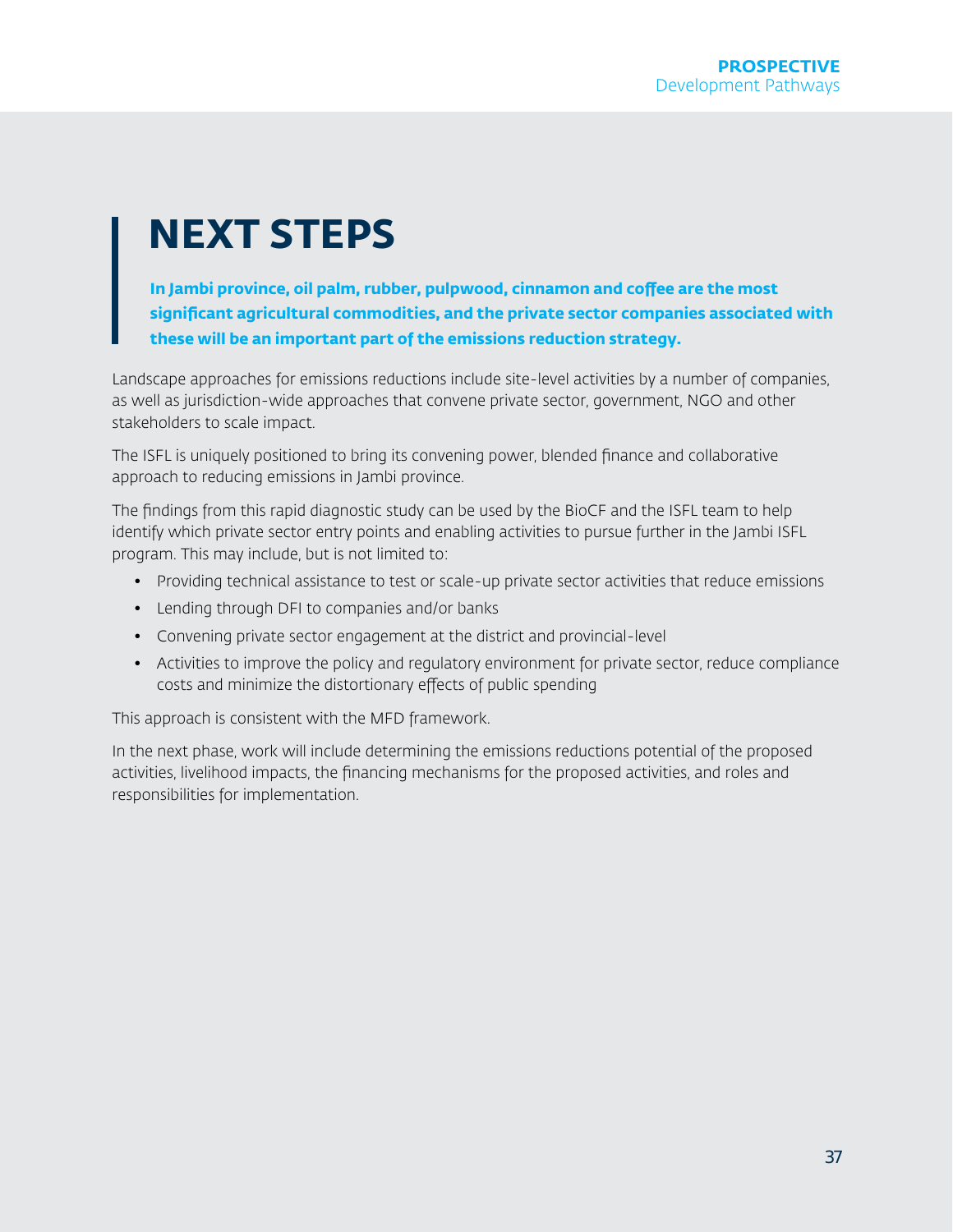# NEXT STEPS

**In Jambi province, oil palm, rubber, pulpwood, cinnamon and coffee are the most significant agricultural commodities, and the private sector companies associated with these will be an important part of the emissions reduction strategy.**

Landscape approaches for emissions reductions include site-level activities by a number of companies, as well as jurisdiction-wide approaches that convene private sector, government, NGO and other stakeholders to scale impact.

The ISFL is uniquely positioned to bring its convening power, blended finance and collaborative approach to reducing emissions in Jambi province.

The findings from this rapid diagnostic study can be used by the BioCF and the ISFL team to help identify which private sector entry points and enabling activities to pursue further in the Jambi ISFL program. This may include, but is not limited to:

- Providing technical assistance to test or scale-up private sector activities that reduce emissions
- Lending through DFI to companies and/or banks
- Convening private sector engagement at the district and provincial-level
- Activities to improve the policy and regulatory environment for private sector, reduce compliance costs and minimize the distortionary effects of public spending

This approach is consistent with the MFD framework.

In the next phase, work will include determining the emissions reductions potential of the proposed activities, livelihood impacts, the financing mechanisms for the proposed activities, and roles and responsibilities for implementation.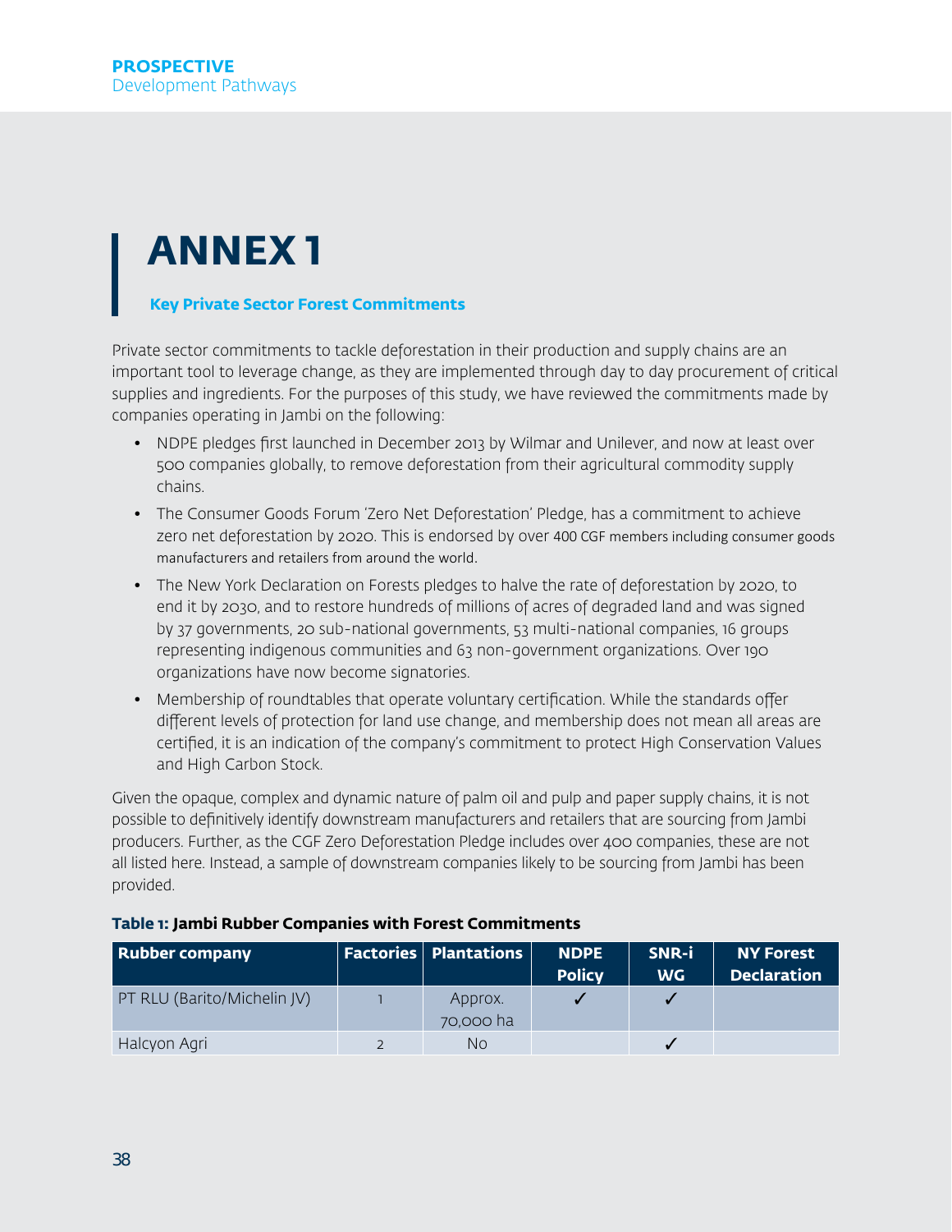# ANNEX 1

### Key Private Sector Forest Commitments

Private sector commitments to tackle deforestation in their production and supply chains are an important tool to leverage change, as they are implemented through day to day procurement of critical supplies and ingredients. For the purposes of this study, we have reviewed the commitments made by companies operating in Jambi on the following:

- NDPE pledges first launched in December 2013 by Wilmar and Unilever, and now at least over 500 companies globally, to remove deforestation from their agricultural commodity supply chains.
- The Consumer Goods Forum 'Zero Net Deforestation' Pledge, has a commitment to achieve zero net deforestation by 2020. This is endorsed by over 400 CGF members including consumer goods manufacturers and retailers from around the world.
- The New York Declaration on Forests pledges to halve the rate of deforestation by 2020, to end it by 2030, and to restore hundreds of millions of acres of degraded land and was signed by 37 governments, 20 sub-national governments, 53 multi-national companies, 16 groups representing indigenous communities and 63 non-government organizations. Over 190 organizations have now become signatories.
- Membership of roundtables that operate voluntary certification. While the standards offer different levels of protection for land use change, and membership does not mean all areas are certified, it is an indication of the company's commitment to protect High Conservation Values and High Carbon Stock.

Given the opaque, complex and dynamic nature of palm oil and pulp and paper supply chains, it is not possible to definitively identify downstream manufacturers and retailers that are sourcing from Jambi producers. Further, as the CGF Zero Deforestation Pledge includes over 400 companies, these are not all listed here. Instead, a sample of downstream companies likely to be sourcing from Jambi has been provided.

**Table 1: Jambi Rubber Companies with Forest Commitments**

| Rubber company | Factories | Plantations | NDPE Policy | SNR-i WG | NY Forest Declaration |
|---|---|---|---|---|---|
| PT RLU (Barito/Michelin JV) | 1 | Approx. 70,000 ha | ✓ | ✓ | |
| Halcyon Agri | 2 | No | | ✓ | |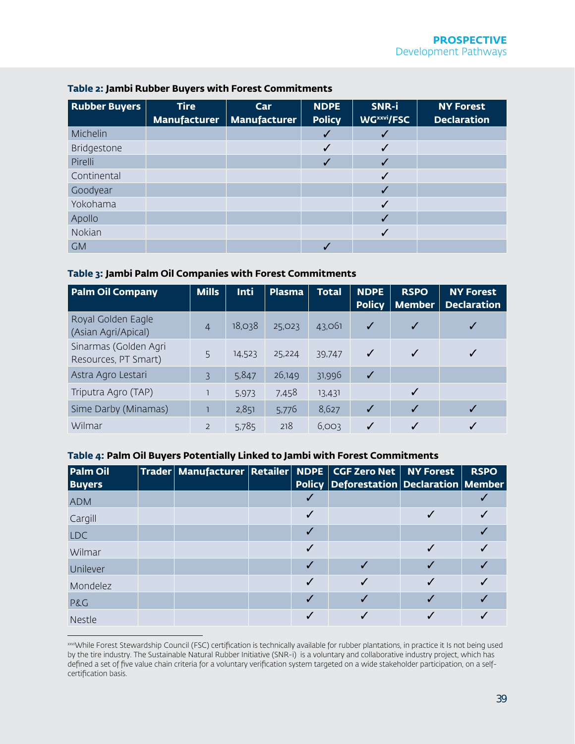**Table 2:** Jambi Rubber Buyers with Forest Commitments

| Rubber Buyers | Tire Manufacturer | Car Manufacturer | NDPE Policy | SNR-i WG[xxvi]/FSC | NY Forest Declaration |
|---|---|---|---|---|---|
| Michelin | | | ✓ | ✓ | |
| Bridgestone | | | ✓ | ✓ | |
| Pirelli | | | ✓ | ✓ | |
| Continental | | | | ✓ | |
| Goodyear | | | | ✓ | |
| Yokohama | | | | ✓ | |
| Apollo | | | | ✓ | |
| Nokian | | | | ✓ | |
| GM | | | ✓ | | |

**Table 3:** Jambi Palm Oil Companies with Forest Commitments

| Palm Oil Company | Mills | Inti | Plasma | Total | NDPE Policy | RSPO Member | NY Forest Declaration |
|---|---|---|---|---|---|---|---|
| Royal Golden Eagle (Asian Agri/Apical) | 4 | 18,038 | 25,023 | 43,061 | ✓ | ✓ | ✓ |
| Sinarmas (Golden Agri Resources, PT Smart) | 5 | 14,523 | 25,224 | 39,747 | ✓ | ✓ | ✓ |
| Astra Agro Lestari | 3 | 5,847 | 26,149 | 31,996 | ✓ | | |
| Triputra Agro (TAP) | 1 | 5,973 | 7,458 | 13,431 | | ✓ | |
| Sime Darby (Minamas) | 1 | 2,851 | 5,776 | 8,627 | ✓ | ✓ | ✓ |
| Wilmar | 2 | 5,785 | 218 | 6,003 | ✓ | ✓ | ✓ |

**Table 4:** Palm Oil Buyers Potentially Linked to Jambi with Forest Commitments

| Palm Oil Buyers | Trader | Manufacturer | Retailer | NDPE Policy | CGF Zero Net Deforestation | NY Forest Declaration | RSPO Member |
|---|---|---|---|---|---|---|---|
| ADM | | | | ✓ | | | ✓ |
| Cargill | | | | ✓ | | ✓ | ✓ |
| LDC | | | | ✓ | | | ✓ |
| Wilmar | | | | ✓ | | ✓ | ✓ |
| Unilever | | | | ✓ | ✓ | ✓ | ✓ |
| Mondelez | | | | ✓ | ✓ | ✓ | ✓ |
| P&G | | | | ✓ | ✓ | ✓ | ✓ |
| Nestle | | | | ✓ | ✓ | ✓ | ✓ |

[xxvi] While Forest Stewardship Council (FSC) certification is technically available for rubber plantations, in practice it Is not being used by the tire industry. The Sustainable Natural Rubber Initiative (SNR-i) is a voluntary and collaborative industry project, which has defined a set of five value chain criteria for a voluntary verification system targeted on a wide stakeholder participation, on a self-certification basis.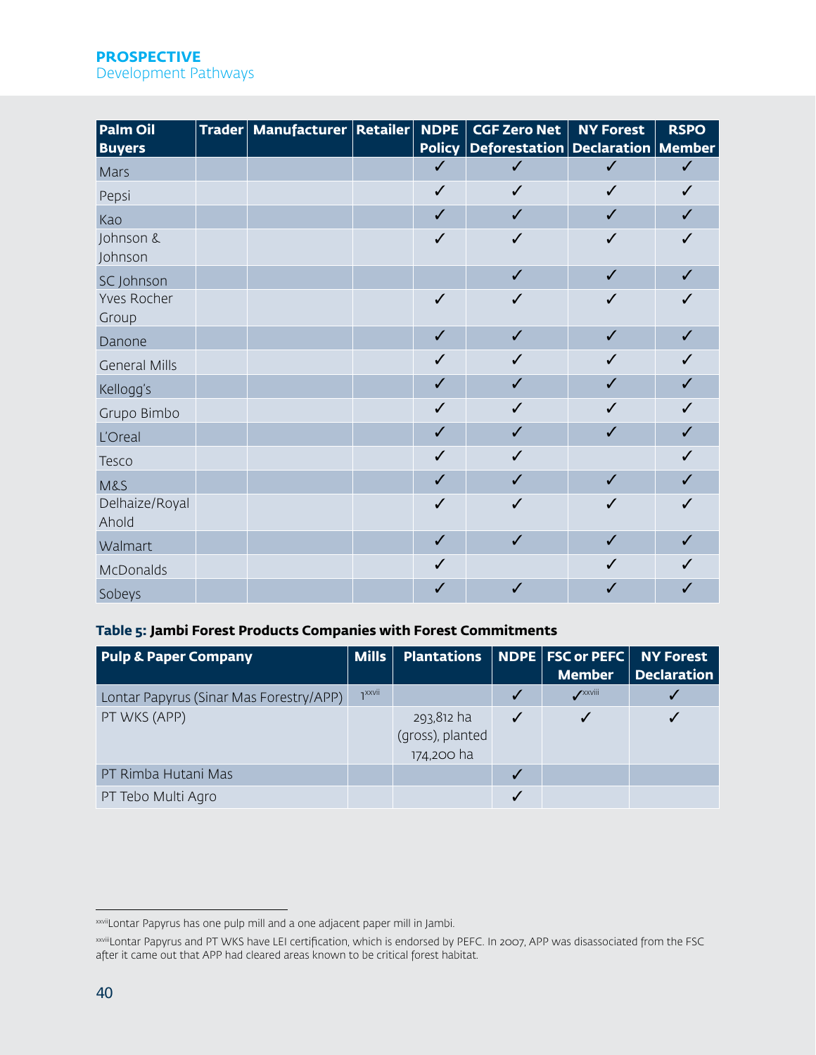| Palm Oil Buyers | Trader | Manufacturer | Retailer | NDPE Policy | CGF Zero Net Deforestation | NY Forest Declaration | RSPO Member |
|---|---|---|---|---|---|---|---|
| Mars | | | | ✓ | ✓ | ✓ | ✓ |
| Pepsi | | | | ✓ | ✓ | ✓ | ✓ |
| Kao | | | | ✓ | ✓ | ✓ | ✓ |
| Johnson & Johnson | | | | ✓ | ✓ | ✓ | ✓ |
| SC Johnson | | | | | ✓ | ✓ | ✓ |
| Yves Rocher Group | | | | ✓ | ✓ | ✓ | ✓ |
| Danone | | | | ✓ | ✓ | ✓ | ✓ |
| General Mills | | | | ✓ | ✓ | ✓ | ✓ |
| Kellogg's | | | | ✓ | ✓ | ✓ | ✓ |
| Grupo Bimbo | | | | ✓ | ✓ | ✓ | ✓ |
| L'Oreal | | | | ✓ | ✓ | ✓ | ✓ |
| Tesco | | | | ✓ | ✓ | | ✓ |
| M&S | | | | ✓ | ✓ | ✓ | ✓ |
| Delhaize/Royal Ahold | | | | ✓ | ✓ | ✓ | ✓ |
| Walmart | | | | ✓ | ✓ | ✓ | ✓ |
| McDonalds | | | | ✓ | | ✓ | ✓ |
| Sobeys | | | | ✓ | ✓ | ✓ | ✓ |

**Table 5: Jambi Forest Products Companies with Forest Commitments**

| Pulp & Paper Company | Mills | Plantations | NDPE | FSC or PEFC Member | NY Forest Declaration |
|---|---|---|---|---|---|
| Lontar Papyrus (Sinar Mas Forestry/APP) | 1[xxvii] | | ✓ | ✓[xxviii] | ✓ |
| PT WKS (APP) | | 293,812 ha (gross), planted 174,200 ha | ✓ | ✓ | ✓ |
| PT Rimba Hutani Mas | | | ✓ | | |
| PT Tebo Multi Agro | | | ✓ | | |

[xxvii] Lontar Papyrus has one pulp mill and a one adjacent paper mill in Jambi.

[xxviii] Lontar Papyrus and PT WKS have LEI certification, which is endorsed by PEFC. In 2007, APP was disassociated from the FSC after it came out that APP had cleared areas known to be critical forest habitat.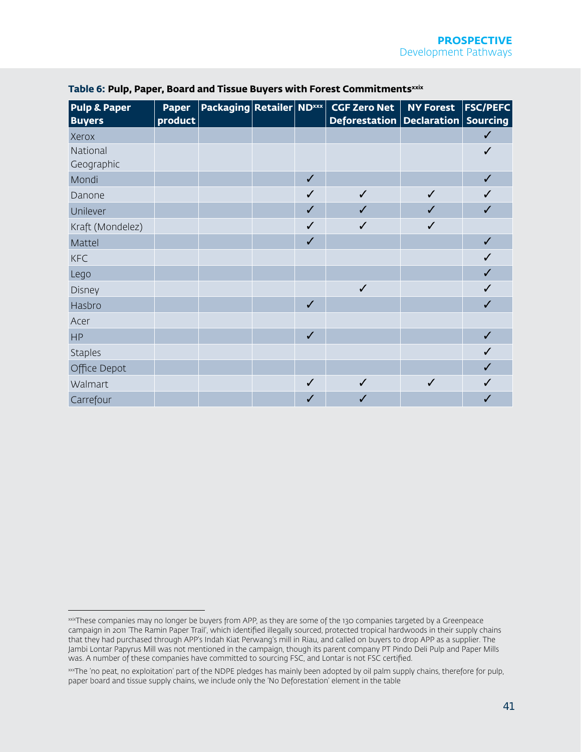**Table 6: Pulp, Paper, Board and Tissue Buyers with Forest Commitments**[xxix]

| Pulp & Paper Buyers | Paper product | Packaging | Retailer | ND[xxx] | CGF Zero Net Deforestation | NY Forest Declaration | FSC/PEFC Sourcing |
|---|---|---|---|---|---|---|---|
| Xerox | | | | | | | ✓ |
| National Geographic | | | | | | | ✓ |
| Mondi | | | | ✓ | | | ✓ |
| Danone | | | | ✓ | ✓ | ✓ | ✓ |
| Unilever | | | | ✓ | ✓ | ✓ | ✓ |
| Kraft (Mondelez) | | | | ✓ | ✓ | ✓ | |
| Mattel | | | | ✓ | | | ✓ |
| KFC | | | | | | | ✓ |
| Lego | | | | | | | ✓ |
| Disney | | | | | ✓ | | ✓ |
| Hasbro | | | | ✓ | | | ✓ |
| Acer | | | | | | | |
| HP | | | | ✓ | | | ✓ |
| Staples | | | | | | | ✓ |
| Office Depot | | | | | | | ✓ |
| Walmart | | | | ✓ | ✓ | ✓ | ✓ |
| Carrefour | | | | ✓ | ✓ | | ✓ |

[xxix]These companies may no longer be buyers from APP, as they are some of the 130 companies targeted by a Greenpeace campaign in 2011 'The Ramin Paper Trail', which identified illegally sourced, protected tropical hardwoods in their supply chains that they had purchased through APP's Indah Kiat Perwang's mill in Riau, and called on buyers to drop APP as a supplier. The Jambi Lontar Papyrus Mill was not mentioned in the campaign, though its parent company PT Pindo Deli Pulp and Paper Mills was. A number of these companies have committed to sourcing FSC, and Lontar is not FSC certified.

[xxx]The 'no peat, no exploitation' part of the NDPE pledges has mainly been adopted by oil palm supply chains, therefore for pulp, paper board and tissue supply chains, we include only the 'No Deforestation' element in the table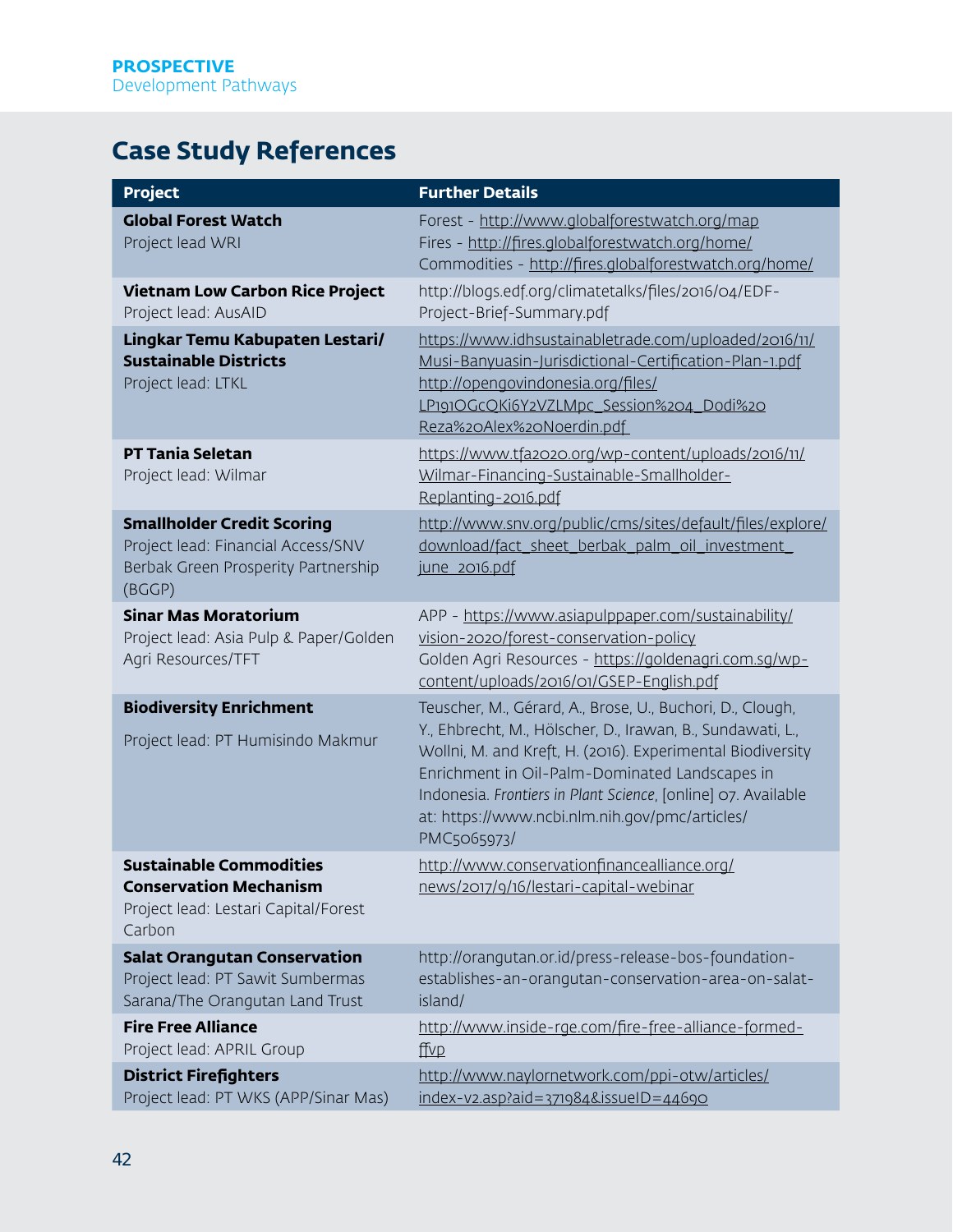## Case Study References

| Project | Further Details |
|---|---|
| **Global Forest Watch**<br>Project lead WRI | Forest - http://www.globalforestwatch.org/map<br>Fires - http://fires.globalforestwatch.org/home/<br>Commodities - http://fires.globalforestwatch.org/home/ |
| **Vietnam Low Carbon Rice Project**<br>Project lead: AusAID | http://blogs.edf.org/climatetalks/files/2016/04/EDF-Project-Brief-Summary.pdf |
| **Lingkar Temu Kabupaten Lestari/ Sustainable Districts**<br>Project lead: LTKL | https://www.idhsustainabletrade.com/uploaded/2016/11/Musi-Banyuasin-Jurisdictional-Certification-Plan-1.pdf<br>http://opengovindonesia.org/files/LP191OGcQKi6Y2VZLMpc_Session%204_Dodi%20Reza%20Alex%20Noerdin.pdf |
| **PT Tania Seletan**<br>Project lead: Wilmar | https://www.tfa2020.org/wp-content/uploads/2016/11/Wilmar-Financing-Sustainable-Smallholder-Replanting-2016.pdf |
| **Smallholder Credit Scoring**<br>Project lead: Financial Access/SNV Berbak Green Prosperity Partnership (BGGP) | http://www.snv.org/public/cms/sites/default/files/explore/download/fact_sheet_berbak_palm_oil_investment_june_2016.pdf |
| **Sinar Mas Moratorium**<br>Project lead: Asia Pulp & Paper/Golden Agri Resources/TFT | APP - https://www.asiapulppaper.com/sustainability/vision-2020/forest-conservation-policy<br>Golden Agri Resources - https://goldenagri.com.sg/wp-content/uploads/2016/01/GSEP-English.pdf |
| **Biodiversity Enrichment**<br>Project lead: PT Humisindo Makmur | Teuscher, M., Gérard, A., Brose, U., Buchori, D., Clough, Y., Ehbrecht, M., Hölscher, D., Irawan, B., Sundawati, L., Wollni, M. and Kreft, H. (2016). Experimental Biodiversity Enrichment in Oil-Palm-Dominated Landscapes in Indonesia. *Frontiers in Plant Science*, [online] 07. Available at: https://www.ncbi.nlm.nih.gov/pmc/articles/PMC5065973/ |
| **Sustainable Commodities Conservation Mechanism**<br>Project lead: Lestari Capital/Forest Carbon | http://www.conservationfinancealliance.org/news/2017/9/16/lestari-capital-webinar |
| **Salat Orangutan Conservation**<br>Project lead: PT Sawit Sumbermas Sarana/The Orangutan Land Trust | http://orangutan.or.id/press-release-bos-foundation-establishes-an-orangutan-conservation-area-on-salat-island/ |
| **Fire Free Alliance**<br>Project lead: APRIL Group | http://www.inside-rge.com/fire-free-alliance-formed-ffvp |
| **District Firefighters**<br>Project lead: PT WKS (APP/Sinar Mas) | http://www.naylornetwork.com/ppi-otw/articles/index-v2.asp?aid=371984&issueID=44690 |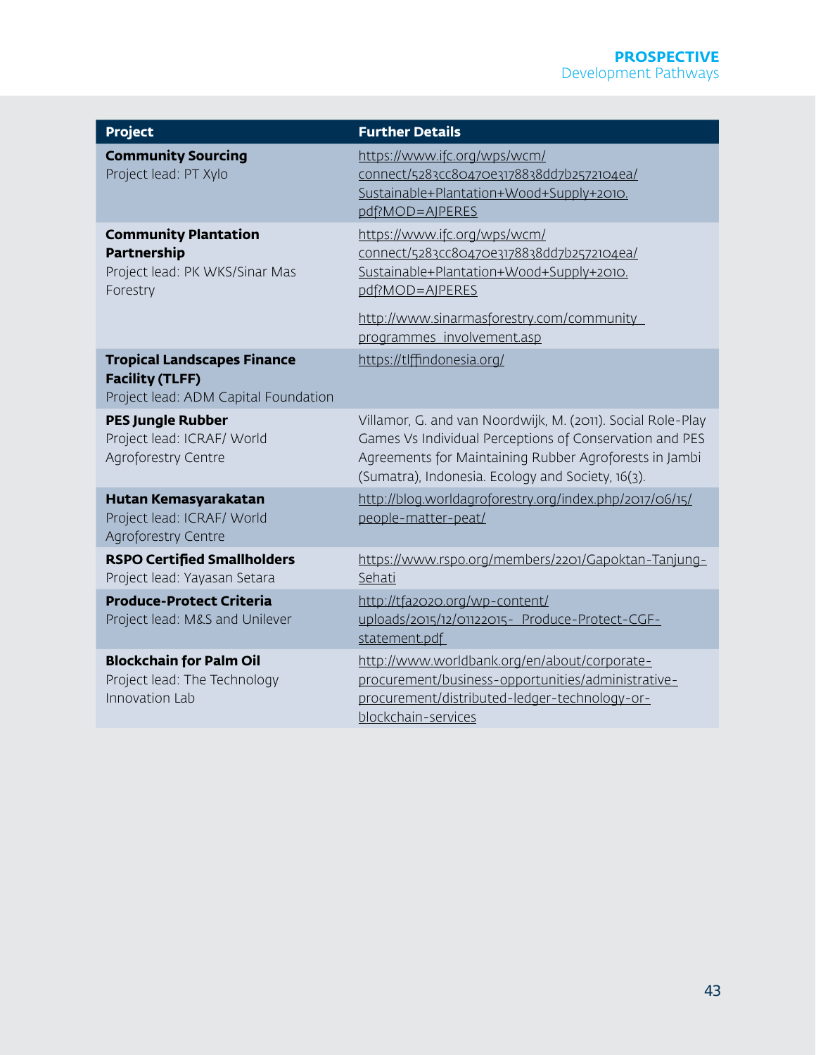| Project | Further Details |
|---|---|
| **Community Sourcing**<br>Project lead: PT Xylo | https://www.ifc.org/wps/wcm/connect/5283cc80470e3178838dd7b2572104ea/Sustainable+Plantation+Wood+Supply+2010.pdf?MOD=AJPERES |
| **Community Plantation Partnership**<br>Project lead: PK WKS/Sinar Mas Forestry | https://www.ifc.org/wps/wcm/connect/5283cc80470e3178838dd7b2572104ea/Sustainable+Plantation+Wood+Supply+2010.pdf?MOD=AJPERES<br><br>http://www.sinarmasforestry.com/community_programmes_involvement.asp |
| **Tropical Landscapes Finance Facility (TLFF)**<br>Project lead: ADM Capital Foundation | https://tlffindonesia.org/ |
| **PES Jungle Rubber**<br>Project lead: ICRAF/ World Agroforestry Centre | Villamor, G. and van Noordwijk, M. (2011). Social Role-Play Games Vs Individual Perceptions of Conservation and PES Agreements for Maintaining Rubber Agroforests in Jambi (Sumatra), Indonesia. Ecology and Society, 16(3). |
| **Hutan Kemasyarakatan**<br>Project lead: ICRAF/ World Agroforestry Centre | http://blog.worldagroforestry.org/index.php/2017/06/15/people-matter-peat/ |
| **RSPO Certified Smallholders**<br>Project lead: Yayasan Setara | https://www.rspo.org/members/2201/Gapoktan-Tanjung-Sehati |
| **Produce-Protect Criteria**<br>Project lead: M&S and Unilever | http://tfa2020.org/wp-content/uploads/2015/12/01122015-_Produce-Protect-CGF-statement.pdf |
| **Blockchain for Palm Oil**<br>Project lead: The Technology Innovation Lab | http://www.worldbank.org/en/about/corporate-procurement/business-opportunities/administrative-procurement/distributed-ledger-technology-or-blockchain-services |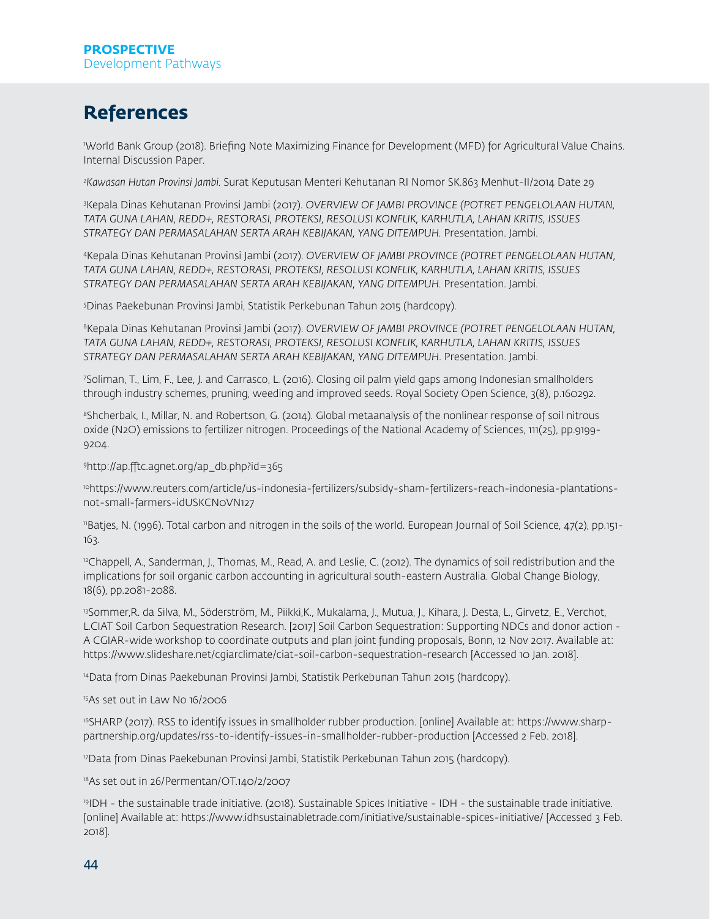# References

[1]World Bank Group (2018). Briefing Note Maximizing Finance for Development (MFD) for Agricultural Value Chains. Internal Discussion Paper.

[2]*Kawasan Hutan Provinsi Jambi.* Surat Keputusan Menteri Kehutanan RI Nomor SK.863 Menhut-II/2014 Date 29

[3]Kepala Dinas Kehutanan Provinsi Jambi (2017). *OVERVIEW OF JAMBI PROVINCE (POTRET PENGELOLAAN HUTAN, TATA GUNA LAHAN, REDD+, RESTORASI, PROTEKSI, RESOLUSI KONFLIK, KARHUTLA, LAHAN KRITIS, ISSUES STRATEGY DAN PERMASALAHAN SERTA ARAH KEBIJAKAN, YANG DITEMPUH.* Presentation. Jambi.

[4]Kepala Dinas Kehutanan Provinsi Jambi (2017). *OVERVIEW OF JAMBI PROVINCE (POTRET PENGELOLAAN HUTAN, TATA GUNA LAHAN, REDD+, RESTORASI, PROTEKSI, RESOLUSI KONFLIK, KARHUTLA, LAHAN KRITIS, ISSUES STRATEGY DAN PERMASALAHAN SERTA ARAH KEBIJAKAN, YANG DITEMPUH.* Presentation. Jambi.

[5]Dinas Paekebunan Provinsi Jambi, Statistik Perkebunan Tahun 2015 (hardcopy).

[6]Kepala Dinas Kehutanan Provinsi Jambi (2017). *OVERVIEW OF JAMBI PROVINCE (POTRET PENGELOLAAN HUTAN, TATA GUNA LAHAN, REDD+, RESTORASI, PROTEKSI, RESOLUSI KONFLIK, KARHUTLA, LAHAN KRITIS, ISSUES STRATEGY DAN PERMASALAHAN SERTA ARAH KEBIJAKAN, YANG DITEMPUH.* Presentation. Jambi.

[7]Soliman, T., Lim, F., Lee, J. and Carrasco, L. (2016). Closing oil palm yield gaps among Indonesian smallholders through industry schemes, pruning, weeding and improved seeds. Royal Society Open Science, 3(8), p.160292.

[8]Shcherbak, I., Millar, N. and Robertson, G. (2014). Global metaanalysis of the nonlinear response of soil nitrous oxide (N2O) emissions to fertilizer nitrogen. Proceedings of the National Academy of Sciences, 111(25), pp.9199-9204.

[9]http://ap.fftc.agnet.org/ap_db.php?id=365

[10]https://www.reuters.com/article/us-indonesia-fertilizers/subsidy-sham-fertilizers-reach-indonesia-plantations-not-small-farmers-idUSKCN0VN127

[11]Batjes, N. (1996). Total carbon and nitrogen in the soils of the world. European Journal of Soil Science, 47(2), pp.151-163.

[12]Chappell, A., Sanderman, J., Thomas, M., Read, A. and Leslie, C. (2012). The dynamics of soil redistribution and the implications for soil organic carbon accounting in agricultural south-eastern Australia. Global Change Biology, 18(6), pp.2081-2088.

[13]Sommer,R. da Silva, M., Söderström, M., Piikki,K., Mukalama, J., Mutua, J., Kihara, J. Desta, L., Girvetz, E., Verchot, L.CIAT Soil Carbon Sequestration Research. [2017] Soil Carbon Sequestration: Supporting NDCs and donor action - A CGIAR-wide workshop to coordinate outputs and plan joint funding proposals, Bonn, 12 Nov 2017. Available at: https://www.slideshare.net/cgiarclimate/ciat-soil-carbon-sequestration-research [Accessed 10 Jan. 2018].

[14]Data from Dinas Paekebunan Provinsi Jambi, Statistik Perkebunan Tahun 2015 (hardcopy).

[15]As set out in Law No 16/2006

[16]SHARP (2017). RSS to identify issues in smallholder rubber production. [online] Available at: https://www.sharp-partnership.org/updates/rss-to-identify-issues-in-smallholder-rubber-production [Accessed 2 Feb. 2018].

[17]Data from Dinas Paekebunan Provinsi Jambi, Statistik Perkebunan Tahun 2015 (hardcopy).

[18]As set out in 26/Permentan/OT.140/2/2007

[19]IDH - the sustainable trade initiative. (2018). Sustainable Spices Initiative - IDH - the sustainable trade initiative. [online] Available at: https://www.idhsustainabletrade.com/initiative/sustainable-spices-initiative/ [Accessed 3 Feb. 2018].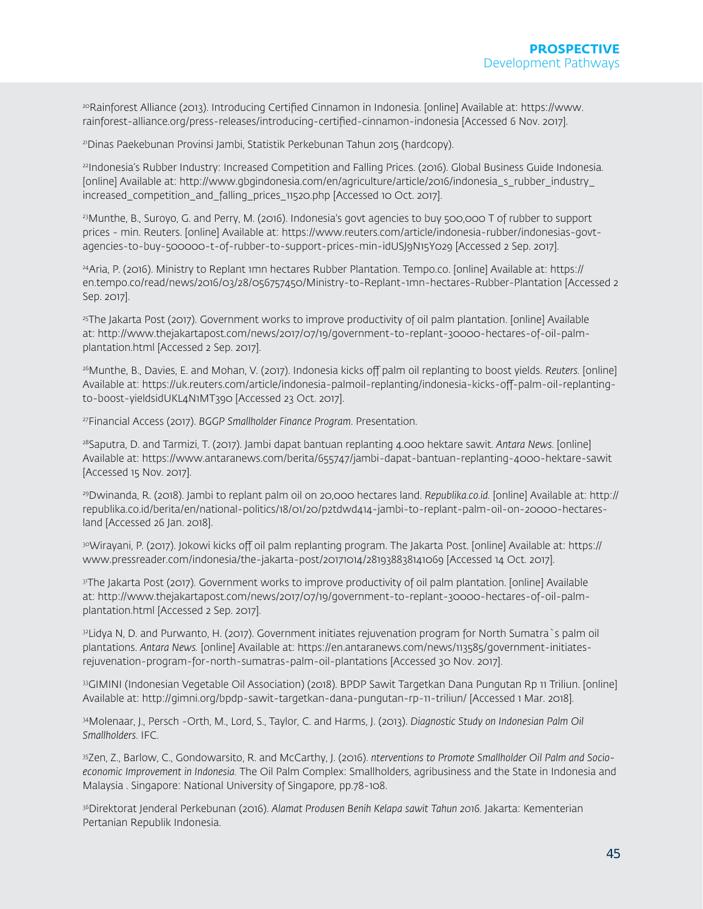[20]Rainforest Alliance (2013). Introducing Certified Cinnamon in Indonesia. [online] Available at: https://www.rainforest-alliance.org/press-releases/introducing-certified-cinnamon-indonesia [Accessed 6 Nov. 2017].

[21]Dinas Paekebunan Provinsi Jambi, Statistik Perkebunan Tahun 2015 (hardcopy).

[22]Indonesia's Rubber Industry: Increased Competition and Falling Prices. (2016). Global Business Guide Indonesia. [online] Available at: http://www.gbgindonesia.com/en/agriculture/article/2016/indonesia_s_rubber_industry_increased_competition_and_falling_prices_11520.php [Accessed 10 Oct. 2017].

[23]Munthe, B., Suroyo, G. and Perry, M. (2016). Indonesia's govt agencies to buy 500,000 T of rubber to support prices - min. Reuters. [online] Available at: https://www.reuters.com/article/indonesia-rubber/indonesias-govt-agencies-to-buy-500000-t-of-rubber-to-support-prices-min-idUSJ9N15Y029 [Accessed 2 Sep. 2017].

[24]Aria, P. (2016). Ministry to Replant 1mn hectares Rubber Plantation. Tempo.co. [online] Available at: https://en.tempo.co/read/news/2016/03/28/056757450/Ministry-to-Replant-1mn-hectares-Rubber-Plantation [Accessed 2 Sep. 2017].

[25]The Jakarta Post (2017). Government works to improve productivity of oil palm plantation. [online] Available at: http://www.thejakartapost.com/news/2017/07/19/government-to-replant-30000-hectares-of-oil-palm-plantation.html [Accessed 2 Sep. 2017].

[26]Munthe, B., Davies, E. and Mohan, V. (2017). Indonesia kicks off palm oil replanting to boost yields. *Reuters.* [online] Available at: https://uk.reuters.com/article/indonesia-palmoil-replanting/indonesia-kicks-off-palm-oil-replanting-to-boost-yieldsidUKL4N1MT390 [Accessed 23 Oct. 2017].

[27]Financial Access (2017). *BGGP Smallholder Finance Program.* Presentation.

[28]Saputra, D. and Tarmizi, T. (2017). Jambi dapat bantuan replanting 4.000 hektare sawit. *Antara News.* [online] Available at: https://www.antaranews.com/berita/655747/jambi-dapat-bantuan-replanting-4000-hektare-sawit [Accessed 15 Nov. 2017].

[29]Dwinanda, R. (2018). Jambi to replant palm oil on 20,000 hectares land. *Republika.co.id.* [online] Available at: http://republika.co.id/berita/en/national-politics/18/01/20/p2tdwd414-jambi-to-replant-palm-oil-on-20000-hectares-land [Accessed 26 Jan. 2018].

[30]Wirayani, P. (2017). Jokowi kicks off oil palm replanting program. The Jakarta Post. [online] Available at: https://www.pressreader.com/indonesia/the-jakarta-post/20171014/281938838141069 [Accessed 14 Oct. 2017].

[31]The Jakarta Post (2017). Government works to improve productivity of oil palm plantation. [online] Available at: http://www.thejakartapost.com/news/2017/07/19/government-to-replant-30000-hectares-of-oil-palm-plantation.html [Accessed 2 Sep. 2017].

[32]Lidya N, D. and Purwanto, H. (2017). Government initiates rejuvenation program for North Sumatra`s palm oil plantations. *Antara News.* [online] Available at: https://en.antaranews.com/news/113585/government-initiates-rejuvenation-program-for-north-sumatras-palm-oil-plantations [Accessed 30 Nov. 2017].

[33]GIMINI (Indonesian Vegetable Oil Association) (2018). BPDP Sawit Targetkan Dana Pungutan Rp 11 Triliun. [online] Available at: http://gimni.org/bpdp-sawit-targetkan-dana-pungutan-rp-11-triliun/ [Accessed 1 Mar. 2018].

[34]Molenaar, J., Persch -Orth, M., Lord, S., Taylor, C. and Harms, J. (2013). *Diagnostic Study on Indonesian Palm Oil Smallholders.* IFC.

[35]Zen, Z., Barlow, C., Gondowarsito, R. and McCarthy, J. (2016). *nterventions to Promote Smallholder Oil Palm and Socio-economic Improvement in Indonesia.* The Oil Palm Complex: Smallholders, agribusiness and the State in Indonesia and Malaysia . Singapore: National University of Singapore, pp.78-108.

[36]Direktorat Jenderal Perkebunan (2016). *Alamat Produsen Benih Kelapa sawit Tahun 2016.* Jakarta: Kementerian Pertanian Republik Indonesia.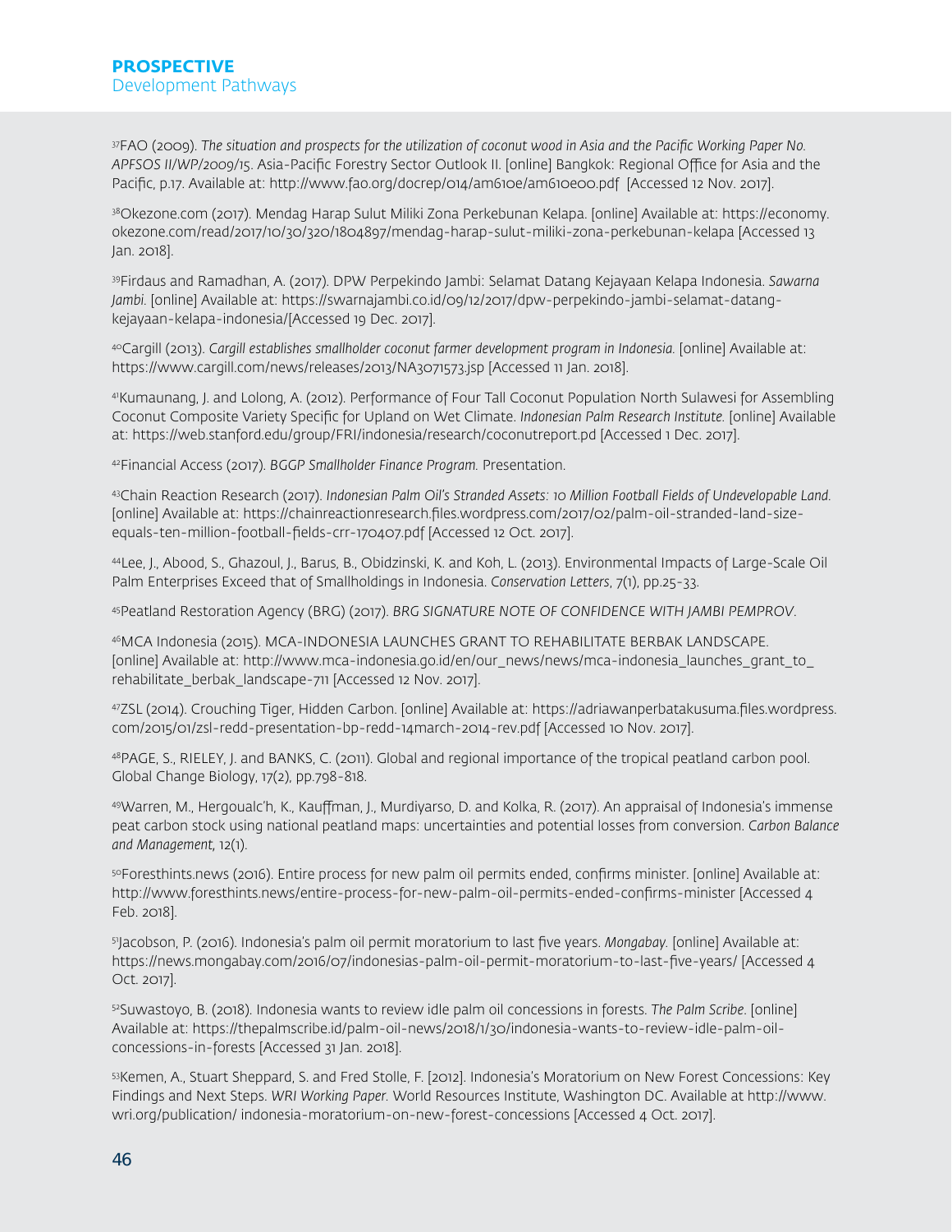[37]FAO (2009). *The situation and prospects for the utilization of coconut wood in Asia and the Pacific Working Paper No. APFSOS II/WP/2009/15*. Asia-Pacific Forestry Sector Outlook II. [online] Bangkok: Regional Office for Asia and the Pacific, p.17. Available at: http://www.fao.org/docrep/014/am610e/am610e00.pdf [Accessed 12 Nov. 2017].

[38]Okezone.com (2017). Mendag Harap Sulut Miliki Zona Perkebunan Kelapa. [online] Available at: https://economy.okezone.com/read/2017/10/30/320/1804897/mendag-harap-sulut-miliki-zona-perkebunan-kelapa [Accessed 13 Jan. 2018].

[39]Firdaus and Ramadhan, A. (2017). DPW Perpekindo Jambi: Selamat Datang Kejayaan Kelapa Indonesia. *Sawarna Jambi*. [online] Available at: https://swarnajambi.co.id/09/12/2017/dpw-perpekindo-jambi-selamat-datang-kejayaan-kelapa-indonesia/[Accessed 19 Dec. 2017].

[40]Cargill (2013). *Cargill establishes smallholder coconut farmer development program in Indonesia*. [online] Available at: https://www.cargill.com/news/releases/2013/NA3071573.jsp [Accessed 11 Jan. 2018].

[41]Kumaunang, J. and Lolong, A. (2012). Performance of Four Tall Coconut Population North Sulawesi for Assembling Coconut Composite Variety Specific for Upland on Wet Climate. *Indonesian Palm Research Institute*. [online] Available at: https://web.stanford.edu/group/FRI/indonesia/research/coconutreport.pd [Accessed 1 Dec. 2017].

[42]Financial Access (2017). *BGGP Smallholder Finance Program*. Presentation.

[43]Chain Reaction Research (2017). *Indonesian Palm Oil's Stranded Assets: 10 Million Football Fields of Undevelopable Land*. [online] Available at: https://chainreactionresearch.files.wordpress.com/2017/02/palm-oil-stranded-land-size-equals-ten-million-football-fields-crr-170407.pdf [Accessed 12 Oct. 2017].

[44]Lee, J., Abood, S., Ghazoul, J., Barus, B., Obidzinski, K. and Koh, L. (2013). Environmental Impacts of Large-Scale Oil Palm Enterprises Exceed that of Smallholdings in Indonesia. *Conservation Letters*, 7(1), pp.25-33.

[45]Peatland Restoration Agency (BRG) (2017). *BRG SIGNATURE NOTE OF CONFIDENCE WITH JAMBI PEMPROV*.

[46]MCA Indonesia (2015). MCA-INDONESIA LAUNCHES GRANT TO REHABILITATE BERBAK LANDSCAPE. [online] Available at: http://www.mca-indonesia.go.id/en/our_news/news/mca-indonesia_launches_grant_to_rehabilitate_berbak_landscape-711 [Accessed 12 Nov. 2017].

[47]ZSL (2014). Crouching Tiger, Hidden Carbon. [online] Available at: https://adriawanperbatakusuma.files.wordpress.com/2015/01/zsl-redd-presentation-bp-redd-14march-2014-rev.pdf [Accessed 10 Nov. 2017].

[48]PAGE, S., RIELEY, J. and BANKS, C. (2011). Global and regional importance of the tropical peatland carbon pool. Global Change Biology, 17(2), pp.798-818.

[49]Warren, M., Hergoualc'h, K., Kauffman, J., Murdiyarso, D. and Kolka, R. (2017). An appraisal of Indonesia's immense peat carbon stock using national peatland maps: uncertainties and potential losses from conversion. *Carbon Balance and Management*, 12(1).

[50]Foresthints.news (2016). Entire process for new palm oil permits ended, confirms minister. [online] Available at: http://www.foresthints.news/entire-process-for-new-palm-oil-permits-ended-confirms-minister [Accessed 4 Feb. 2018].

[51]Jacobson, P. (2016). Indonesia's palm oil permit moratorium to last five years. *Mongabay*. [online] Available at: https://news.mongabay.com/2016/07/indonesias-palm-oil-permit-moratorium-to-last-five-years/ [Accessed 4 Oct. 2017].

[52]Suwastoyo, B. (2018). Indonesia wants to review idle palm oil concessions in forests. *The Palm Scribe*. [online] Available at: https://thepalmscribe.id/palm-oil-news/2018/1/30/indonesia-wants-to-review-idle-palm-oil-concessions-in-forests [Accessed 31 Jan. 2018].

[53]Kemen, A., Stuart Sheppard, S. and Fred Stolle, F. [2012]. Indonesia's Moratorium on New Forest Concessions: Key Findings and Next Steps. *WRI Working Paper*. World Resources Institute, Washington DC. Available at http://www.wri.org/publication/ indonesia-moratorium-on-new-forest-concessions [Accessed 4 Oct. 2017].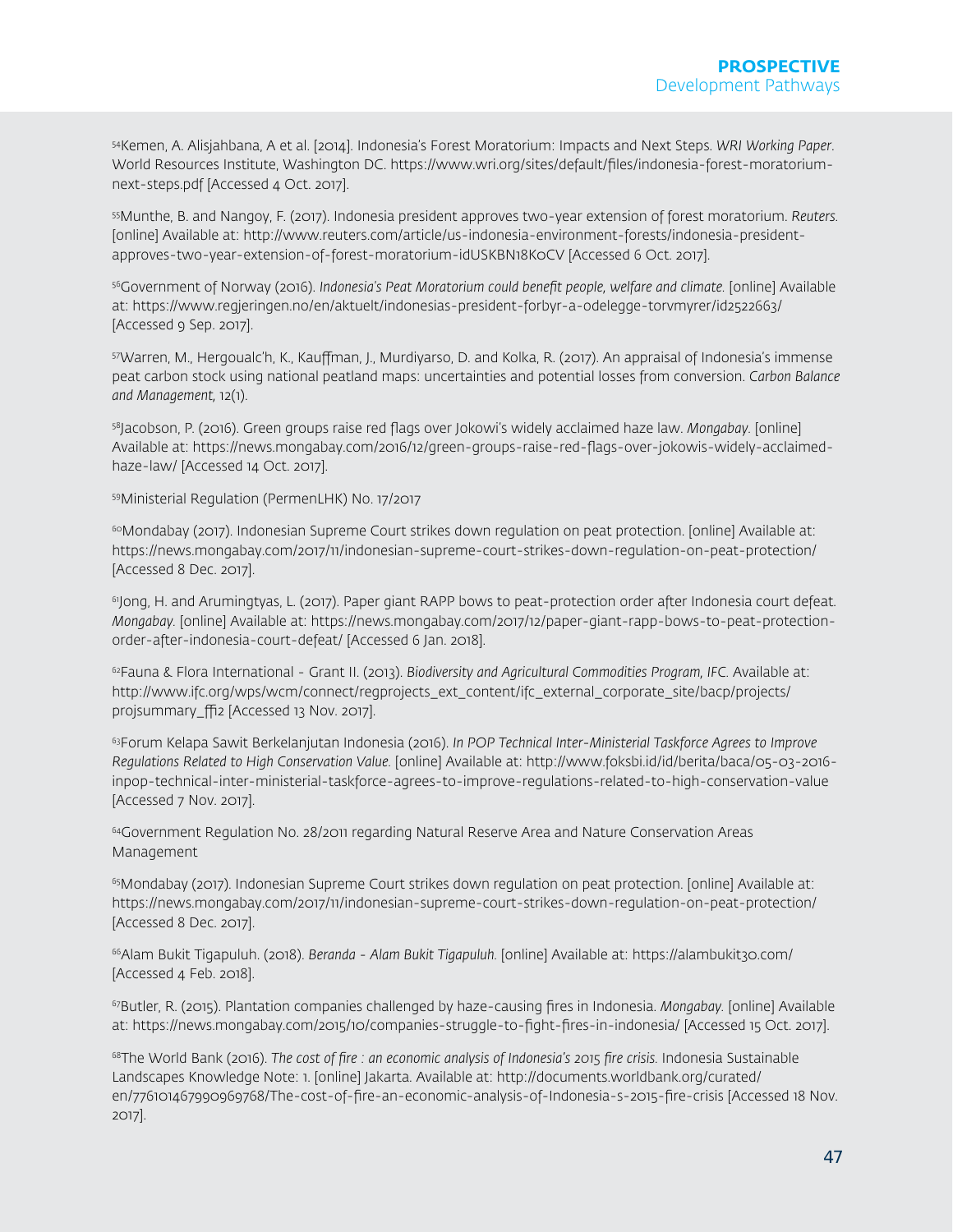[54]Kemen, A. Alisjahbana, A et al. [2014]. Indonesia's Forest Moratorium: Impacts and Next Steps. *WRI Working Paper*. World Resources Institute, Washington DC. https://www.wri.org/sites/default/files/indonesia-forest-moratorium-next-steps.pdf [Accessed 4 Oct. 2017].

[55]Munthe, B. and Nangoy, F. (2017). Indonesia president approves two-year extension of forest moratorium. *Reuters*. [online] Available at: http://www.reuters.com/article/us-indonesia-environment-forests/indonesia-president-approves-two-year-extension-of-forest-moratorium-idUSKBN18K0CV [Accessed 6 Oct. 2017].

[56]Government of Norway (2016). *Indonesia's Peat Moratorium could benefit people, welfare and climate*. [online] Available at: https://www.regjeringen.no/en/aktuelt/indonesias-president-forbyr-a-odelegge-torvmyrer/id2522663/ [Accessed 9 Sep. 2017].

[57]Warren, M., Hergoualc'h, K., Kauffman, J., Murdiyarso, D. and Kolka, R. (2017). An appraisal of Indonesia's immense peat carbon stock using national peatland maps: uncertainties and potential losses from conversion. *Carbon Balance and Management*, 12(1).

[58]Jacobson, P. (2016). Green groups raise red flags over Jokowi's widely acclaimed haze law. *Mongabay*. [online] Available at: https://news.mongabay.com/2016/12/green-groups-raise-red-flags-over-jokowis-widely-acclaimed-haze-law/ [Accessed 14 Oct. 2017].

[59]Ministerial Regulation (PermenLHK) No. 17/2017

[60]Mondabay (2017). Indonesian Supreme Court strikes down regulation on peat protection. [online] Available at: https://news.mongabay.com/2017/11/indonesian-supreme-court-strikes-down-regulation-on-peat-protection/ [Accessed 8 Dec. 2017].

[61]Jong, H. and Arumingtyas, L. (2017). Paper giant RAPP bows to peat-protection order after Indonesia court defeat. *Mongabay*. [online] Available at: https://news.mongabay.com/2017/12/paper-giant-rapp-bows-to-peat-protection-order-after-indonesia-court-defeat/ [Accessed 6 Jan. 2018].

[62]Fauna & Flora International - Grant II. (2013). *Biodiversity and Agricultural Commodities Program, IFC*. Available at: http://www.ifc.org/wps/wcm/connect/regprojects_ext_content/ifc_external_corporate_site/bacp/projects/projsummary_ffi2 [Accessed 13 Nov. 2017].

[63]Forum Kelapa Sawit Berkelanjutan Indonesia (2016). *In POP Technical Inter-Ministerial Taskforce Agrees to Improve Regulations Related to High Conservation Value*. [online] Available at: http://www.foksbi.id/id/berita/baca/05-03-2016-inpop-technical-inter-ministerial-taskforce-agrees-to-improve-regulations-related-to-high-conservation-value [Accessed 7 Nov. 2017].

[64]Government Regulation No. 28/2011 regarding Natural Reserve Area and Nature Conservation Areas Management

[65]Mondabay (2017). Indonesian Supreme Court strikes down regulation on peat protection. [online] Available at: https://news.mongabay.com/2017/11/indonesian-supreme-court-strikes-down-regulation-on-peat-protection/ [Accessed 8 Dec. 2017].

[66]Alam Bukit Tigapuluh. (2018). *Beranda - Alam Bukit Tigapuluh*. [online] Available at: https://alambukit30.com/ [Accessed 4 Feb. 2018].

[67]Butler, R. (2015). Plantation companies challenged by haze-causing fires in Indonesia. *Mongabay*. [online] Available at: https://news.mongabay.com/2015/10/companies-struggle-to-fight-fires-in-indonesia/ [Accessed 15 Oct. 2017].

[68]The World Bank (2016). *The cost of fire : an economic analysis of Indonesia's 2015 fire crisis*. Indonesia Sustainable Landscapes Knowledge Note: 1. [online] Jakarta. Available at: http://documents.worldbank.org/curated/en/776101467990969768/The-cost-of-fire-an-economic-analysis-of-Indonesia-s-2015-fire-crisis [Accessed 18 Nov. 2017].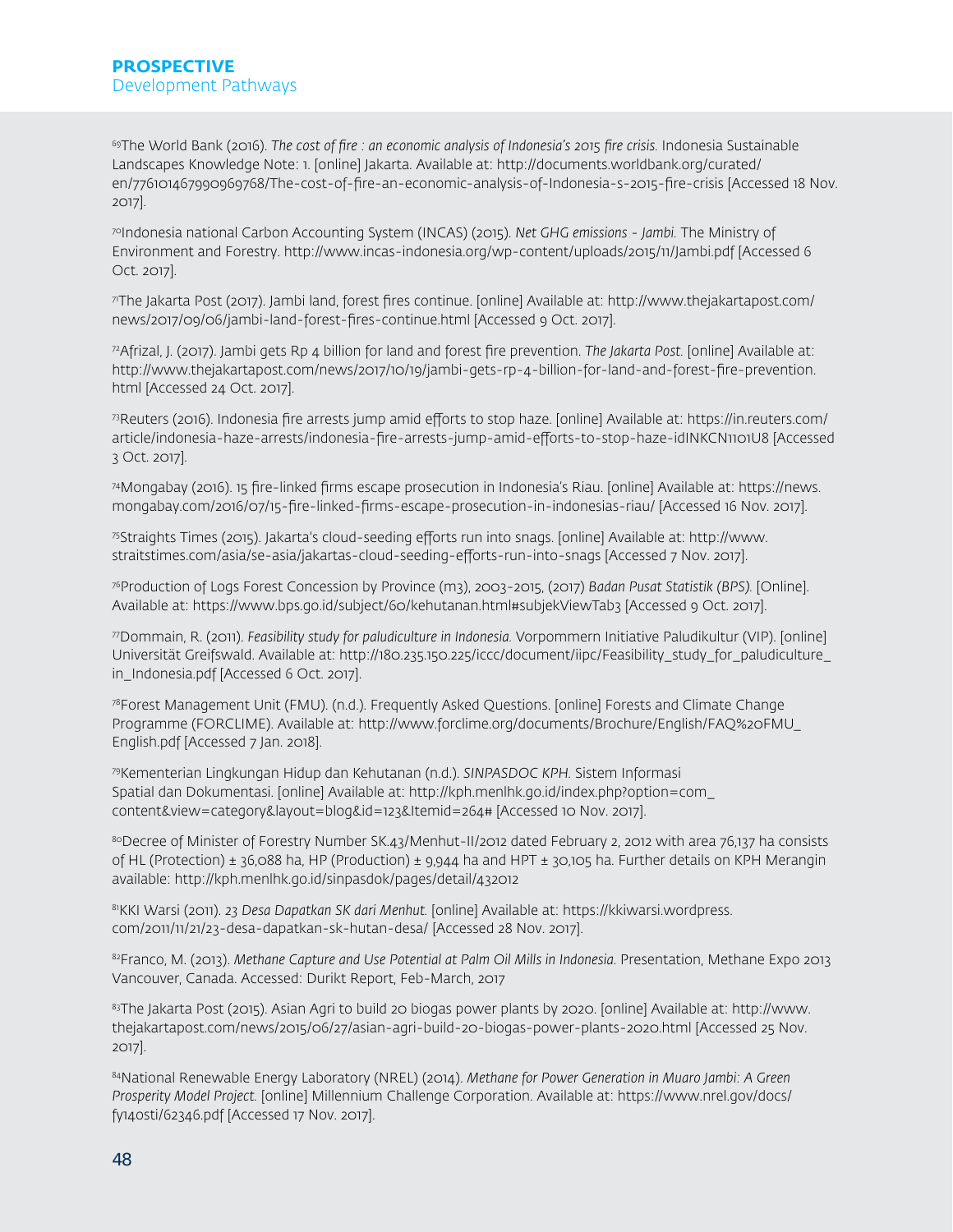[69]The World Bank (2016). *The cost of fire : an economic analysis of Indonesia's 2015 fire crisis.* Indonesia Sustainable Landscapes Knowledge Note: 1. [online] Jakarta. Available at: http://documents.worldbank.org/curated/en/776101467990969768/The-cost-of-fire-an-economic-analysis-of-Indonesia-s-2015-fire-crisis [Accessed 18 Nov. 2017].

[70]Indonesia national Carbon Accounting System (INCAS) (2015). *Net GHG emissions - Jambi.* The Ministry of Environment and Forestry. http://www.incas-indonesia.org/wp-content/uploads/2015/11/Jambi.pdf [Accessed 6 Oct. 2017].

[71]The Jakarta Post (2017). Jambi land, forest fires continue. [online] Available at: http://www.thejakartapost.com/news/2017/09/06/jambi-land-forest-fires-continue.html [Accessed 9 Oct. 2017].

[72]Afrizal, J. (2017). Jambi gets Rp 4 billion for land and forest fire prevention. *The Jakarta Post.* [online] Available at: http://www.thejakartapost.com/news/2017/10/19/jambi-gets-rp-4-billion-for-land-and-forest-fire-prevention.html [Accessed 24 Oct. 2017].

[73]Reuters (2016). Indonesia fire arrests jump amid efforts to stop haze. [online] Available at: https://in.reuters.com/article/indonesia-haze-arrests/indonesia-fire-arrests-jump-amid-efforts-to-stop-haze-idINKCN1101U8 [Accessed 3 Oct. 2017].

[74]Mongabay (2016). 15 fire-linked firms escape prosecution in Indonesia's Riau. [online] Available at: https://news.mongabay.com/2016/07/15-fire-linked-firms-escape-prosecution-in-indonesias-riau/ [Accessed 16 Nov. 2017].

[75]Straights Times (2015). Jakarta's cloud-seeding efforts run into snags. [online] Available at: http://www.straitstimes.com/asia/se-asia/jakartas-cloud-seeding-efforts-run-into-snags [Accessed 7 Nov. 2017].

[76]Production of Logs Forest Concession by Province (m3), 2003-2015, (2017) *Badan Pusat Statistik (BPS).* [Online]. Available at: https://www.bps.go.id/subject/60/kehutanan.html#subjekViewTab3 [Accessed 9 Oct. 2017].

[77]Dommain, R. (2011). *Feasibility study for paludiculture in Indonesia.* Vorpommern Initiative Paludikultur (VIP). [online] Universität Greifswald. Available at: http://180.235.150.225/iccc/document/iipc/Feasibility_study_for_paludiculture_in_Indonesia.pdf [Accessed 6 Oct. 2017].

[78]Forest Management Unit (FMU). (n.d.). Frequently Asked Questions. [online] Forests and Climate Change Programme (FORCLIME). Available at: http://www.forclime.org/documents/Brochure/English/FAQ%20FMU_English.pdf [Accessed 7 Jan. 2018].

[79]Kementerian Lingkungan Hidup dan Kehutanan (n.d.). *SINPASDOC KPH.* Sistem Informasi Spatial dan Dokumentasi. [online] Available at: http://kph.menlhk.go.id/index.php?option=com_content&view=category&layout=blog&id=123&Itemid=264# [Accessed 10 Nov. 2017].

[80]Decree of Minister of Forestry Number SK.43/Menhut-II/2012 dated February 2, 2012 with area 76,137 ha consists of HL (Protection) ± 36,088 ha, HP (Production) ± 9,944 ha and HPT ± 30,105 ha. Further details on KPH Merangin available: http://kph.menlhk.go.id/sinpasdok/pages/detail/432012

[81]KKI Warsi (2011). *23 Desa Dapatkan SK dari Menhut.* [online] Available at: https://kkiwarsi.wordpress.com/2011/11/21/23-desa-dapatkan-sk-hutan-desa/ [Accessed 28 Nov. 2017].

[82]Franco, M. (2013). *Methane Capture and Use Potential at Palm Oil Mills in Indonesia.* Presentation, Methane Expo 2013 Vancouver, Canada. Accessed: Durikt Report, Feb-March, 2017

[83]The Jakarta Post (2015). Asian Agri to build 20 biogas power plants by 2020. [online] Available at: http://www.thejakartapost.com/news/2015/06/27/asian-agri-build-20-biogas-power-plants-2020.html [Accessed 25 Nov. 2017].

[84]National Renewable Energy Laboratory (NREL) (2014). *Methane for Power Generation in Muaro Jambi: A Green Prosperity Model Project.* [online] Millennium Challenge Corporation. Available at: https://www.nrel.gov/docs/fy14osti/62346.pdf [Accessed 17 Nov. 2017].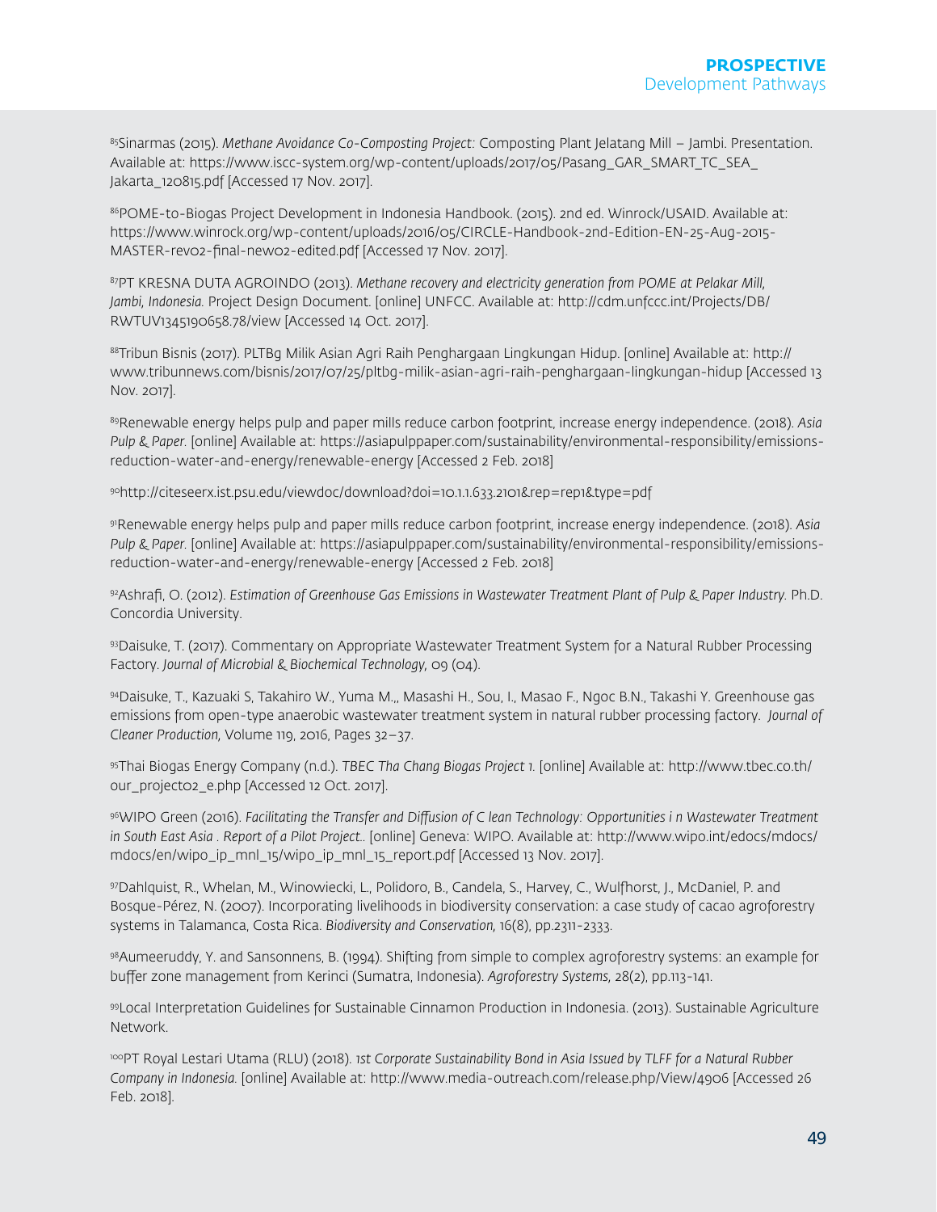[85]Sinarmas (2015). *Methane Avoidance Co-Composting Project:* Composting Plant Jelatang Mill – Jambi. Presentation. Available at: https://www.iscc-system.org/wp-content/uploads/2017/05/Pasang_GAR_SMART_TC_SEA_Jakarta_120815.pdf [Accessed 17 Nov. 2017].

[86]POME-to-Biogas Project Development in Indonesia Handbook. (2015). 2nd ed. Winrock/USAID. Available at: https://www.winrock.org/wp-content/uploads/2016/05/CIRCLE-Handbook-2nd-Edition-EN-25-Aug-2015-MASTER-rev02-final-new02-edited.pdf [Accessed 17 Nov. 2017].

[87]PT KRESNA DUTA AGROINDO (2013). *Methane recovery and electricity generation from POME at Pelakar Mill, Jambi, Indonesia.* Project Design Document. [online] UNFCC. Available at: http://cdm.unfccc.int/Projects/DB/RWTUV1345190658.78/view [Accessed 14 Oct. 2017].

[88]Tribun Bisnis (2017). PLTBg Milik Asian Agri Raih Penghargaan Lingkungan Hidup. [online] Available at: http://www.tribunnews.com/bisnis/2017/07/25/pltbg-milik-asian-agri-raih-penghargaan-lingkungan-hidup [Accessed 13 Nov. 2017].

[89]Renewable energy helps pulp and paper mills reduce carbon footprint, increase energy independence. (2018). *Asia Pulp & Paper.* [online] Available at: https://asiapulppaper.com/sustainability/environmental-responsibility/emissions-reduction-water-and-energy/renewable-energy [Accessed 2 Feb. 2018]

[90]http://citeseerx.ist.psu.edu/viewdoc/download?doi=10.1.1.633.2101&rep=rep1&type=pdf

[91]Renewable energy helps pulp and paper mills reduce carbon footprint, increase energy independence. (2018). *Asia Pulp & Paper.* [online] Available at: https://asiapulppaper.com/sustainability/environmental-responsibility/emissions-reduction-water-and-energy/renewable-energy [Accessed 2 Feb. 2018]

[92]Ashrafi, O. (2012). *Estimation of Greenhouse Gas Emissions in Wastewater Treatment Plant of Pulp & Paper Industry.* Ph.D. Concordia University.

[93]Daisuke, T. (2017). Commentary on Appropriate Wastewater Treatment System for a Natural Rubber Processing Factory. *Journal of Microbial & Biochemical Technology*, 09 (04).

[94]Daisuke, T., Kazuaki S, Takahiro W., Yuma M.,, Masashi H., Sou, I., Masao F., Ngoc B.N., Takashi Y. Greenhouse gas emissions from open-type anaerobic wastewater treatment system in natural rubber processing factory. *Journal of Cleaner Production*, Volume 119, 2016, Pages 32–37.

[95]Thai Biogas Energy Company (n.d.). *TBEC Tha Chang Biogas Project 1.* [online] Available at: http://www.tbec.co.th/our_project02_e.php [Accessed 12 Oct. 2017].

[96]WIPO Green (2016). *Facilitating the Transfer and Diffusion of C lean Technology: Opportunities i n Wastewater Treatment in South East Asia . Report of a Pilot Project..* [online] Geneva: WIPO. Available at: http://www.wipo.int/edocs/mdocs/mdocs/en/wipo_ip_mnl_15/wipo_ip_mnl_15_report.pdf [Accessed 13 Nov. 2017].

[97]Dahlquist, R., Whelan, M., Winowiecki, L., Polidoro, B., Candela, S., Harvey, C., Wulfhorst, J., McDaniel, P. and Bosque-Pérez, N. (2007). Incorporating livelihoods in biodiversity conservation: a case study of cacao agroforestry systems in Talamanca, Costa Rica. *Biodiversity and Conservation*, 16(8), pp.2311-2333.

[98]Aumeeruddy, Y. and Sansonnens, B. (1994). Shifting from simple to complex agroforestry systems: an example for buffer zone management from Kerinci (Sumatra, Indonesia). *Agroforestry Systems*, 28(2), pp.113-141.

[99]Local Interpretation Guidelines for Sustainable Cinnamon Production in Indonesia. (2013). Sustainable Agriculture Network.

[100]PT Royal Lestari Utama (RLU) (2018). *1st Corporate Sustainability Bond in Asia Issued by TLFF for a Natural Rubber Company in Indonesia.* [online] Available at: http://www.media-outreach.com/release.php/View/4906 [Accessed 26 Feb. 2018].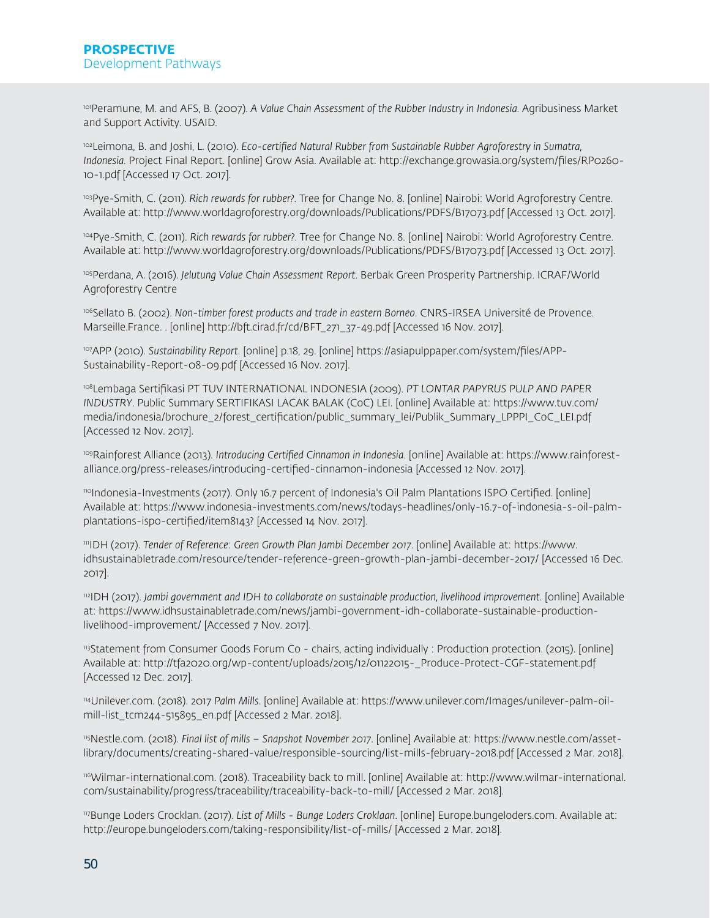[101]Peramune, M. and AFS, B. (2007). *A Value Chain Assessment of the Rubber Industry in Indonesia.* Agribusiness Market and Support Activity. USAID.

[102]Leimona, B. and Joshi, L. (2010). *Eco-certified Natural Rubber from Sustainable Rubber Agroforestry in Sumatra, Indonesia.* Project Final Report. [online] Grow Asia. Available at: http://exchange.growasia.org/system/files/RP0260-10-1.pdf [Accessed 17 Oct. 2017].

[103]Pye-Smith, C. (2011). *Rich rewards for rubber?*. Tree for Change No. 8. [online] Nairobi: World Agroforestry Centre. Available at: http://www.worldagroforestry.org/downloads/Publications/PDFS/B17073.pdf [Accessed 13 Oct. 2017].

[104]Pye-Smith, C. (2011). *Rich rewards for rubber?*. Tree for Change No. 8. [online] Nairobi: World Agroforestry Centre. Available at: http://www.worldagroforestry.org/downloads/Publications/PDFS/B17073.pdf [Accessed 13 Oct. 2017].

[105]Perdana, A. (2016). *Jelutung Value Chain Assessment Report*. Berbak Green Prosperity Partnership. ICRAF/World Agroforestry Centre

[106]Sellato B. (2002). *Non-timber forest products and trade in eastern Borneo*. CNRS-IRSEA Université de Provence. Marseille.France. . [online] http://bft.cirad.fr/cd/BFT_271_37-49.pdf [Accessed 16 Nov. 2017].

[107]APP (2010). *Sustainability Report*. [online] p.18, 29. [online] https://asiapulppaper.com/system/files/APP-Sustainability-Report-08-09.pdf [Accessed 16 Nov. 2017].

[108]Lembaga Sertifikasi PT TUV INTERNATIONAL INDONESIA (2009). *PT LONTAR PAPYRUS PULP AND PAPER INDUSTRY*. Public Summary SERTIFIKASI LACAK BALAK (CoC) LEI. [online] Available at: https://www.tuv.com/media/indonesia/brochure_2/forest_certification/public_summary_lei/Publik_Summary_LPPPI_CoC_LEI.pdf [Accessed 12 Nov. 2017].

[109]Rainforest Alliance (2013). *Introducing Certified Cinnamon in Indonesia*. [online] Available at: https://www.rainforest-alliance.org/press-releases/introducing-certified-cinnamon-indonesia [Accessed 12 Nov. 2017].

[110]Indonesia-Investments (2017). Only 16.7 percent of Indonesia's Oil Palm Plantations ISPO Certified. [online] Available at: https://www.indonesia-investments.com/news/todays-headlines/only-16.7-of-indonesia-s-oil-palm-plantations-ispo-certified/item8143? [Accessed 14 Nov. 2017].

[111]IDH (2017). *Tender of Reference: Green Growth Plan Jambi December 2017*. [online] Available at: https://www.idhsustainabletrade.com/resource/tender-reference-green-growth-plan-jambi-december-2017/ [Accessed 16 Dec. 2017].

[112]IDH (2017). *Jambi government and IDH to collaborate on sustainable production, livelihood improvement.* [online] Available at: https://www.idhsustainabletrade.com/news/jambi-government-idh-collaborate-sustainable-production-livelihood-improvement/ [Accessed 7 Nov. 2017].

[113]Statement from Consumer Goods Forum Co - chairs, acting individually : Production protection. (2015). [online] Available at: http://tfa2020.org/wp-content/uploads/2015/12/01122015-_Produce-Protect-CGF-statement.pdf [Accessed 12 Dec. 2017].

[114]Unilever.com. (2018). 2017 *Palm Mills*. [online] Available at: https://www.unilever.com/Images/unilever-palm-oil-mill-list_tcm244-515895_en.pdf [Accessed 2 Mar. 2018].

[115]Nestle.com. (2018). *Final list of mills – Snapshot November 2017*. [online] Available at: https://www.nestle.com/asset-library/documents/creating-shared-value/responsible-sourcing/list-mills-february-2018.pdf [Accessed 2 Mar. 2018].

[116]Wilmar-international.com. (2018). Traceability back to mill. [online] Available at: http://www.wilmar-international.com/sustainability/progress/traceability/traceability-back-to-mill/ [Accessed 2 Mar. 2018].

[117]Bunge Loders Crocklan. (2017). *List of Mills - Bunge Loders Croklaan*. [online] Europe.bungeloders.com. Available at: http://europe.bungeloders.com/taking-responsibility/list-of-mills/ [Accessed 2 Mar. 2018].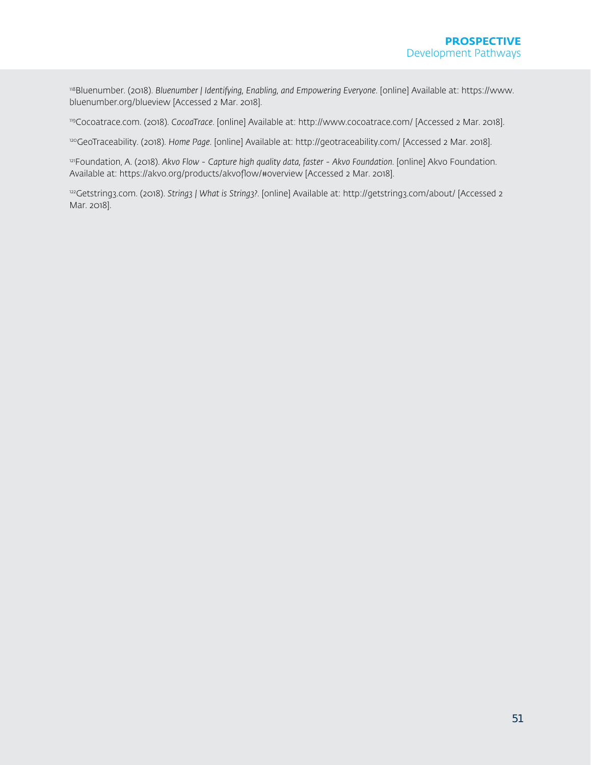[118]Bluenumber. (2018). *Bluenumber | Identifying, Enabling, and Empowering Everyone*. [online] Available at: https://www.bluenumber.org/blueview [Accessed 2 Mar. 2018].

[119]Cocoatrace.com. (2018). *CocoaTrace*. [online] Available at: http://www.cocoatrace.com/ [Accessed 2 Mar. 2018].

[120]GeoTraceability. (2018). *Home Page*. [online] Available at: http://geotraceability.com/ [Accessed 2 Mar. 2018].

[121]Foundation, A. (2018). *Akvo Flow - Capture high quality data, faster - Akvo Foundation*. [online] Akvo Foundation. Available at: https://akvo.org/products/akvoflow/#overview [Accessed 2 Mar. 2018].

[122]Getstring3.com. (2018). *String3 | What is String3?*. [online] Available at: http://getstring3.com/about/ [Accessed 2 Mar. 2018].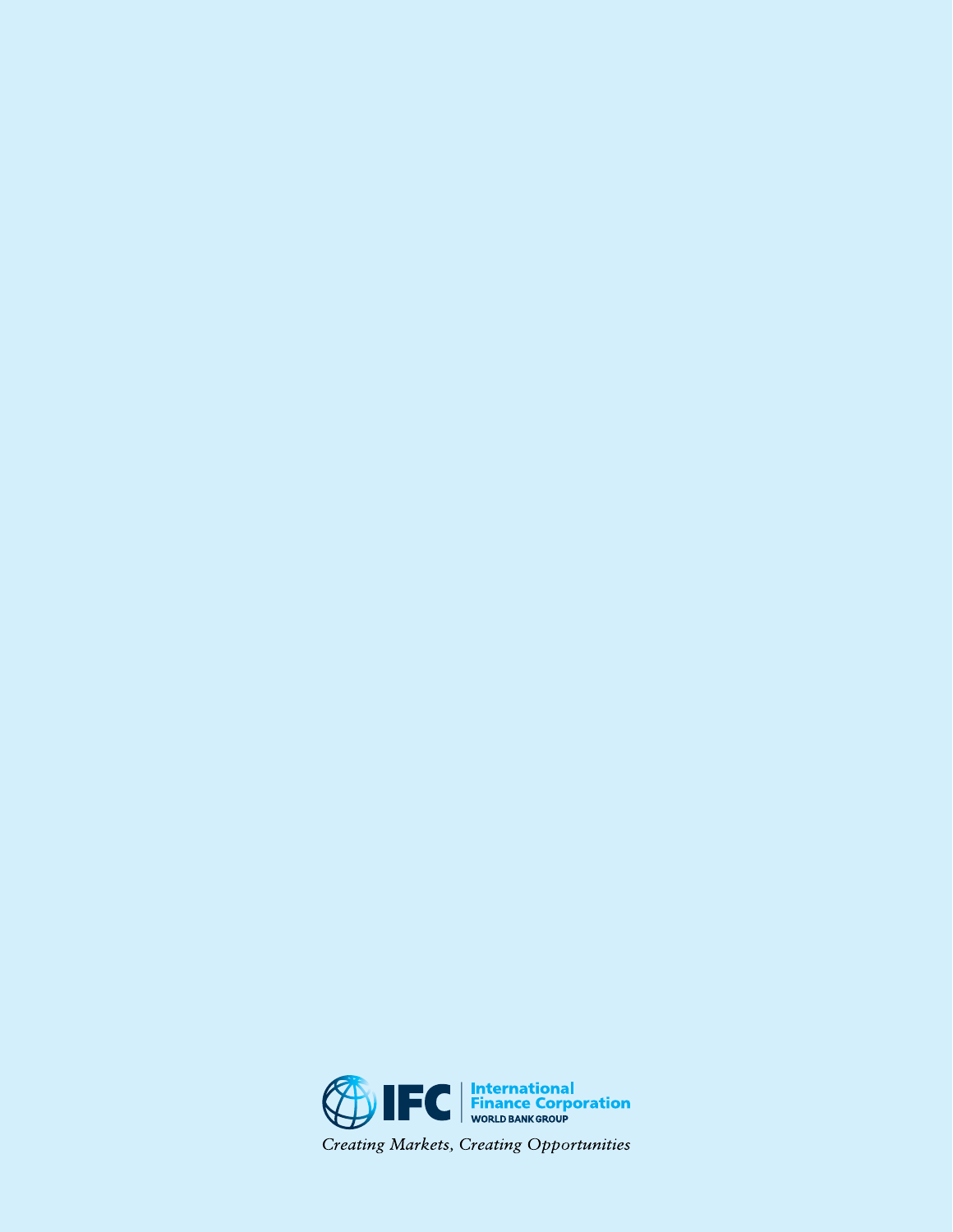IFC | International Finance Corporation
WORLD BANK GROUP

*Creating Markets, Creating Opportunities*